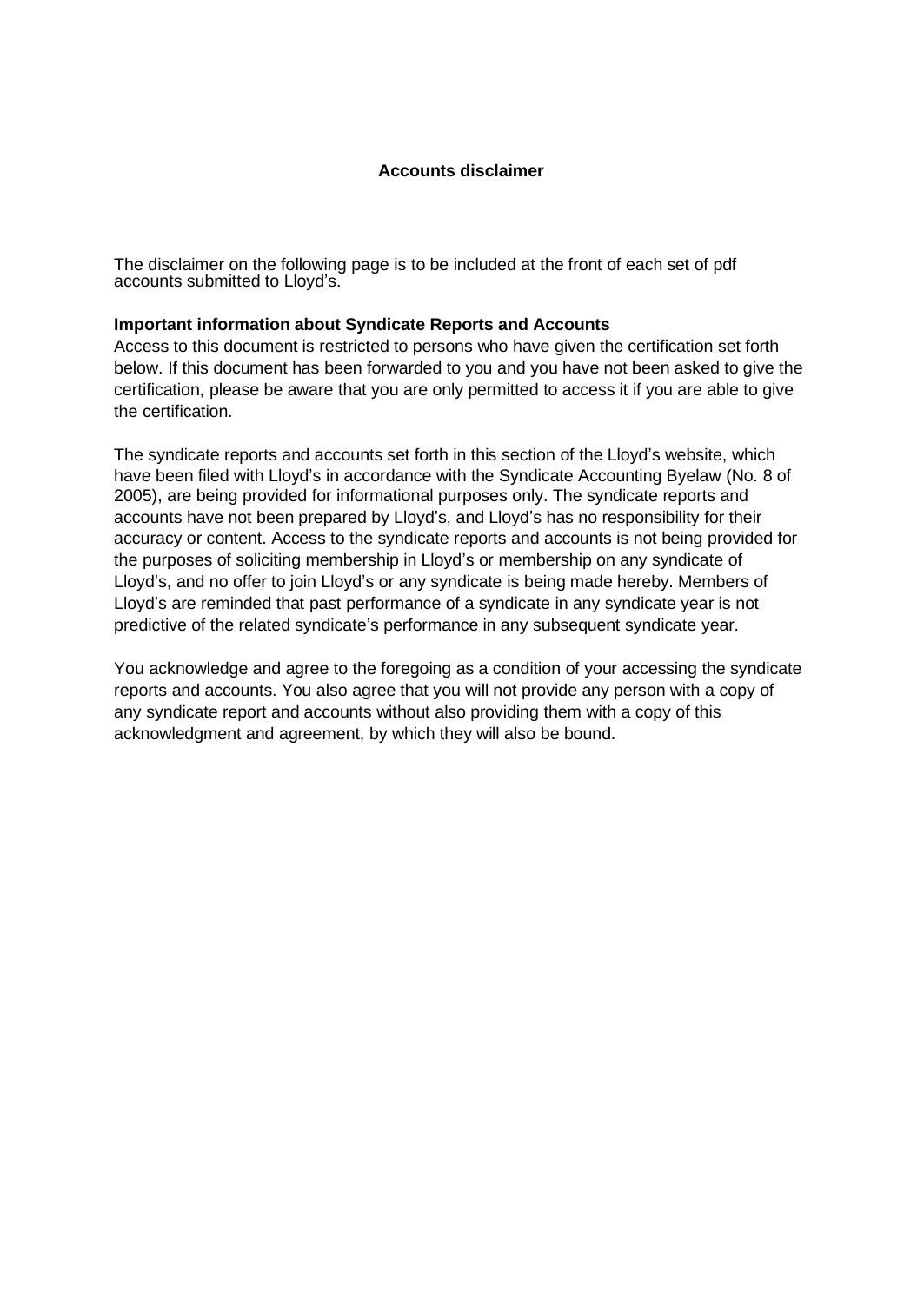**Accounts disclaimer**

The disclaimer on the following page is to be included at the front of each set of pdf accounts submitted to Lloyd's.

**Important information about Syndicate Reports and Accounts**

Access to this document is restricted to persons who have given the certification set forth below. If this document has been forwarded to you and you have not been asked to give the certification, please be aware that you are only permitted to access it if you are able to give the certification.

The syndicate reports and accounts set forth in this section of the Lloyd's website, which have been filed with Lloyd's in accordance with the Syndicate Accounting Byelaw (No. 8 of 2005), are being provided for informational purposes only. The syndicate reports and accounts have not been prepared by Lloyd's, and Lloyd's has no responsibility for their accuracy or content. Access to the syndicate reports and accounts is not being provided for the purposes of soliciting membership in Lloyd's or membership on any syndicate of Lloyd's, and no offer to join Lloyd's or any syndicate is being made hereby. Members of Lloyd's are reminded that past performance of a syndicate in any syndicate year is not predictive of the related syndicate's performance in any subsequent syndicate year.

You acknowledge and agree to the foregoing as a condition of your accessing the syndicate reports and accounts. You also agree that you will not provide any person with a copy of any syndicate report and accounts without also providing them with a copy of this acknowledgment and agreement, by which they will also be bound.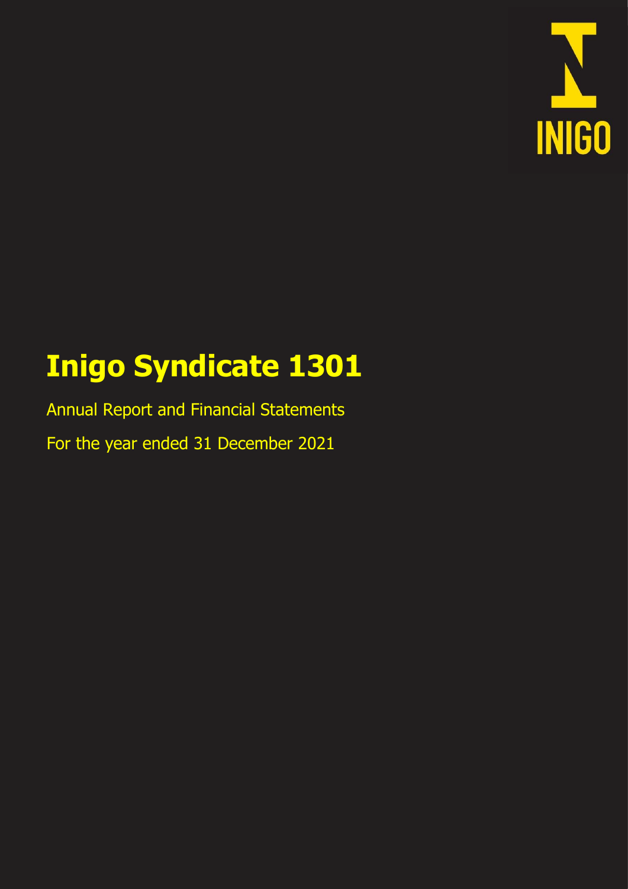INIGO

# Inigo Syndicate 1301

Annual Report and Financial Statements

For the year ended 31 December 2021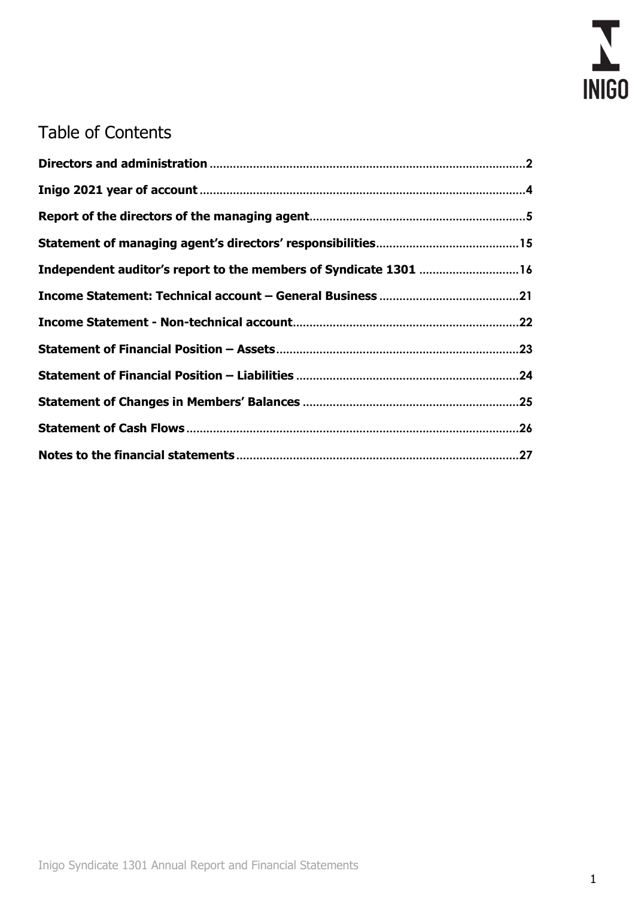# Table of Contents

| | |
|---|---|
| **Directors and administration** | 2 |
| **Inigo 2021 year of account** | 4 |
| **Report of the directors of the managing agent** | 5 |
| **Statement of managing agent's directors' responsibilities** | 15 |
| **Independent auditor's report to the members of Syndicate 1301** | 16 |
| **Income Statement: Technical account – General Business** | 21 |
| **Income Statement - Non-technical account** | 22 |
| **Statement of Financial Position – Assets** | 23 |
| **Statement of Financial Position – Liabilities** | 24 |
| **Statement of Changes in Members' Balances** | 25 |
| **Statement of Cash Flows** | 26 |
| **Notes to the financial statements** | 27 |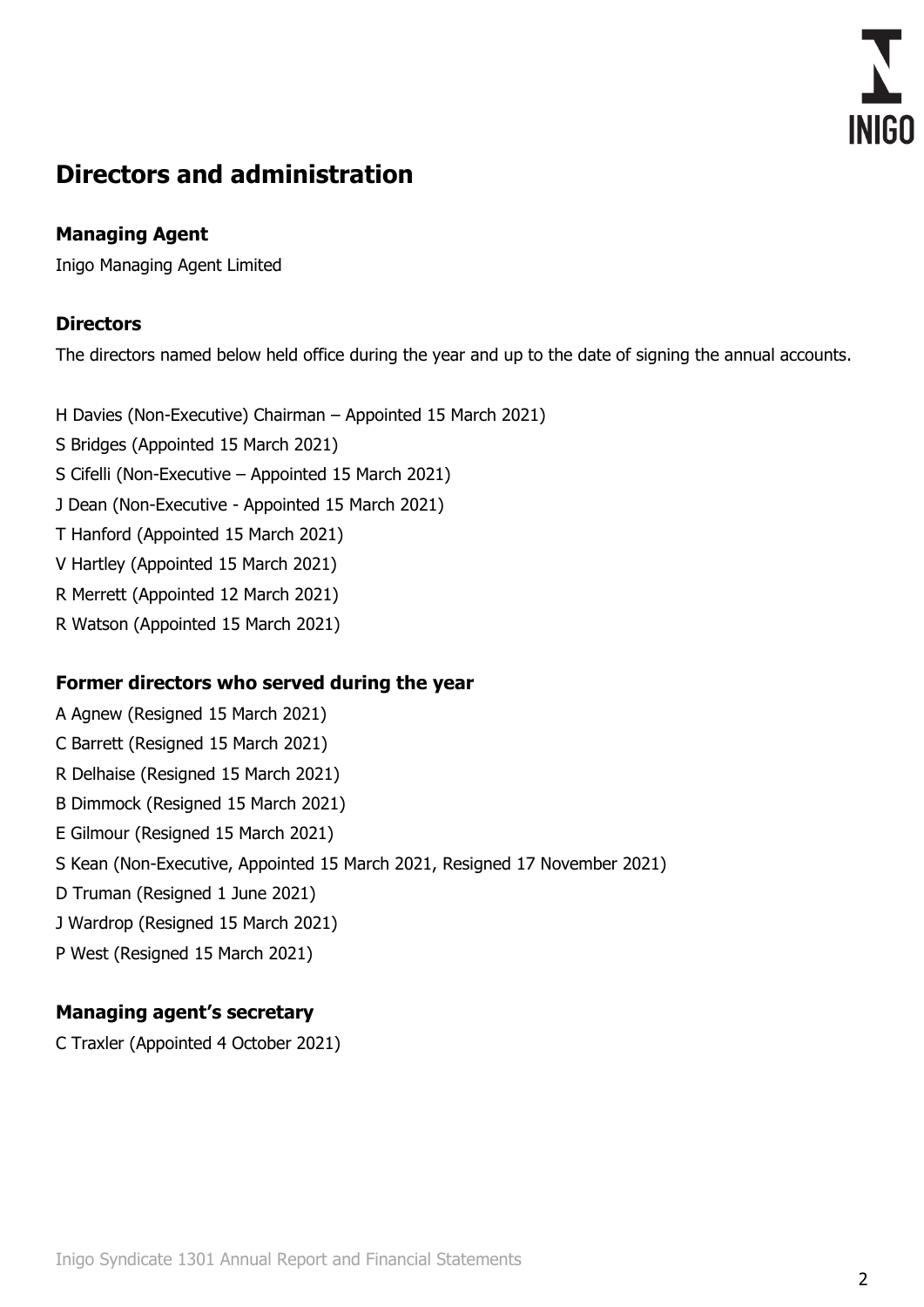# Directors and administration

## Managing Agent

Inigo Managing Agent Limited

## Directors

The directors named below held office during the year and up to the date of signing the annual accounts.

H Davies (Non-Executive) Chairman – Appointed 15 March 2021)

S Bridges (Appointed 15 March 2021)

S Cifelli (Non-Executive – Appointed 15 March 2021)

J Dean (Non-Executive - Appointed 15 March 2021)

T Hanford (Appointed 15 March 2021)

V Hartley (Appointed 15 March 2021)

R Merrett (Appointed 12 March 2021)

R Watson (Appointed 15 March 2021)

## Former directors who served during the year

A Agnew (Resigned 15 March 2021)

C Barrett (Resigned 15 March 2021)

R Delhaise (Resigned 15 March 2021)

B Dimmock (Resigned 15 March 2021)

E Gilmour (Resigned 15 March 2021)

S Kean (Non-Executive, Appointed 15 March 2021, Resigned 17 November 2021)

D Truman (Resigned 1 June 2021)

J Wardrop (Resigned 15 March 2021)

P West (Resigned 15 March 2021)

## Managing agent's secretary

C Traxler (Appointed 4 October 2021)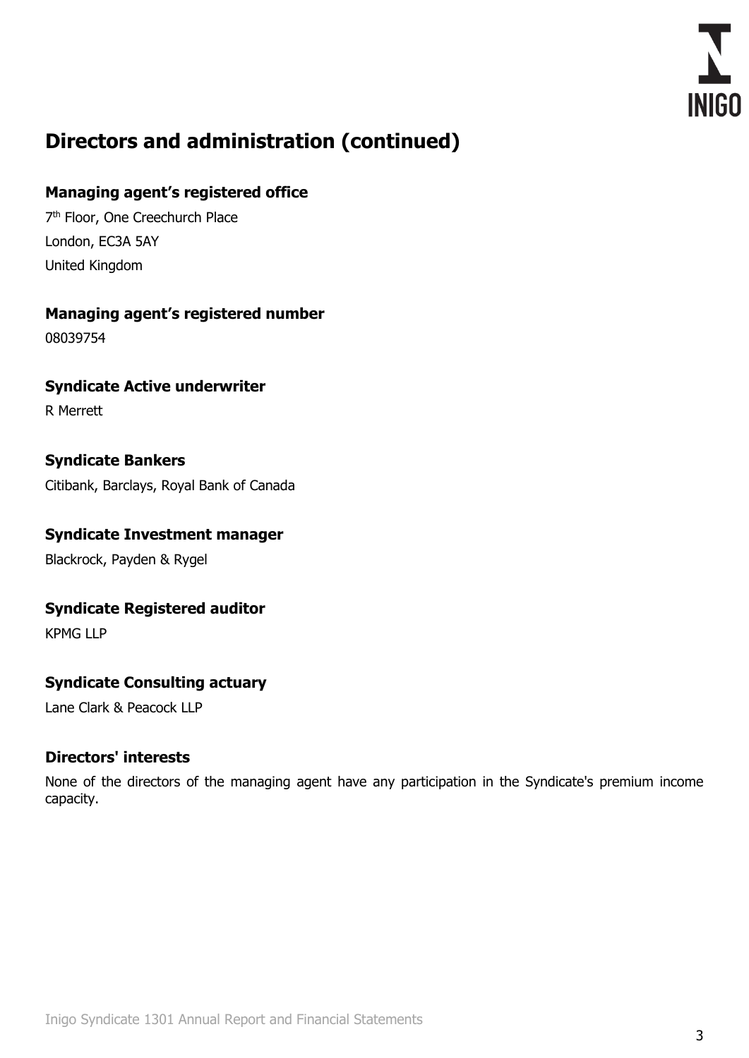# Directors and administration (continued)

### Managing agent's registered office

7th Floor, One Creechurch Place
London, EC3A 5AY
United Kingdom

### Managing agent's registered number

08039754

### Syndicate Active underwriter

R Merrett

### Syndicate Bankers

Citibank, Barclays, Royal Bank of Canada

### Syndicate Investment manager

Blackrock, Payden & Rygel

### Syndicate Registered auditor

KPMG LLP

### Syndicate Consulting actuary

Lane Clark & Peacock LLP

### Directors' interests

None of the directors of the managing agent have any participation in the Syndicate's premium income capacity.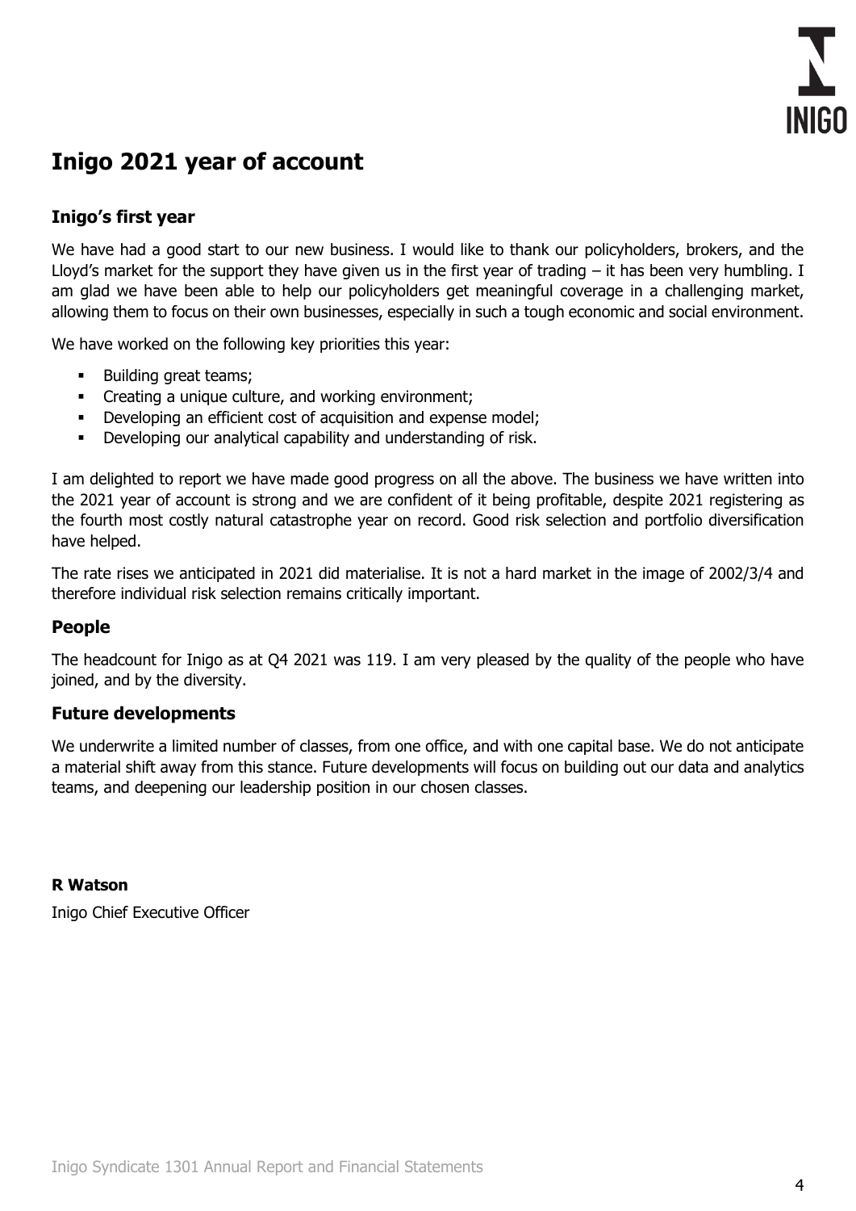# Inigo 2021 year of account

## Inigo's first year

We have had a good start to our new business. I would like to thank our policyholders, brokers, and the Lloyd's market for the support they have given us in the first year of trading – it has been very humbling. I am glad we have been able to help our policyholders get meaningful coverage in a challenging market, allowing them to focus on their own businesses, especially in such a tough economic and social environment.

We have worked on the following key priorities this year:

- Building great teams;
- Creating a unique culture, and working environment;
- Developing an efficient cost of acquisition and expense model;
- Developing our analytical capability and understanding of risk.

I am delighted to report we have made good progress on all the above. The business we have written into the 2021 year of account is strong and we are confident of it being profitable, despite 2021 registering as the fourth most costly natural catastrophe year on record. Good risk selection and portfolio diversification have helped.

The rate rises we anticipated in 2021 did materialise. It is not a hard market in the image of 2002/3/4 and therefore individual risk selection remains critically important.

## People

The headcount for Inigo as at Q4 2021 was 119. I am very pleased by the quality of the people who have joined, and by the diversity.

## Future developments

We underwrite a limited number of classes, from one office, and with one capital base. We do not anticipate a material shift away from this stance. Future developments will focus on building out our data and analytics teams, and deepening our leadership position in our chosen classes.

**R Watson**

Inigo Chief Executive Officer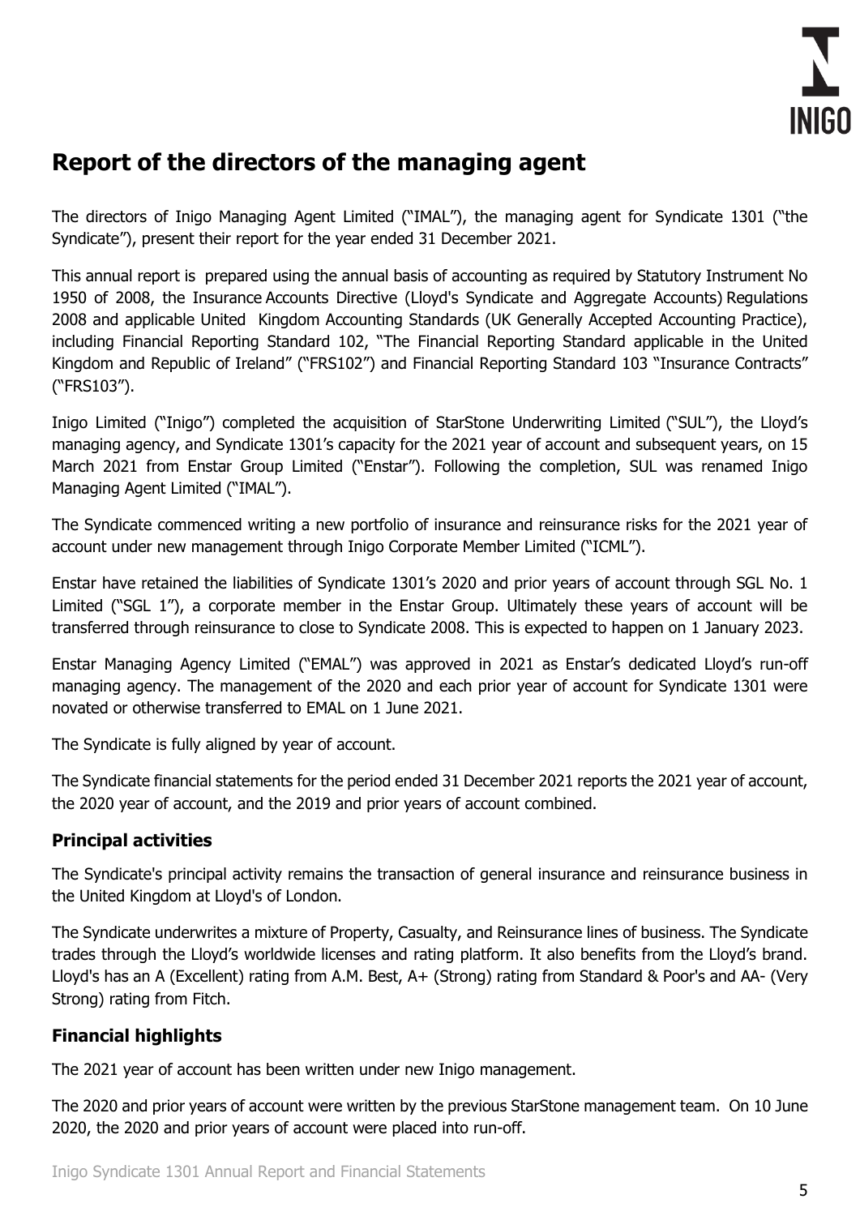# Report of the directors of the managing agent

The directors of Inigo Managing Agent Limited ("IMAL"), the managing agent for Syndicate 1301 ("the Syndicate"), present their report for the year ended 31 December 2021.

This annual report is prepared using the annual basis of accounting as required by Statutory Instrument No 1950 of 2008, the Insurance Accounts Directive (Lloyd's Syndicate and Aggregate Accounts) Regulations 2008 and applicable United Kingdom Accounting Standards (UK Generally Accepted Accounting Practice), including Financial Reporting Standard 102, "The Financial Reporting Standard applicable in the United Kingdom and Republic of Ireland" ("FRS102") and Financial Reporting Standard 103 "Insurance Contracts" ("FRS103").

Inigo Limited ("Inigo") completed the acquisition of StarStone Underwriting Limited ("SUL"), the Lloyd's managing agency, and Syndicate 1301's capacity for the 2021 year of account and subsequent years, on 15 March 2021 from Enstar Group Limited ("Enstar"). Following the completion, SUL was renamed Inigo Managing Agent Limited ("IMAL").

The Syndicate commenced writing a new portfolio of insurance and reinsurance risks for the 2021 year of account under new management through Inigo Corporate Member Limited ("ICML").

Enstar have retained the liabilities of Syndicate 1301's 2020 and prior years of account through SGL No. 1 Limited ("SGL 1"), a corporate member in the Enstar Group. Ultimately these years of account will be transferred through reinsurance to close to Syndicate 2008. This is expected to happen on 1 January 2023.

Enstar Managing Agency Limited ("EMAL") was approved in 2021 as Enstar's dedicated Lloyd's run-off managing agency. The management of the 2020 and each prior year of account for Syndicate 1301 were novated or otherwise transferred to EMAL on 1 June 2021.

The Syndicate is fully aligned by year of account.

The Syndicate financial statements for the period ended 31 December 2021 reports the 2021 year of account, the 2020 year of account, and the 2019 and prior years of account combined.

## Principal activities

The Syndicate's principal activity remains the transaction of general insurance and reinsurance business in the United Kingdom at Lloyd's of London.

The Syndicate underwrites a mixture of Property, Casualty, and Reinsurance lines of business. The Syndicate trades through the Lloyd's worldwide licenses and rating platform. It also benefits from the Lloyd's brand. Lloyd's has an A (Excellent) rating from A.M. Best, A+ (Strong) rating from Standard & Poor's and AA- (Very Strong) rating from Fitch.

## Financial highlights

The 2021 year of account has been written under new Inigo management.

The 2020 and prior years of account were written by the previous StarStone management team. On 10 June 2020, the 2020 and prior years of account were placed into run-off.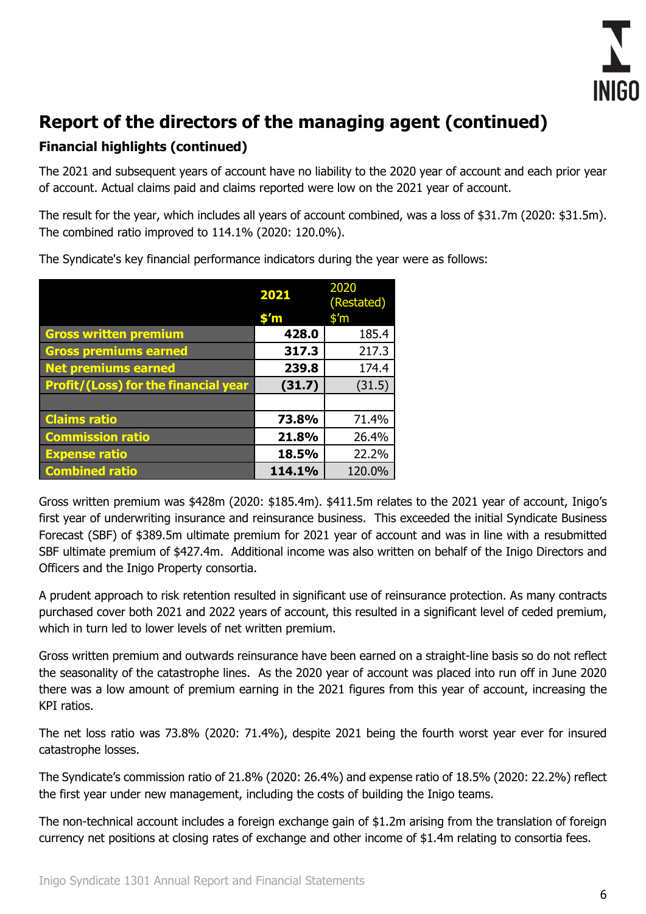# Report of the directors of the managing agent (continued)

## Financial highlights (continued)

The 2021 and subsequent years of account have no liability to the 2020 year of account and each prior year of account. Actual claims paid and claims reported were low on the 2021 year of account.

The result for the year, which includes all years of account combined, was a loss of $31.7m (2020: $31.5m). The combined ratio improved to 114.1% (2020: 120.0%).

The Syndicate's key financial performance indicators during the year were as follows:

| | 2021<br>$'m | 2020 (Restated)<br>$'m |
|---|---|---|
| Gross written premium | **428.0** | 185.4 |
| Gross premiums earned | **317.3** | 217.3 |
| Net premiums earned | **239.8** | 174.4 |
| Profit/(Loss) for the financial year | **(31.7)** | (31.5) |
| | | |
| Claims ratio | **73.8%** | 71.4% |
| Commission ratio | **21.8%** | 26.4% |
| Expense ratio | **18.5%** | 22.2% |
| Combined ratio | **114.1%** | 120.0% |

Gross written premium was $428m (2020: $185.4m). $411.5m relates to the 2021 year of account, Inigo's first year of underwriting insurance and reinsurance business. This exceeded the initial Syndicate Business Forecast (SBF) of $389.5m ultimate premium for 2021 year of account and was in line with a resubmitted SBF ultimate premium of $427.4m. Additional income was also written on behalf of the Inigo Directors and Officers and the Inigo Property consortia.

A prudent approach to risk retention resulted in significant use of reinsurance protection. As many contracts purchased cover both 2021 and 2022 years of account, this resulted in a significant level of ceded premium, which in turn led to lower levels of net written premium.

Gross written premium and outwards reinsurance have been earned on a straight-line basis so do not reflect the seasonality of the catastrophe lines. As the 2020 year of account was placed into run off in June 2020 there was a low amount of premium earning in the 2021 figures from this year of account, increasing the KPI ratios.

The net loss ratio was 73.8% (2020: 71.4%), despite 2021 being the fourth worst year ever for insured catastrophe losses.

The Syndicate's commission ratio of 21.8% (2020: 26.4%) and expense ratio of 18.5% (2020: 22.2%) reflect the first year under new management, including the costs of building the Inigo teams.

The non-technical account includes a foreign exchange gain of $1.2m arising from the translation of foreign currency net positions at closing rates of exchange and other income of $1.4m relating to consortia fees.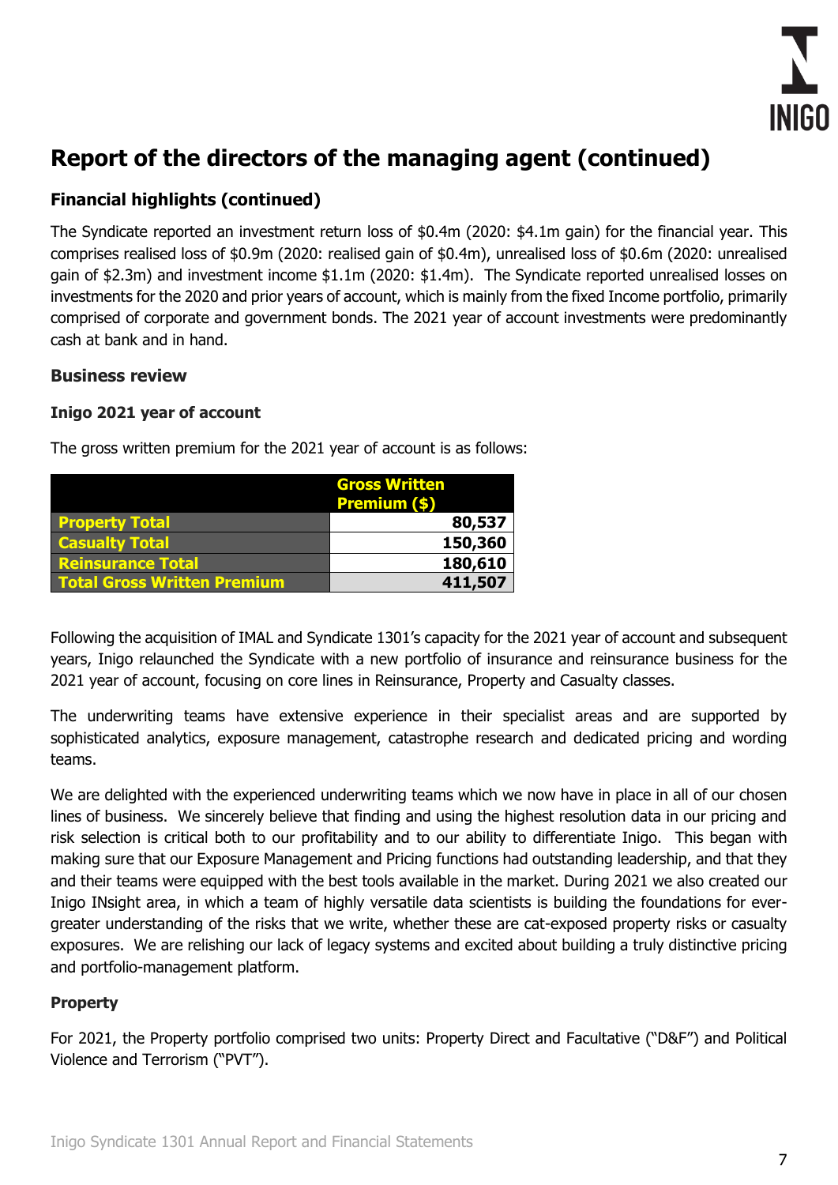# Report of the directors of the managing agent (continued)

## Financial highlights (continued)

The Syndicate reported an investment return loss of $0.4m (2020: $4.1m gain) for the financial year. This comprises realised loss of $0.9m (2020: realised gain of $0.4m), unrealised loss of $0.6m (2020: unrealised gain of $2.3m) and investment income $1.1m (2020: $1.4m). The Syndicate reported unrealised losses on investments for the 2020 and prior years of account, which is mainly from the fixed Income portfolio, primarily comprised of corporate and government bonds. The 2021 year of account investments were predominantly cash at bank and in hand.

## Business review

### Inigo 2021 year of account

The gross written premium for the 2021 year of account is as follows:

| | Gross Written Premium ($) |
|---|---|
| **Property Total** | **80,537** |
| **Casualty Total** | **150,360** |
| **Reinsurance Total** | **180,610** |
| **Total Gross Written Premium** | **411,507** |

Following the acquisition of IMAL and Syndicate 1301's capacity for the 2021 year of account and subsequent years, Inigo relaunched the Syndicate with a new portfolio of insurance and reinsurance business for the 2021 year of account, focusing on core lines in Reinsurance, Property and Casualty classes.

The underwriting teams have extensive experience in their specialist areas and are supported by sophisticated analytics, exposure management, catastrophe research and dedicated pricing and wording teams.

We are delighted with the experienced underwriting teams which we now have in place in all of our chosen lines of business. We sincerely believe that finding and using the highest resolution data in our pricing and risk selection is critical both to our profitability and to our ability to differentiate Inigo. This began with making sure that our Exposure Management and Pricing functions had outstanding leadership, and that they and their teams were equipped with the best tools available in the market. During 2021 we also created our Inigo INsight area, in which a team of highly versatile data scientists is building the foundations for ever-greater understanding of the risks that we write, whether these are cat-exposed property risks or casualty exposures. We are relishing our lack of legacy systems and excited about building a truly distinctive pricing and portfolio-management platform.

### Property

For 2021, the Property portfolio comprised two units: Property Direct and Facultative ("D&F") and Political Violence and Terrorism ("PVT").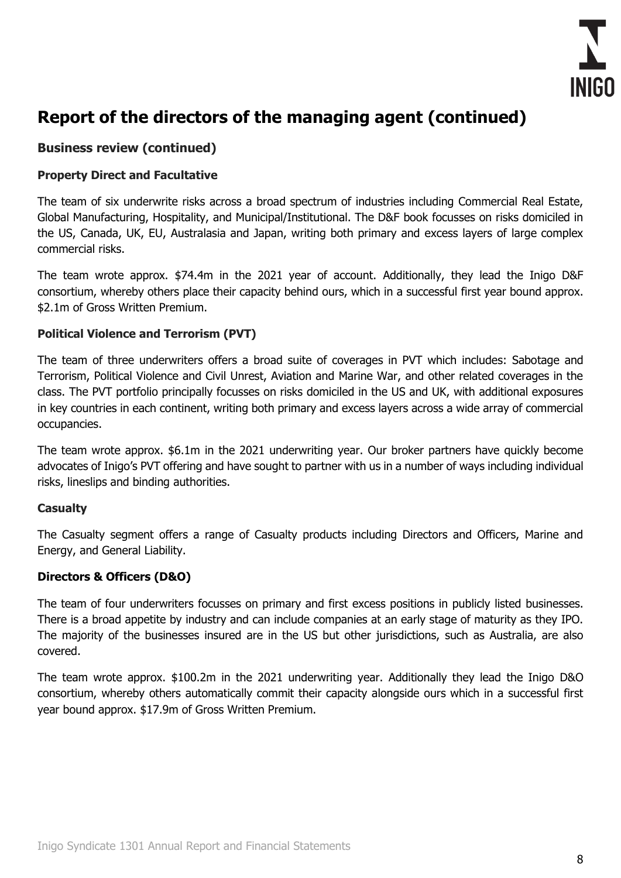# Report of the directors of the managing agent (continued)

## Business review (continued)

### Property Direct and Facultative

The team of six underwrite risks across a broad spectrum of industries including Commercial Real Estate, Global Manufacturing, Hospitality, and Municipal/Institutional. The D&F book focusses on risks domiciled in the US, Canada, UK, EU, Australasia and Japan, writing both primary and excess layers of large complex commercial risks.

The team wrote approx. $74.4m in the 2021 year of account. Additionally, they lead the Inigo D&F consortium, whereby others place their capacity behind ours, which in a successful first year bound approx. $2.1m of Gross Written Premium.

### Political Violence and Terrorism (PVT)

The team of three underwriters offers a broad suite of coverages in PVT which includes: Sabotage and Terrorism, Political Violence and Civil Unrest, Aviation and Marine War, and other related coverages in the class. The PVT portfolio principally focusses on risks domiciled in the US and UK, with additional exposures in key countries in each continent, writing both primary and excess layers across a wide array of commercial occupancies.

The team wrote approx. $6.1m in the 2021 underwriting year. Our broker partners have quickly become advocates of Inigo's PVT offering and have sought to partner with us in a number of ways including individual risks, lineslips and binding authorities.

### Casualty

The Casualty segment offers a range of Casualty products including Directors and Officers, Marine and Energy, and General Liability.

### Directors & Officers (D&O)

The team of four underwriters focusses on primary and first excess positions in publicly listed businesses. There is a broad appetite by industry and can include companies at an early stage of maturity as they IPO. The majority of the businesses insured are in the US but other jurisdictions, such as Australia, are also covered.

The team wrote approx. $100.2m in the 2021 underwriting year. Additionally they lead the Inigo D&O consortium, whereby others automatically commit their capacity alongside ours which in a successful first year bound approx. $17.9m of Gross Written Premium.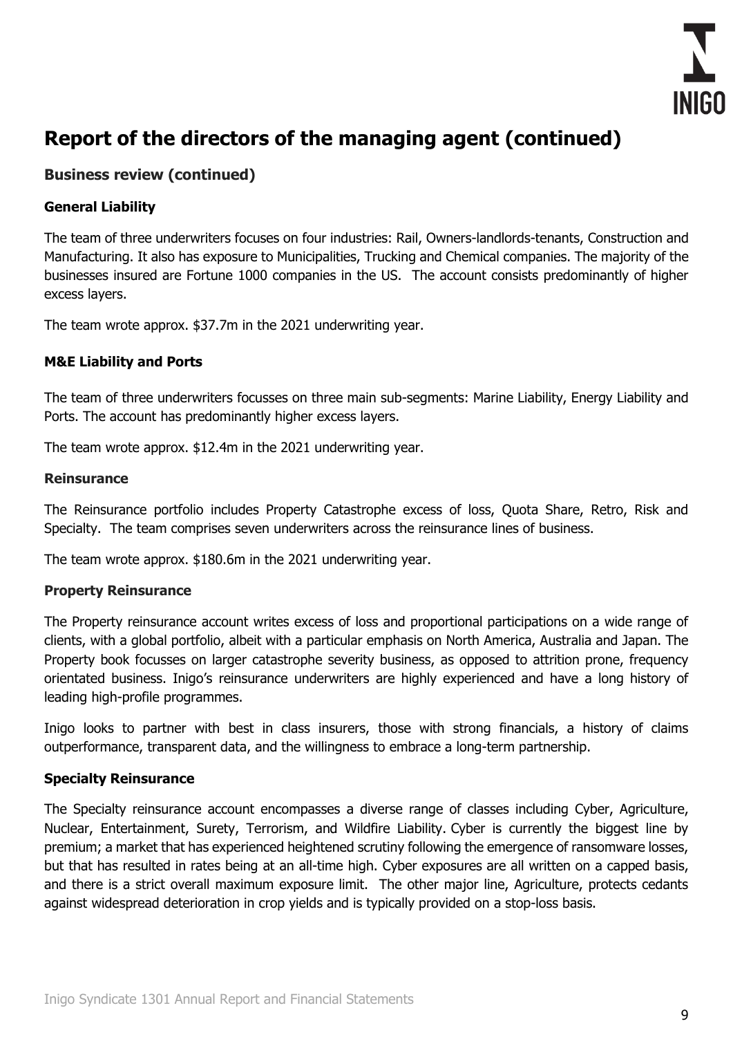# Report of the directors of the managing agent (continued)

## Business review (continued)

### General Liability

The team of three underwriters focuses on four industries: Rail, Owners-landlords-tenants, Construction and Manufacturing. It also has exposure to Municipalities, Trucking and Chemical companies. The majority of the businesses insured are Fortune 1000 companies in the US. The account consists predominantly of higher excess layers.

The team wrote approx. $37.7m in the 2021 underwriting year.

### M&E Liability and Ports

The team of three underwriters focusses on three main sub-segments: Marine Liability, Energy Liability and Ports. The account has predominantly higher excess layers.

The team wrote approx. $12.4m in the 2021 underwriting year.

### Reinsurance

The Reinsurance portfolio includes Property Catastrophe excess of loss, Quota Share, Retro, Risk and Specialty. The team comprises seven underwriters across the reinsurance lines of business.

The team wrote approx. $180.6m in the 2021 underwriting year.

### Property Reinsurance

The Property reinsurance account writes excess of loss and proportional participations on a wide range of clients, with a global portfolio, albeit with a particular emphasis on North America, Australia and Japan. The Property book focusses on larger catastrophe severity business, as opposed to attrition prone, frequency orientated business. Inigo's reinsurance underwriters are highly experienced and have a long history of leading high-profile programmes.

Inigo looks to partner with best in class insurers, those with strong financials, a history of claims outperformance, transparent data, and the willingness to embrace a long-term partnership.

### Specialty Reinsurance

The Specialty reinsurance account encompasses a diverse range of classes including Cyber, Agriculture, Nuclear, Entertainment, Surety, Terrorism, and Wildfire Liability. Cyber is currently the biggest line by premium; a market that has experienced heightened scrutiny following the emergence of ransomware losses, but that has resulted in rates being at an all-time high. Cyber exposures are all written on a capped basis, and there is a strict overall maximum exposure limit. The other major line, Agriculture, protects cedants against widespread deterioration in crop yields and is typically provided on a stop-loss basis.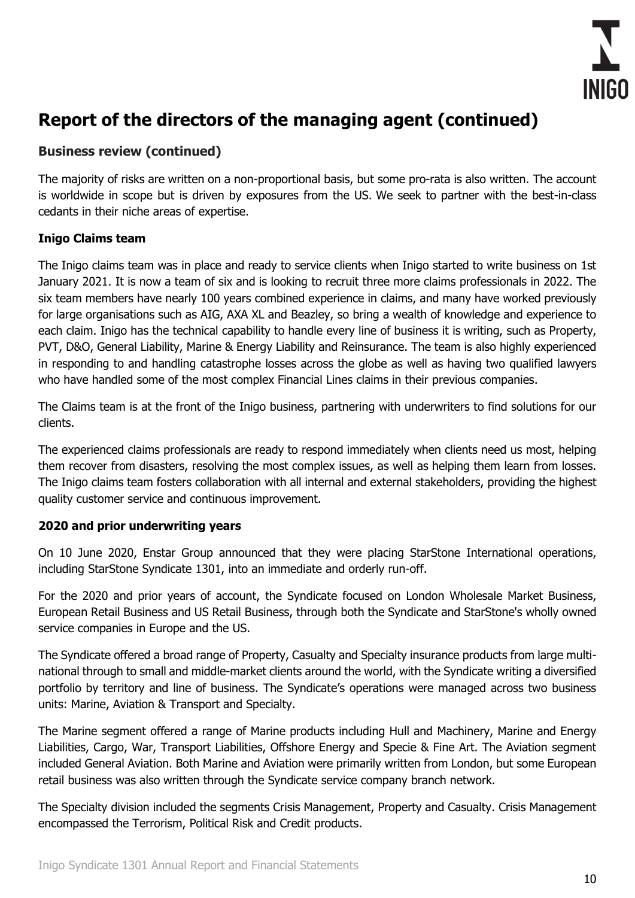# Report of the directors of the managing agent (continued)

## Business review (continued)

The majority of risks are written on a non-proportional basis, but some pro-rata is also written. The account is worldwide in scope but is driven by exposures from the US. We seek to partner with the best-in-class cedants in their niche areas of expertise.

### Inigo Claims team

The Inigo claims team was in place and ready to service clients when Inigo started to write business on 1st January 2021. It is now a team of six and is looking to recruit three more claims professionals in 2022. The six team members have nearly 100 years combined experience in claims, and many have worked previously for large organisations such as AIG, AXA XL and Beazley, so bring a wealth of knowledge and experience to each claim. Inigo has the technical capability to handle every line of business it is writing, such as Property, PVT, D&O, General Liability, Marine & Energy Liability and Reinsurance. The team is also highly experienced in responding to and handling catastrophe losses across the globe as well as having two qualified lawyers who have handled some of the most complex Financial Lines claims in their previous companies.

The Claims team is at the front of the Inigo business, partnering with underwriters to find solutions for our clients.

The experienced claims professionals are ready to respond immediately when clients need us most, helping them recover from disasters, resolving the most complex issues, as well as helping them learn from losses. The Inigo claims team fosters collaboration with all internal and external stakeholders, providing the highest quality customer service and continuous improvement.

### 2020 and prior underwriting years

On 10 June 2020, Enstar Group announced that they were placing StarStone International operations, including StarStone Syndicate 1301, into an immediate and orderly run-off.

For the 2020 and prior years of account, the Syndicate focused on London Wholesale Market Business, European Retail Business and US Retail Business, through both the Syndicate and StarStone's wholly owned service companies in Europe and the US.

The Syndicate offered a broad range of Property, Casualty and Specialty insurance products from large multi-national through to small and middle-market clients around the world, with the Syndicate writing a diversified portfolio by territory and line of business. The Syndicate's operations were managed across two business units: Marine, Aviation & Transport and Specialty.

The Marine segment offered a range of Marine products including Hull and Machinery, Marine and Energy Liabilities, Cargo, War, Transport Liabilities, Offshore Energy and Specie & Fine Art. The Aviation segment included General Aviation. Both Marine and Aviation were primarily written from London, but some European retail business was also written through the Syndicate service company branch network.

The Specialty division included the segments Crisis Management, Property and Casualty. Crisis Management encompassed the Terrorism, Political Risk and Credit products.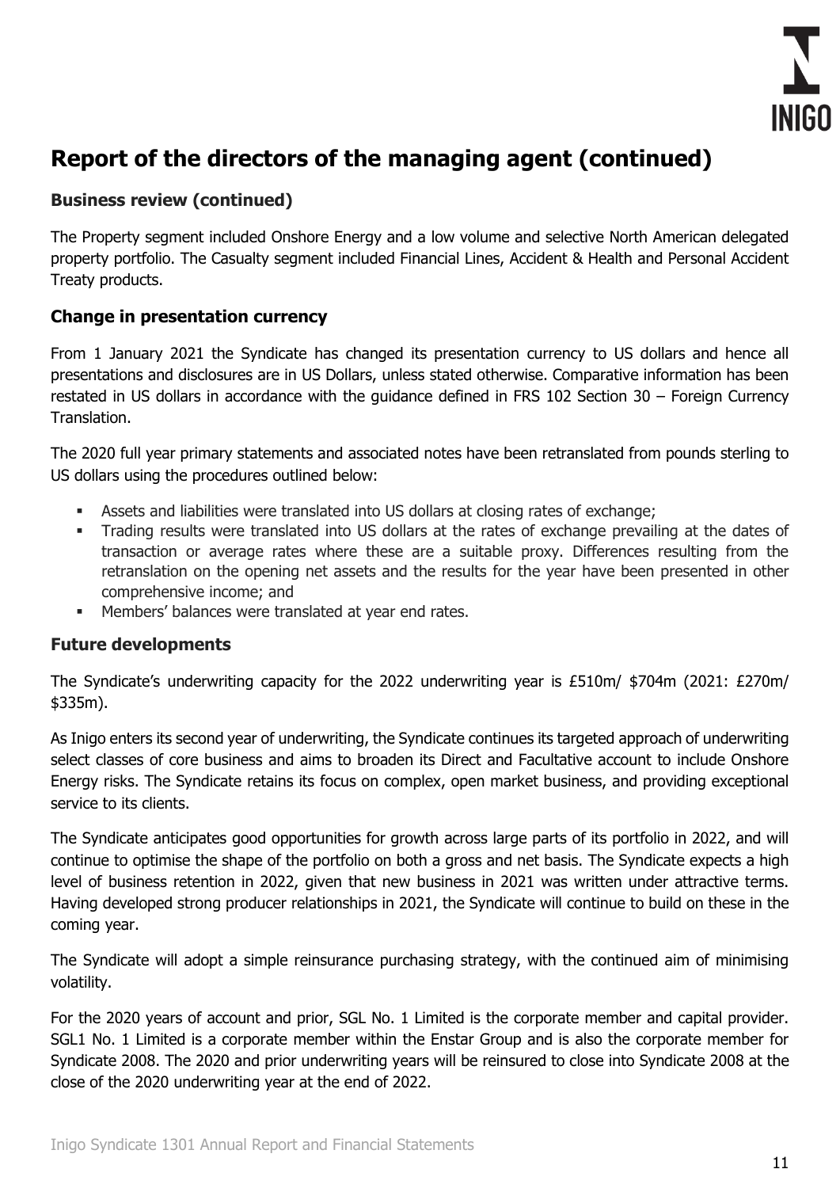# Report of the directors of the managing agent (continued)

## Business review (continued)

The Property segment included Onshore Energy and a low volume and selective North American delegated property portfolio. The Casualty segment included Financial Lines, Accident & Health and Personal Accident Treaty products.

## Change in presentation currency

From 1 January 2021 the Syndicate has changed its presentation currency to US dollars and hence all presentations and disclosures are in US Dollars, unless stated otherwise. Comparative information has been restated in US dollars in accordance with the guidance defined in FRS 102 Section 30 – Foreign Currency Translation.

The 2020 full year primary statements and associated notes have been retranslated from pounds sterling to US dollars using the procedures outlined below:

- Assets and liabilities were translated into US dollars at closing rates of exchange;
- Trading results were translated into US dollars at the rates of exchange prevailing at the dates of transaction or average rates where these are a suitable proxy. Differences resulting from the retranslation on the opening net assets and the results for the year have been presented in other comprehensive income; and
- Members' balances were translated at year end rates.

## Future developments

The Syndicate's underwriting capacity for the 2022 underwriting year is £510m/ $704m (2021: £270m/ $335m).

As Inigo enters its second year of underwriting, the Syndicate continues its targeted approach of underwriting select classes of core business and aims to broaden its Direct and Facultative account to include Onshore Energy risks. The Syndicate retains its focus on complex, open market business, and providing exceptional service to its clients.

The Syndicate anticipates good opportunities for growth across large parts of its portfolio in 2022, and will continue to optimise the shape of the portfolio on both a gross and net basis. The Syndicate expects a high level of business retention in 2022, given that new business in 2021 was written under attractive terms. Having developed strong producer relationships in 2021, the Syndicate will continue to build on these in the coming year.

The Syndicate will adopt a simple reinsurance purchasing strategy, with the continued aim of minimising volatility.

For the 2020 years of account and prior, SGL No. 1 Limited is the corporate member and capital provider. SGL1 No. 1 Limited is a corporate member within the Enstar Group and is also the corporate member for Syndicate 2008. The 2020 and prior underwriting years will be reinsured to close into Syndicate 2008 at the close of the 2020 underwriting year at the end of 2022.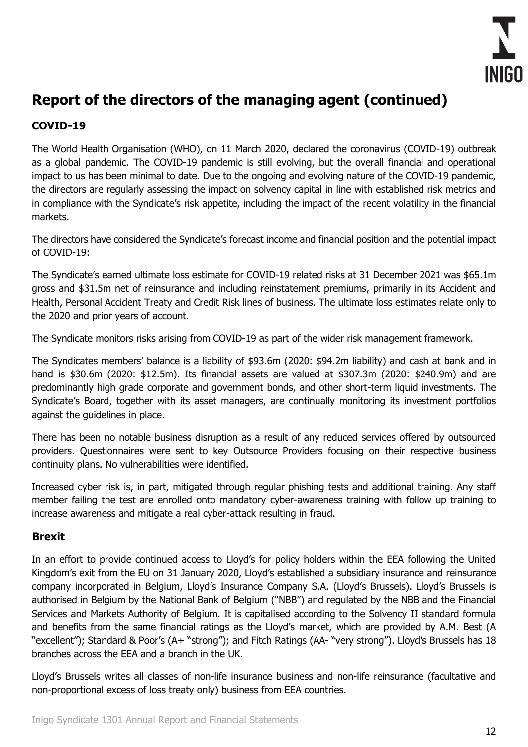# Report of the directors of the managing agent (continued)

## COVID-19

The World Health Organisation (WHO), on 11 March 2020, declared the coronavirus (COVID-19) outbreak as a global pandemic. The COVID-19 pandemic is still evolving, but the overall financial and operational impact to us has been minimal to date. Due to the ongoing and evolving nature of the COVID-19 pandemic, the directors are regularly assessing the impact on solvency capital in line with established risk metrics and in compliance with the Syndicate's risk appetite, including the impact of the recent volatility in the financial markets.

The directors have considered the Syndicate's forecast income and financial position and the potential impact of COVID-19:

The Syndicate's earned ultimate loss estimate for COVID-19 related risks at 31 December 2021 was $65.1m gross and $31.5m net of reinsurance and including reinstatement premiums, primarily in its Accident and Health, Personal Accident Treaty and Credit Risk lines of business. The ultimate loss estimates relate only to the 2020 and prior years of account.

The Syndicate monitors risks arising from COVID-19 as part of the wider risk management framework.

The Syndicates members' balance is a liability of $93.6m (2020: $94.2m liability) and cash at bank and in hand is $30.6m (2020: $12.5m). Its financial assets are valued at $307.3m (2020: $240.9m) and are predominantly high grade corporate and government bonds, and other short-term liquid investments. The Syndicate's Board, together with its asset managers, are continually monitoring its investment portfolios against the guidelines in place.

There has been no notable business disruption as a result of any reduced services offered by outsourced providers. Questionnaires were sent to key Outsource Providers focusing on their respective business continuity plans. No vulnerabilities were identified.

Increased cyber risk is, in part, mitigated through regular phishing tests and additional training. Any staff member failing the test are enrolled onto mandatory cyber-awareness training with follow up training to increase awareness and mitigate a real cyber-attack resulting in fraud.

## Brexit

In an effort to provide continued access to Lloyd's for policy holders within the EEA following the United Kingdom's exit from the EU on 31 January 2020, Lloyd's established a subsidiary insurance and reinsurance company incorporated in Belgium, Lloyd's Insurance Company S.A. (Lloyd's Brussels). Lloyd's Brussels is authorised in Belgium by the National Bank of Belgium ("NBB") and regulated by the NBB and the Financial Services and Markets Authority of Belgium. It is capitalised according to the Solvency II standard formula and benefits from the same financial ratings as the Lloyd's market, which are provided by A.M. Best (A "excellent"); Standard & Poor's (A+ "strong"); and Fitch Ratings (AA- "very strong"). Lloyd's Brussels has 18 branches across the EEA and a branch in the UK.

Lloyd's Brussels writes all classes of non-life insurance business and non-life reinsurance (facultative and non-proportional excess of loss treaty only) business from EEA countries.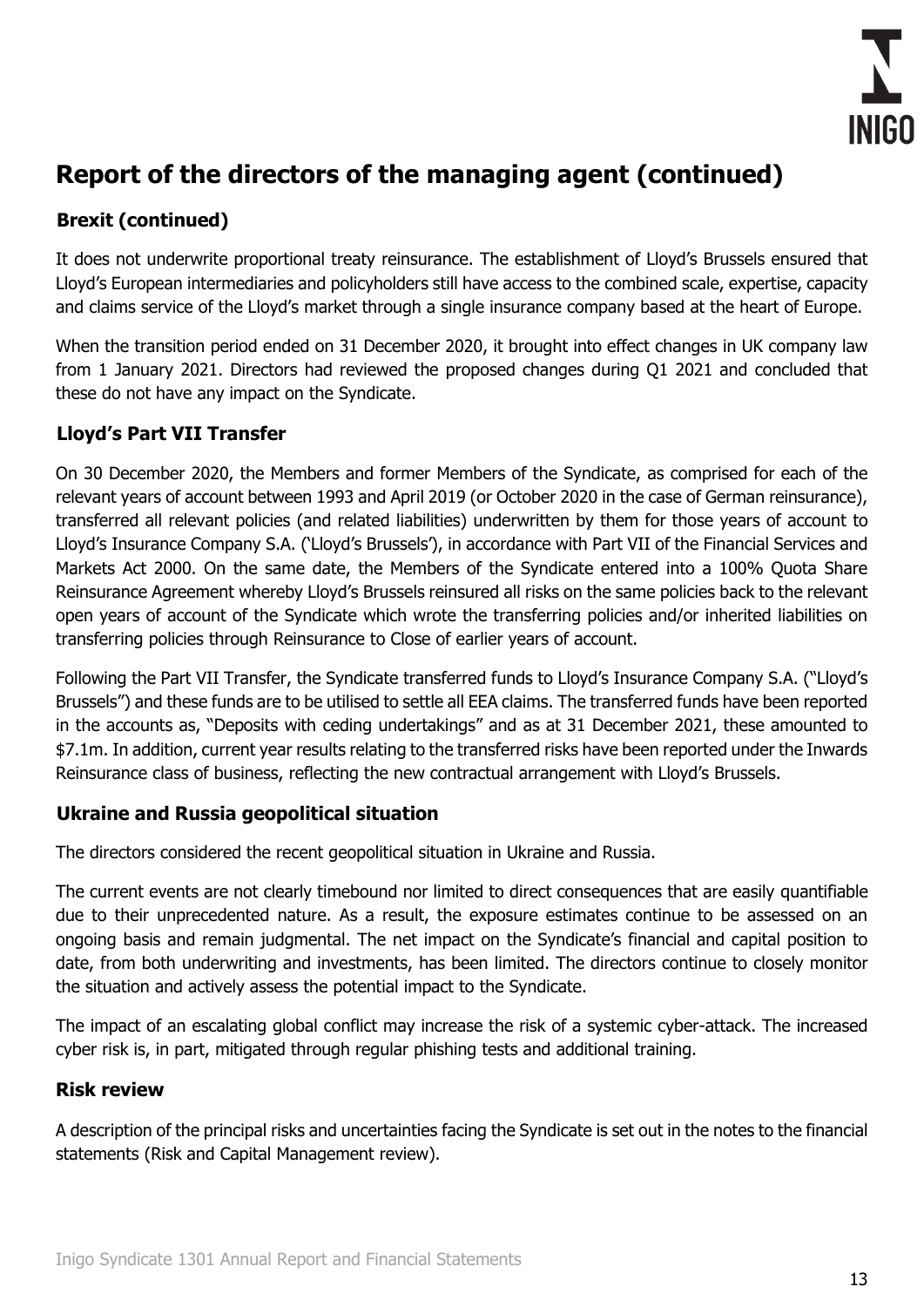# Report of the directors of the managing agent (continued)

## Brexit (continued)

It does not underwrite proportional treaty reinsurance. The establishment of Lloyd's Brussels ensured that Lloyd's European intermediaries and policyholders still have access to the combined scale, expertise, capacity and claims service of the Lloyd's market through a single insurance company based at the heart of Europe.

When the transition period ended on 31 December 2020, it brought into effect changes in UK company law from 1 January 2021. Directors had reviewed the proposed changes during Q1 2021 and concluded that these do not have any impact on the Syndicate.

## Lloyd's Part VII Transfer

On 30 December 2020, the Members and former Members of the Syndicate, as comprised for each of the relevant years of account between 1993 and April 2019 (or October 2020 in the case of German reinsurance), transferred all relevant policies (and related liabilities) underwritten by them for those years of account to Lloyd's Insurance Company S.A. ('Lloyd's Brussels'), in accordance with Part VII of the Financial Services and Markets Act 2000. On the same date, the Members of the Syndicate entered into a 100% Quota Share Reinsurance Agreement whereby Lloyd's Brussels reinsured all risks on the same policies back to the relevant open years of account of the Syndicate which wrote the transferring policies and/or inherited liabilities on transferring policies through Reinsurance to Close of earlier years of account.

Following the Part VII Transfer, the Syndicate transferred funds to Lloyd's Insurance Company S.A. ("Lloyd's Brussels") and these funds are to be utilised to settle all EEA claims. The transferred funds have been reported in the accounts as, "Deposits with ceding undertakings" and as at 31 December 2021, these amounted to $7.1m. In addition, current year results relating to the transferred risks have been reported under the Inwards Reinsurance class of business, reflecting the new contractual arrangement with Lloyd's Brussels.

## Ukraine and Russia geopolitical situation

The directors considered the recent geopolitical situation in Ukraine and Russia.

The current events are not clearly timebound nor limited to direct consequences that are easily quantifiable due to their unprecedented nature. As a result, the exposure estimates continue to be assessed on an ongoing basis and remain judgmental. The net impact on the Syndicate's financial and capital position to date, from both underwriting and investments, has been limited. The directors continue to closely monitor the situation and actively assess the potential impact to the Syndicate.

The impact of an escalating global conflict may increase the risk of a systemic cyber-attack. The increased cyber risk is, in part, mitigated through regular phishing tests and additional training.

## Risk review

A description of the principal risks and uncertainties facing the Syndicate is set out in the notes to the financial statements (Risk and Capital Management review).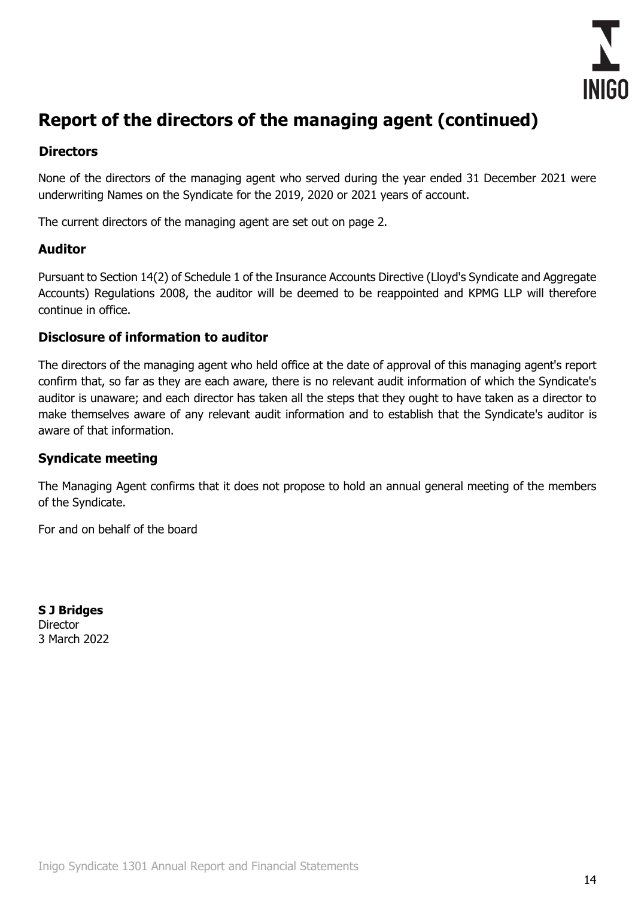# Report of the directors of the managing agent (continued)

## Directors

None of the directors of the managing agent who served during the year ended 31 December 2021 were underwriting Names on the Syndicate for the 2019, 2020 or 2021 years of account.

The current directors of the managing agent are set out on page 2.

## Auditor

Pursuant to Section 14(2) of Schedule 1 of the Insurance Accounts Directive (Lloyd's Syndicate and Aggregate Accounts) Regulations 2008, the auditor will be deemed to be reappointed and KPMG LLP will therefore continue in office.

## Disclosure of information to auditor

The directors of the managing agent who held office at the date of approval of this managing agent's report confirm that, so far as they are each aware, there is no relevant audit information of which the Syndicate's auditor is unaware; and each director has taken all the steps that they ought to have taken as a director to make themselves aware of any relevant audit information and to establish that the Syndicate's auditor is aware of that information.

## Syndicate meeting

The Managing Agent confirms that it does not propose to hold an annual general meeting of the members of the Syndicate.

For and on behalf of the board

**S J Bridges**
Director
3 March 2022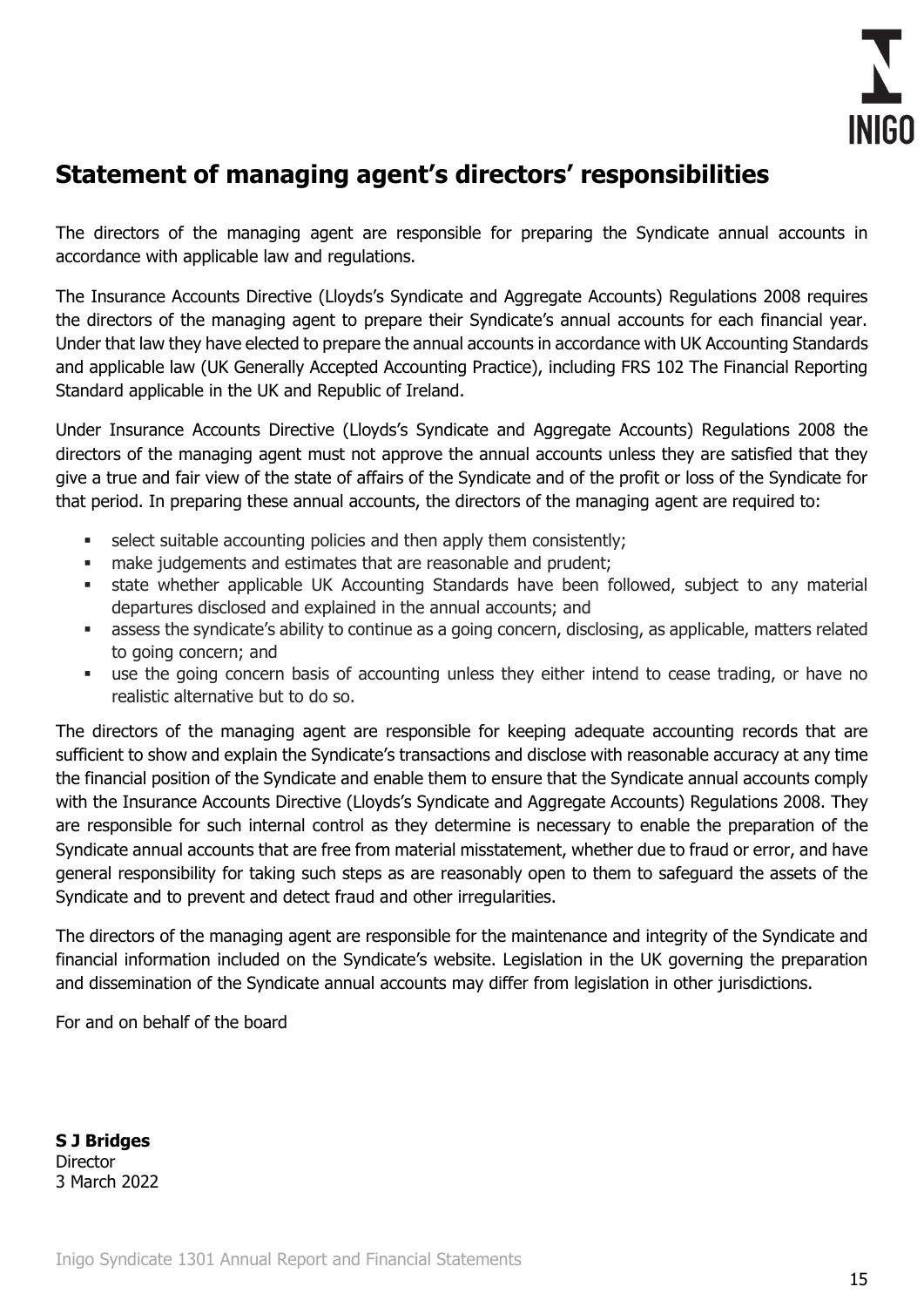# Statement of managing agent's directors' responsibilities

The directors of the managing agent are responsible for preparing the Syndicate annual accounts in accordance with applicable law and regulations.

The Insurance Accounts Directive (Lloyds's Syndicate and Aggregate Accounts) Regulations 2008 requires the directors of the managing agent to prepare their Syndicate's annual accounts for each financial year. Under that law they have elected to prepare the annual accounts in accordance with UK Accounting Standards and applicable law (UK Generally Accepted Accounting Practice), including FRS 102 The Financial Reporting Standard applicable in the UK and Republic of Ireland.

Under Insurance Accounts Directive (Lloyds's Syndicate and Aggregate Accounts) Regulations 2008 the directors of the managing agent must not approve the annual accounts unless they are satisfied that they give a true and fair view of the state of affairs of the Syndicate and of the profit or loss of the Syndicate for that period. In preparing these annual accounts, the directors of the managing agent are required to:

- select suitable accounting policies and then apply them consistently;
- make judgements and estimates that are reasonable and prudent;
- state whether applicable UK Accounting Standards have been followed, subject to any material departures disclosed and explained in the annual accounts; and
- assess the syndicate's ability to continue as a going concern, disclosing, as applicable, matters related to going concern; and
- use the going concern basis of accounting unless they either intend to cease trading, or have no realistic alternative but to do so.

The directors of the managing agent are responsible for keeping adequate accounting records that are sufficient to show and explain the Syndicate's transactions and disclose with reasonable accuracy at any time the financial position of the Syndicate and enable them to ensure that the Syndicate annual accounts comply with the Insurance Accounts Directive (Lloyds's Syndicate and Aggregate Accounts) Regulations 2008. They are responsible for such internal control as they determine is necessary to enable the preparation of the Syndicate annual accounts that are free from material misstatement, whether due to fraud or error, and have general responsibility for taking such steps as are reasonably open to them to safeguard the assets of the Syndicate and to prevent and detect fraud and other irregularities.

The directors of the managing agent are responsible for the maintenance and integrity of the Syndicate and financial information included on the Syndicate's website. Legislation in the UK governing the preparation and dissemination of the Syndicate annual accounts may differ from legislation in other jurisdictions.

For and on behalf of the board

**S J Bridges**
Director
3 March 2022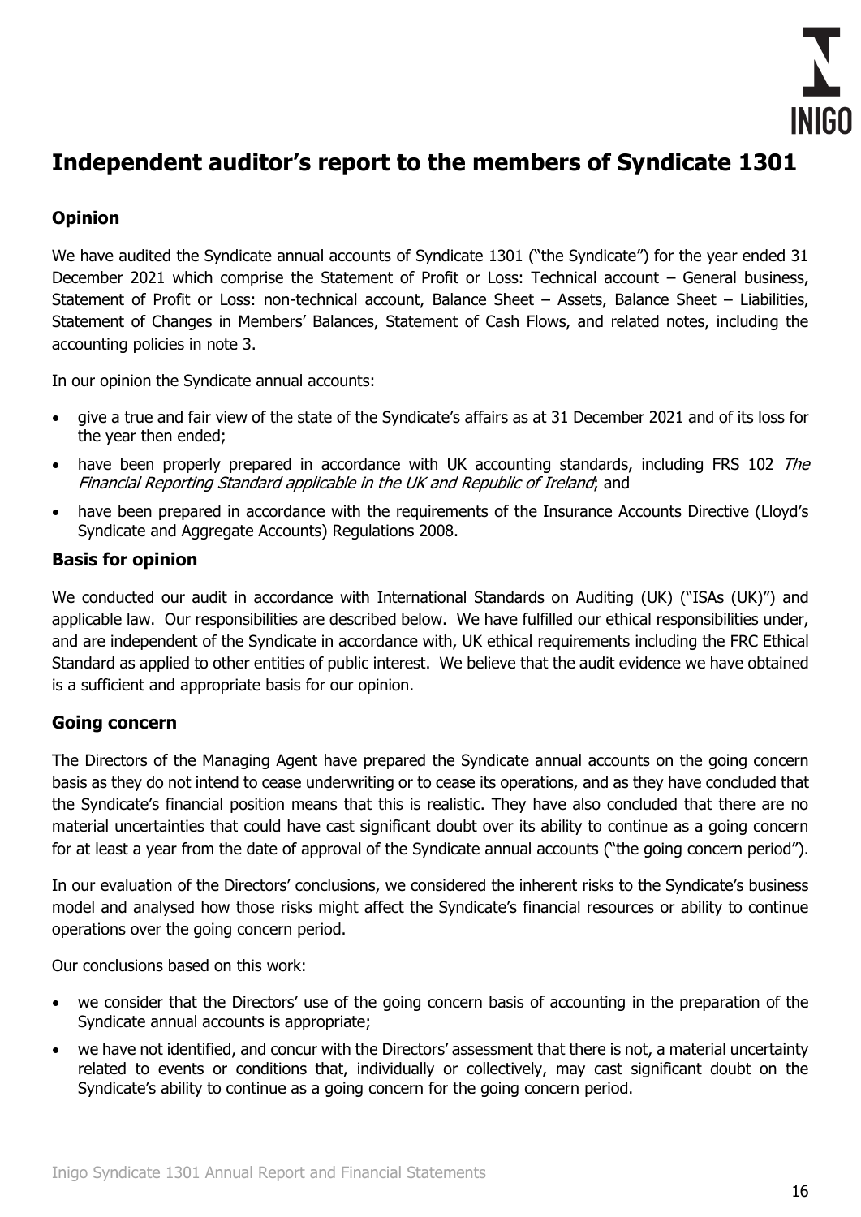# Independent auditor's report to the members of Syndicate 1301

## Opinion

We have audited the Syndicate annual accounts of Syndicate 1301 ("the Syndicate") for the year ended 31 December 2021 which comprise the Statement of Profit or Loss: Technical account – General business, Statement of Profit or Loss: non-technical account, Balance Sheet – Assets, Balance Sheet – Liabilities, Statement of Changes in Members' Balances, Statement of Cash Flows, and related notes, including the accounting policies in note 3.

In our opinion the Syndicate annual accounts:

- give a true and fair view of the state of the Syndicate's affairs as at 31 December 2021 and of its loss for the year then ended;
- have been properly prepared in accordance with UK accounting standards, including FRS 102 *The Financial Reporting Standard applicable in the UK and Republic of Ireland*; and
- have been prepared in accordance with the requirements of the Insurance Accounts Directive (Lloyd's Syndicate and Aggregate Accounts) Regulations 2008.

## Basis for opinion

We conducted our audit in accordance with International Standards on Auditing (UK) ("ISAs (UK)") and applicable law. Our responsibilities are described below. We have fulfilled our ethical responsibilities under, and are independent of the Syndicate in accordance with, UK ethical requirements including the FRC Ethical Standard as applied to other entities of public interest. We believe that the audit evidence we have obtained is a sufficient and appropriate basis for our opinion.

## Going concern

The Directors of the Managing Agent have prepared the Syndicate annual accounts on the going concern basis as they do not intend to cease underwriting or to cease its operations, and as they have concluded that the Syndicate's financial position means that this is realistic. They have also concluded that there are no material uncertainties that could have cast significant doubt over its ability to continue as a going concern for at least a year from the date of approval of the Syndicate annual accounts ("the going concern period").

In our evaluation of the Directors' conclusions, we considered the inherent risks to the Syndicate's business model and analysed how those risks might affect the Syndicate's financial resources or ability to continue operations over the going concern period.

Our conclusions based on this work:

- we consider that the Directors' use of the going concern basis of accounting in the preparation of the Syndicate annual accounts is appropriate;
- we have not identified, and concur with the Directors' assessment that there is not, a material uncertainty related to events or conditions that, individually or collectively, may cast significant doubt on the Syndicate's ability to continue as a going concern for the going concern period.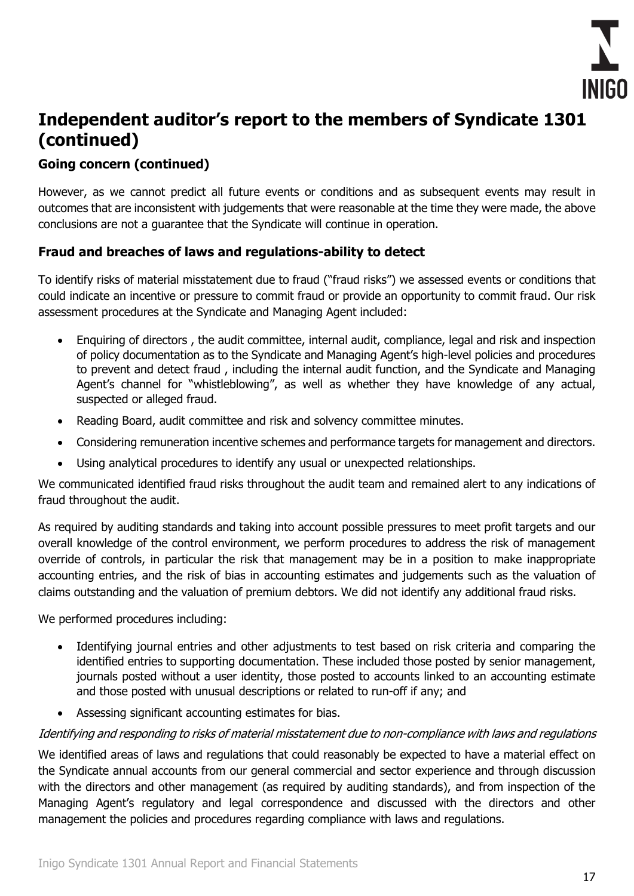# Independent auditor's report to the members of Syndicate 1301 (continued)

### Going concern (continued)

However, as we cannot predict all future events or conditions and as subsequent events may result in outcomes that are inconsistent with judgements that were reasonable at the time they were made, the above conclusions are not a guarantee that the Syndicate will continue in operation.

### Fraud and breaches of laws and regulations-ability to detect

To identify risks of material misstatement due to fraud ("fraud risks") we assessed events or conditions that could indicate an incentive or pressure to commit fraud or provide an opportunity to commit fraud. Our risk assessment procedures at the Syndicate and Managing Agent included:

- Enquiring of directors , the audit committee, internal audit, compliance, legal and risk and inspection of policy documentation as to the Syndicate and Managing Agent's high-level policies and procedures to prevent and detect fraud , including the internal audit function, and the Syndicate and Managing Agent's channel for "whistleblowing", as well as whether they have knowledge of any actual, suspected or alleged fraud.
- Reading Board, audit committee and risk and solvency committee minutes.
- Considering remuneration incentive schemes and performance targets for management and directors.
- Using analytical procedures to identify any usual or unexpected relationships.

We communicated identified fraud risks throughout the audit team and remained alert to any indications of fraud throughout the audit.

As required by auditing standards and taking into account possible pressures to meet profit targets and our overall knowledge of the control environment, we perform procedures to address the risk of management override of controls, in particular the risk that management may be in a position to make inappropriate accounting entries, and the risk of bias in accounting estimates and judgements such as the valuation of claims outstanding and the valuation of premium debtors. We did not identify any additional fraud risks.

We performed procedures including:

- Identifying journal entries and other adjustments to test based on risk criteria and comparing the identified entries to supporting documentation. These included those posted by senior management, journals posted without a user identity, those posted to accounts linked to an accounting estimate and those posted with unusual descriptions or related to run-off if any; and
- Assessing significant accounting estimates for bias.

*Identifying and responding to risks of material misstatement due to non-compliance with laws and regulations*

We identified areas of laws and regulations that could reasonably be expected to have a material effect on the Syndicate annual accounts from our general commercial and sector experience and through discussion with the directors and other management (as required by auditing standards), and from inspection of the Managing Agent's regulatory and legal correspondence and discussed with the directors and other management the policies and procedures regarding compliance with laws and regulations.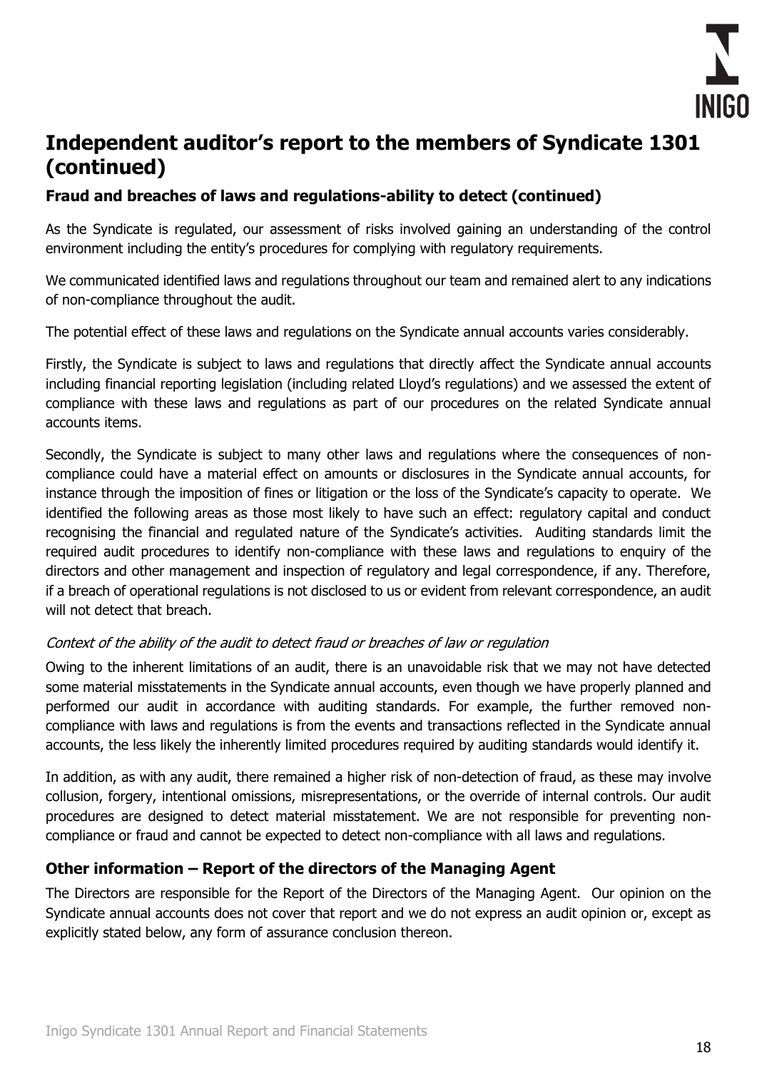# Independent auditor's report to the members of Syndicate 1301 (continued)

### Fraud and breaches of laws and regulations-ability to detect (continued)

As the Syndicate is regulated, our assessment of risks involved gaining an understanding of the control environment including the entity's procedures for complying with regulatory requirements.

We communicated identified laws and regulations throughout our team and remained alert to any indications of non-compliance throughout the audit.

The potential effect of these laws and regulations on the Syndicate annual accounts varies considerably.

Firstly, the Syndicate is subject to laws and regulations that directly affect the Syndicate annual accounts including financial reporting legislation (including related Lloyd's regulations) and we assessed the extent of compliance with these laws and regulations as part of our procedures on the related Syndicate annual accounts items.

Secondly, the Syndicate is subject to many other laws and regulations where the consequences of non-compliance could have a material effect on amounts or disclosures in the Syndicate annual accounts, for instance through the imposition of fines or litigation or the loss of the Syndicate's capacity to operate. We identified the following areas as those most likely to have such an effect: regulatory capital and conduct recognising the financial and regulated nature of the Syndicate's activities. Auditing standards limit the required audit procedures to identify non-compliance with these laws and regulations to enquiry of the directors and other management and inspection of regulatory and legal correspondence, if any. Therefore, if a breach of operational regulations is not disclosed to us or evident from relevant correspondence, an audit will not detect that breach.

*Context of the ability of the audit to detect fraud or breaches of law or regulation*

Owing to the inherent limitations of an audit, there is an unavoidable risk that we may not have detected some material misstatements in the Syndicate annual accounts, even though we have properly planned and performed our audit in accordance with auditing standards. For example, the further removed non-compliance with laws and regulations is from the events and transactions reflected in the Syndicate annual accounts, the less likely the inherently limited procedures required by auditing standards would identify it.

In addition, as with any audit, there remained a higher risk of non-detection of fraud, as these may involve collusion, forgery, intentional omissions, misrepresentations, or the override of internal controls. Our audit procedures are designed to detect material misstatement. We are not responsible for preventing non-compliance or fraud and cannot be expected to detect non-compliance with all laws and regulations.

### Other information – Report of the directors of the Managing Agent

The Directors are responsible for the Report of the Directors of the Managing Agent. Our opinion on the Syndicate annual accounts does not cover that report and we do not express an audit opinion or, except as explicitly stated below, any form of assurance conclusion thereon.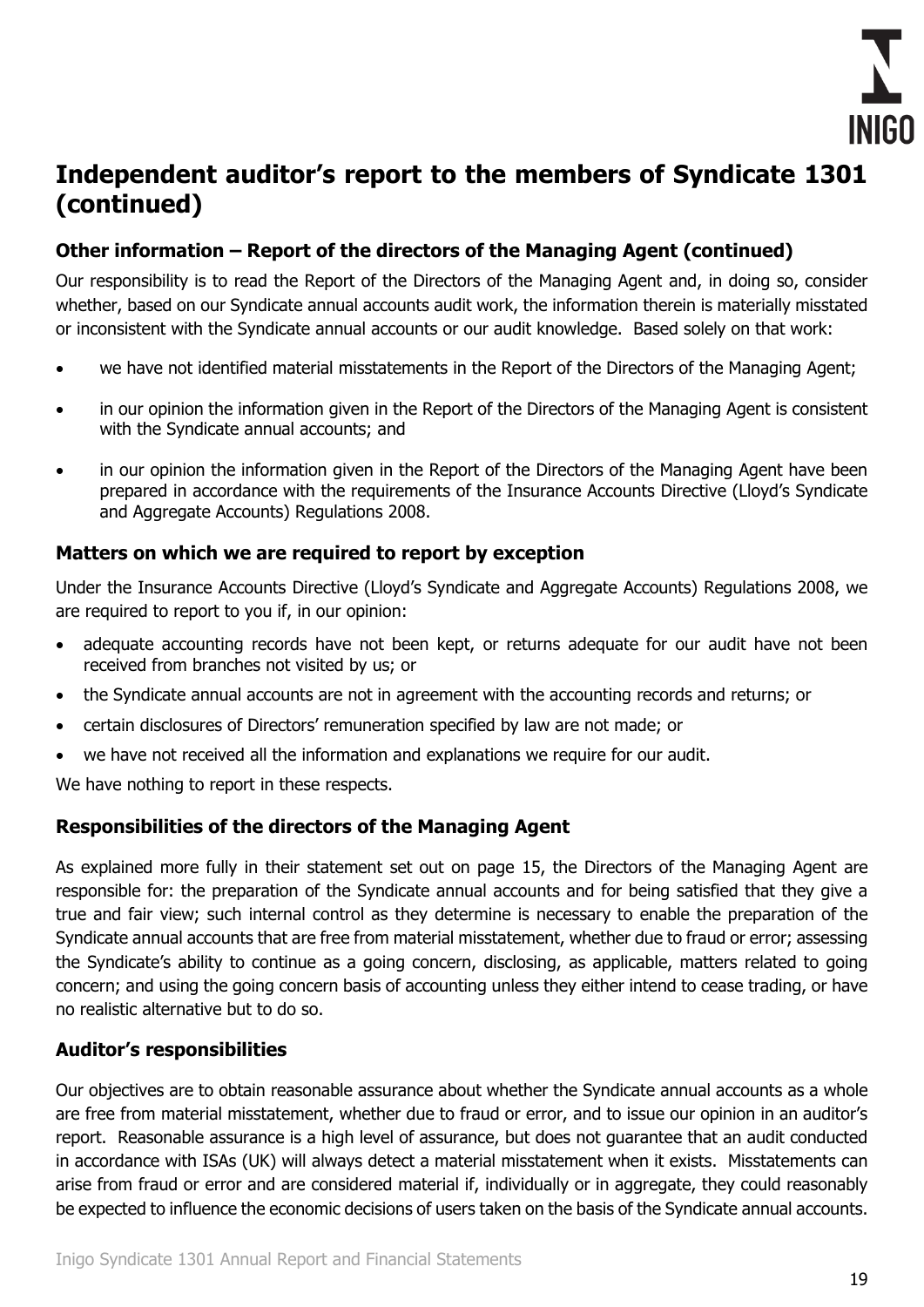# Independent auditor's report to the members of Syndicate 1301 (continued)

### Other information – Report of the directors of the Managing Agent (continued)

Our responsibility is to read the Report of the Directors of the Managing Agent and, in doing so, consider whether, based on our Syndicate annual accounts audit work, the information therein is materially misstated or inconsistent with the Syndicate annual accounts or our audit knowledge. Based solely on that work:

- we have not identified material misstatements in the Report of the Directors of the Managing Agent;
- in our opinion the information given in the Report of the Directors of the Managing Agent is consistent with the Syndicate annual accounts; and
- in our opinion the information given in the Report of the Directors of the Managing Agent have been prepared in accordance with the requirements of the Insurance Accounts Directive (Lloyd's Syndicate and Aggregate Accounts) Regulations 2008.

### Matters on which we are required to report by exception

Under the Insurance Accounts Directive (Lloyd's Syndicate and Aggregate Accounts) Regulations 2008, we are required to report to you if, in our opinion:

- adequate accounting records have not been kept, or returns adequate for our audit have not been received from branches not visited by us; or
- the Syndicate annual accounts are not in agreement with the accounting records and returns; or
- certain disclosures of Directors' remuneration specified by law are not made; or
- we have not received all the information and explanations we require for our audit.

We have nothing to report in these respects.

### Responsibilities of the directors of the Managing Agent

As explained more fully in their statement set out on page 15, the Directors of the Managing Agent are responsible for: the preparation of the Syndicate annual accounts and for being satisfied that they give a true and fair view; such internal control as they determine is necessary to enable the preparation of the Syndicate annual accounts that are free from material misstatement, whether due to fraud or error; assessing the Syndicate's ability to continue as a going concern, disclosing, as applicable, matters related to going concern; and using the going concern basis of accounting unless they either intend to cease trading, or have no realistic alternative but to do so.

### Auditor's responsibilities

Our objectives are to obtain reasonable assurance about whether the Syndicate annual accounts as a whole are free from material misstatement, whether due to fraud or error, and to issue our opinion in an auditor's report. Reasonable assurance is a high level of assurance, but does not guarantee that an audit conducted in accordance with ISAs (UK) will always detect a material misstatement when it exists. Misstatements can arise from fraud or error and are considered material if, individually or in aggregate, they could reasonably be expected to influence the economic decisions of users taken on the basis of the Syndicate annual accounts.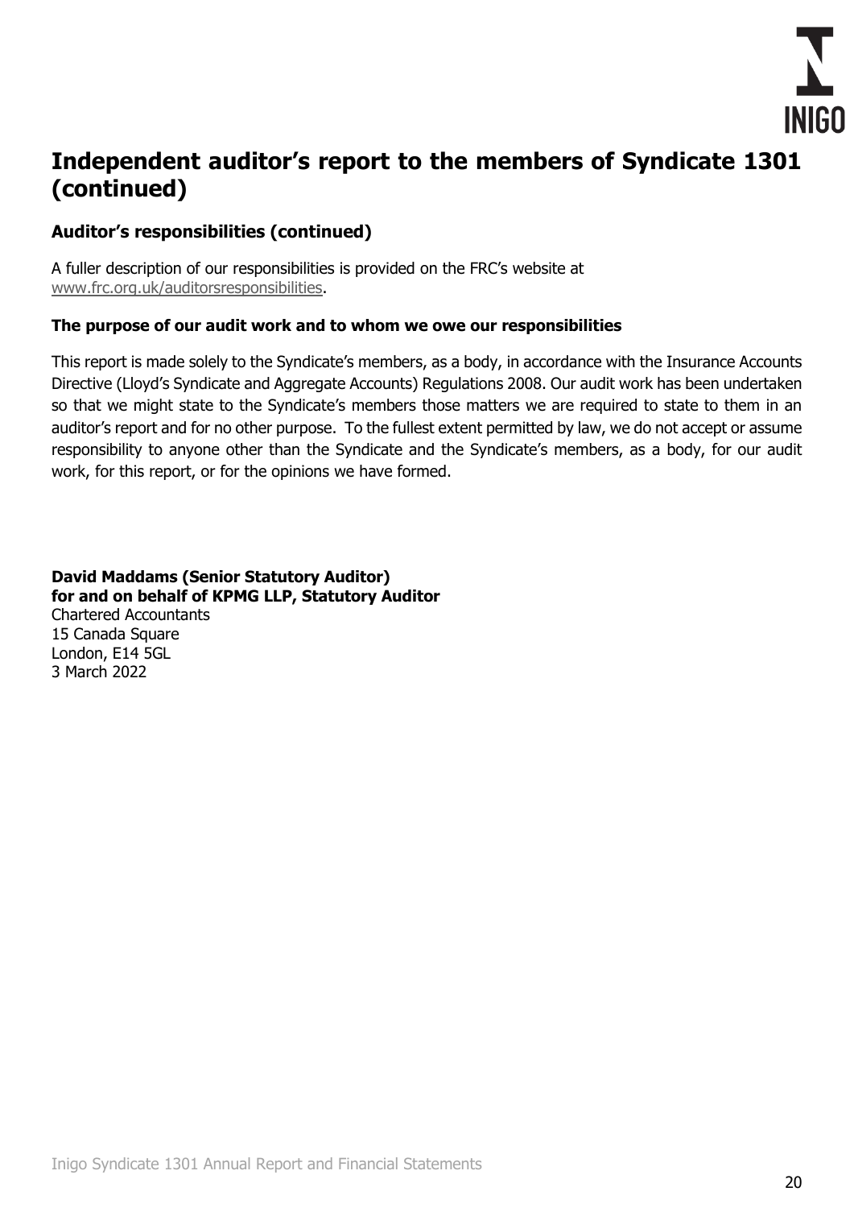# Independent auditor's report to the members of Syndicate 1301 (continued)

## Auditor's responsibilities (continued)

A fuller description of our responsibilities is provided on the FRC's website at www.frc.org.uk/auditorsresponsibilities.

### The purpose of our audit work and to whom we owe our responsibilities

This report is made solely to the Syndicate's members, as a body, in accordance with the Insurance Accounts Directive (Lloyd's Syndicate and Aggregate Accounts) Regulations 2008. Our audit work has been undertaken so that we might state to the Syndicate's members those matters we are required to state to them in an auditor's report and for no other purpose. To the fullest extent permitted by law, we do not accept or assume responsibility to anyone other than the Syndicate and the Syndicate's members, as a body, for our audit work, for this report, or for the opinions we have formed.

**David Maddams (Senior Statutory Auditor)**
**for and on behalf of KPMG LLP, Statutory Auditor**
Chartered Accountants
15 Canada Square
London, E14 5GL
3 March 2022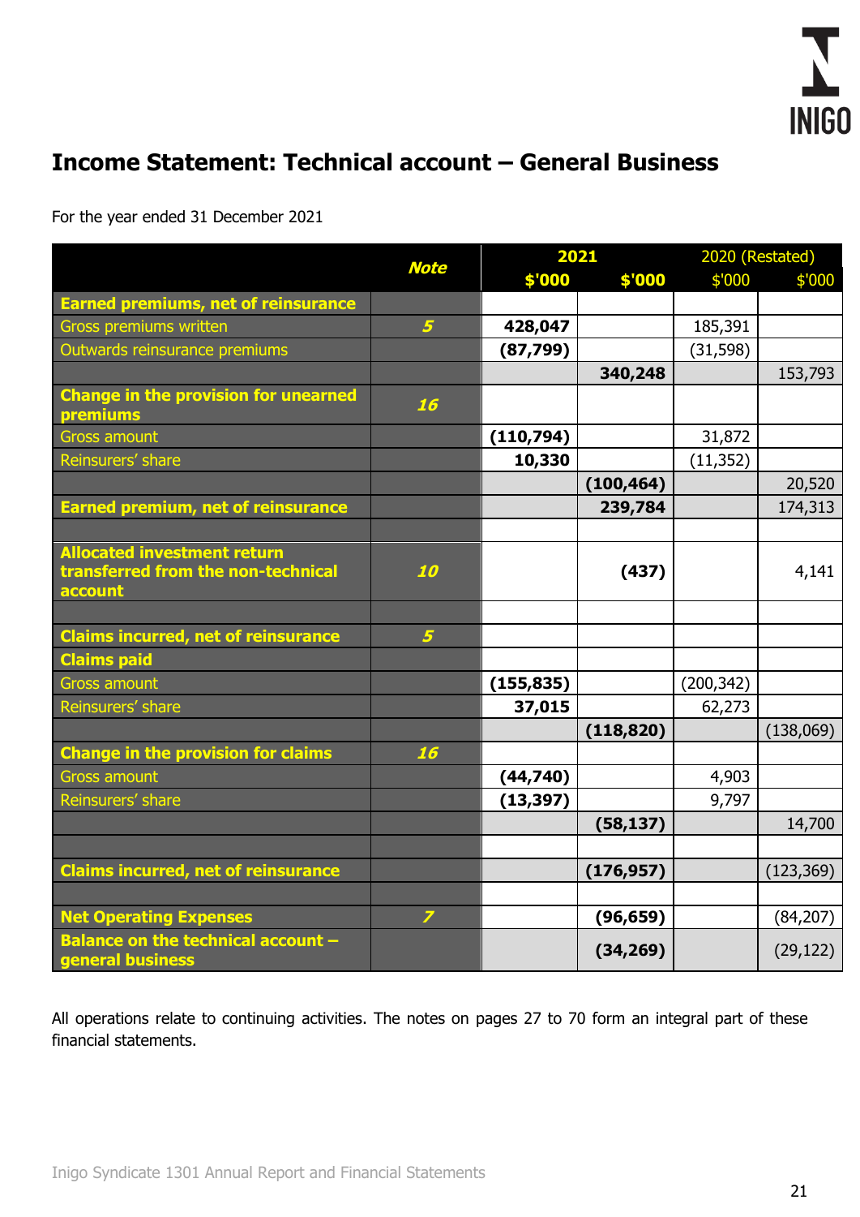## Income Statement: Technical account – General Business

For the year ended 31 December 2021

| | Note | 2021 | | 2020 (Restated) | |
|---|---|---|---|---|---|
| | | **$'000** | **$'000** | $'000 | $'000 |
| **Earned premiums, net of reinsurance** | | | | | |
| Gross premiums written | 5 | **428,047** | | 185,391 | |
| Outwards reinsurance premiums | | **(87,799)** | | (31,598) | |
| | | | **340,248** | | 153,793 |
| **Change in the provision for unearned premiums** | 16 | | | | |
| Gross amount | | **(110,794)** | | 31,872 | |
| Reinsurers' share | | **10,330** | | (11,352) | |
| | | | **(100,464)** | | 20,520 |
| **Earned premium, net of reinsurance** | | | **239,784** | | 174,313 |
| | | | | | |
| **Allocated investment return transferred from the non-technical account** | 10 | | **(437)** | | 4,141 |
| | | | | | |
| **Claims incurred, net of reinsurance** | 5 | | | | |
| **Claims paid** | | | | | |
| Gross amount | | **(155,835)** | | (200,342) | |
| Reinsurers' share | | **37,015** | | 62,273 | |
| | | | **(118,820)** | | (138,069) |
| **Change in the provision for claims** | 16 | | | | |
| Gross amount | | **(44,740)** | | 4,903 | |
| Reinsurers' share | | **(13,397)** | | 9,797 | |
| | | | **(58,137)** | | 14,700 |
| | | | | | |
| **Claims incurred, net of reinsurance** | | | **(176,957)** | | (123,369) |
| | | | | | |
| **Net Operating Expenses** | 7 | | **(96,659)** | | (84,207) |
| **Balance on the technical account – general business** | | | **(34,269)** | | (29,122) |

All operations relate to continuing activities. The notes on pages 27 to 70 form an integral part of these financial statements.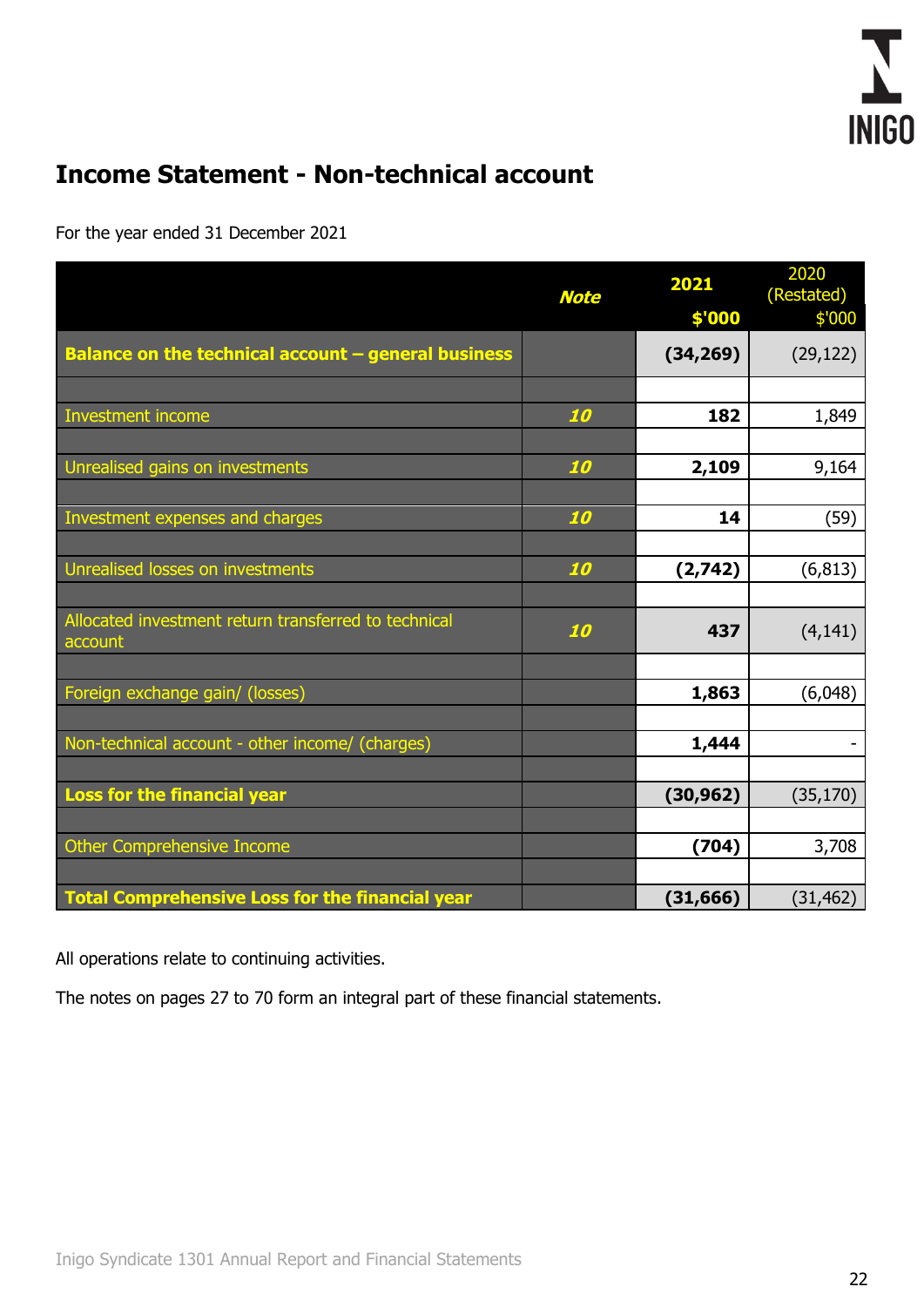# Income Statement - Non-technical account

For the year ended 31 December 2021

| | Note | 2021<br>$'000 | 2020 (Restated)<br>$'000 |
|---|---|---|---|
| **Balance on the technical account – general business** | | **(34,269)** | (29,122) |
| Investment income | 10 | **182** | 1,849 |
| Unrealised gains on investments | 10 | **2,109** | 9,164 |
| Investment expenses and charges | 10 | **14** | (59) |
| Unrealised losses on investments | 10 | **(2,742)** | (6,813) |
| Allocated investment return transferred to technical account | 10 | **437** | (4,141) |
| Foreign exchange gain/ (losses) | | **1,863** | (6,048) |
| Non-technical account - other income/ (charges) | | **1,444** | - |
| **Loss for the financial year** | | **(30,962)** | (35,170) |
| Other Comprehensive Income | | **(704)** | 3,708 |
| **Total Comprehensive Loss for the financial year** | | **(31,666)** | (31,462) |

All operations relate to continuing activities.

The notes on pages 27 to 70 form an integral part of these financial statements.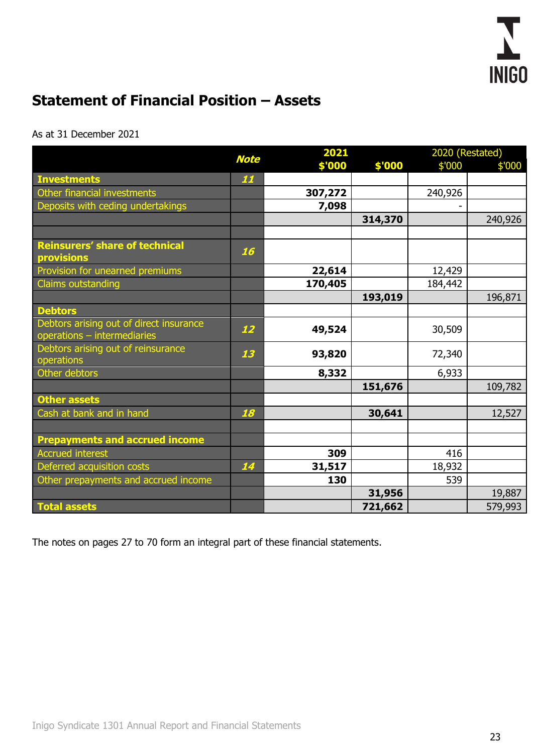# Statement of Financial Position – Assets

As at 31 December 2021

| | Note | 2021 $'000 | $'000 | 2020 (Restated) $'000 | $'000 |
|---|---|---|---|---|---|
| **Investments** | **11** | | | | |
| Other financial investments | | **307,272** | | 240,926 | |
| Deposits with ceding undertakings | | **7,098** | | - | |
| | | | **314,370** | | 240,926 |
| | | | | | |
| **Reinsurers' share of technical provisions** | **16** | | | | |
| Provision for unearned premiums | | **22,614** | | 12,429 | |
| Claims outstanding | | **170,405** | | 184,442 | |
| | | | **193,019** | | 196,871 |
| **Debtors** | | | | | |
| Debtors arising out of direct insurance operations – intermediaries | **12** | **49,524** | | 30,509 | |
| Debtors arising out of reinsurance operations | **13** | **93,820** | | 72,340 | |
| Other debtors | | **8,332** | | 6,933 | |
| | | | **151,676** | | 109,782 |
| **Other assets** | | | | | |
| Cash at bank and in hand | **18** | | **30,641** | | 12,527 |
| | | | | | |
| **Prepayments and accrued income** | | | | | |
| Accrued interest | | **309** | | 416 | |
| Deferred acquisition costs | **14** | **31,517** | | 18,932 | |
| Other prepayments and accrued income | | **130** | | 539 | |
| | | | **31,956** | | 19,887 |
| **Total assets** | | | **721,662** | | 579,993 |

The notes on pages 27 to 70 form an integral part of these financial statements.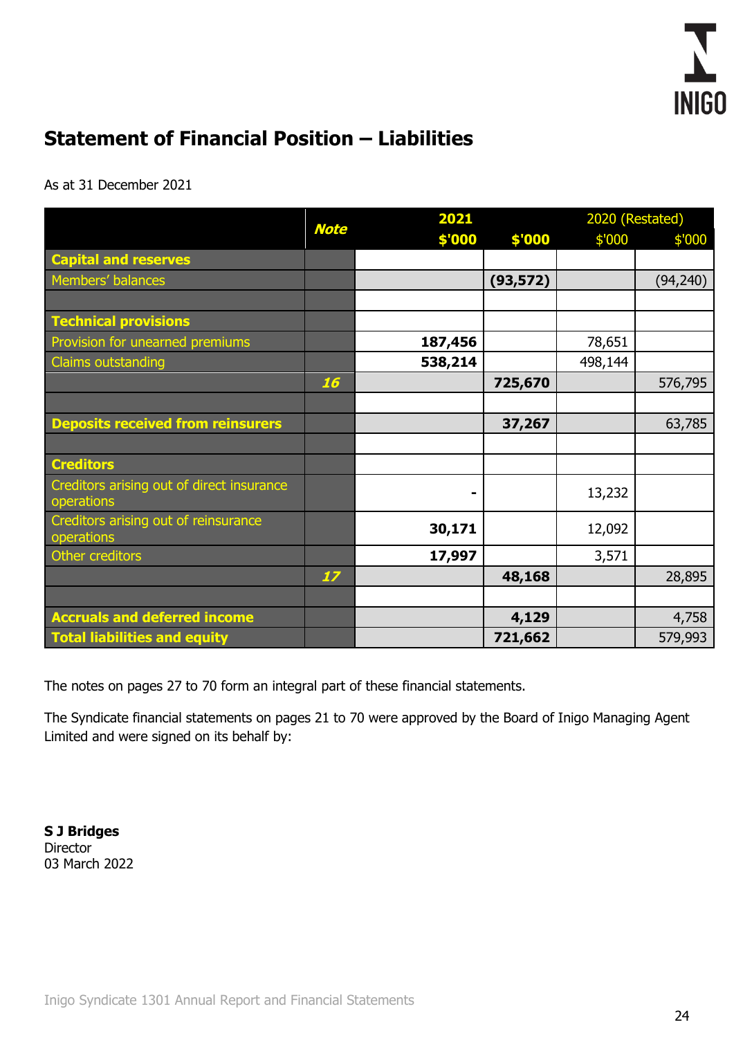## Statement of Financial Position – Liabilities

As at 31 December 2021

| | Note | 2021 | | 2020 (Restated) | |
|---|---|---|---|---|---|
| | | $'000 | $'000 | $'000 | $'000 |
| **Capital and reserves** | | | | | |
| Members' balances | | | **(93,572)** | | (94,240) |
| | | | | | |
| **Technical provisions** | | | | | |
| Provision for unearned premiums | | **187,456** | | 78,651 | |
| Claims outstanding | | **538,214** | | 498,144 | |
| | 16 | | **725,670** | | 576,795 |
| | | | | | |
| **Deposits received from reinsurers** | | | **37,267** | | 63,785 |
| | | | | | |
| **Creditors** | | | | | |
| Creditors arising out of direct insurance operations | | **-** | | 13,232 | |
| Creditors arising out of reinsurance operations | | **30,171** | | 12,092 | |
| Other creditors | | **17,997** | | 3,571 | |
| | 17 | | **48,168** | | 28,895 |
| | | | | | |
| **Accruals and deferred income** | | | **4,129** | | 4,758 |
| **Total liabilities and equity** | | | **721,662** | | 579,993 |

The notes on pages 27 to 70 form an integral part of these financial statements.

The Syndicate financial statements on pages 21 to 70 were approved by the Board of Inigo Managing Agent Limited and were signed on its behalf by:

**S J Bridges**
Director
03 March 2022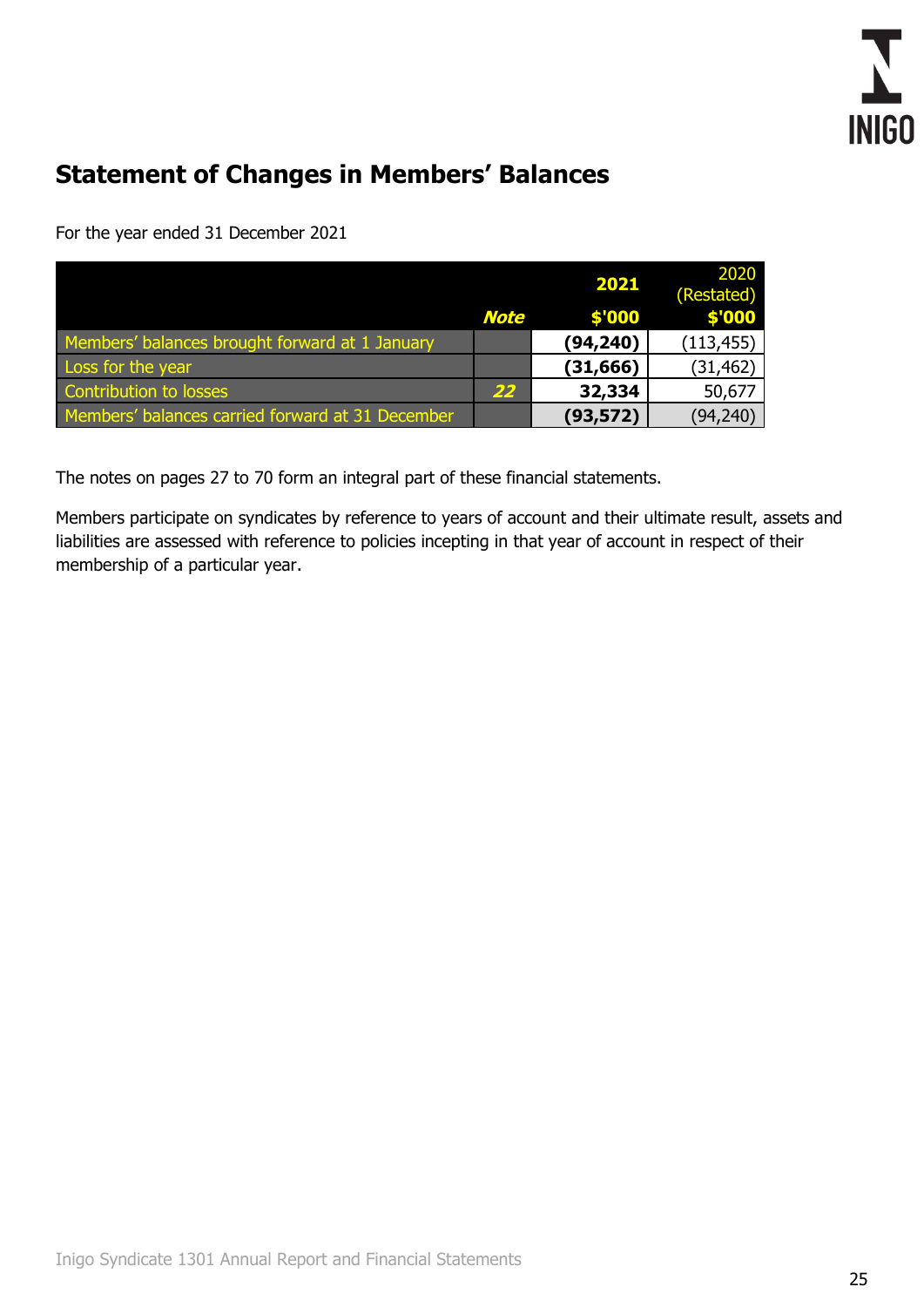## Statement of Changes in Members' Balances

For the year ended 31 December 2021

| | Note | 2021<br>$'000 | 2020 (Restated)<br>$'000 |
|---|---|---|---|
| Members' balances brought forward at 1 January | | **(94,240)** | (113,455) |
| Loss for the year | | **(31,666)** | (31,462) |
| Contribution to losses | 22 | **32,334** | 50,677 |
| Members' balances carried forward at 31 December | | **(93,572)** | (94,240) |

The notes on pages 27 to 70 form an integral part of these financial statements.

Members participate on syndicates by reference to years of account and their ultimate result, assets and liabilities are assessed with reference to policies incepting in that year of account in respect of their membership of a particular year.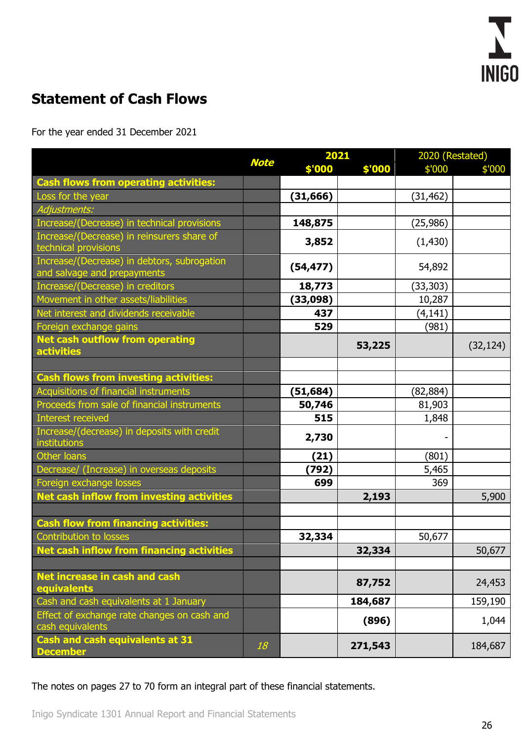## Statement of Cash Flows

For the year ended 31 December 2021

| | Note | 2021 | | 2020 (Restated) | |
|---|---|---|---|---|---|
| | | $'000 | $'000 | $'000 | $'000 |
| **Cash flows from operating activities:** | | | | | |
| Loss for the year | | **(31,666)** | | (31,462) | |
| *Adjustments:* | | | | | |
| Increase/(Decrease) in technical provisions | | **148,875** | | (25,986) | |
| Increase/(Decrease) in reinsurers share of technical provisions | | **3,852** | | (1,430) | |
| Increase/(Decrease) in debtors, subrogation and salvage and prepayments | | **(54,477)** | | 54,892 | |
| Increase/(Decrease) in creditors | | **18,773** | | (33,303) | |
| Movement in other assets/liabilities | | **(33,098)** | | 10,287 | |
| Net interest and dividends receivable | | **437** | | (4,141) | |
| Foreign exchange gains | | **529** | | (981) | |
| **Net cash outflow from operating activities** | | | **53,225** | | (32,124) |
| | | | | | |
| **Cash flows from investing activities:** | | | | | |
| Acquisitions of financial instruments | | **(51,684)** | | (82,884) | |
| Proceeds from sale of financial instruments | | **50,746** | | 81,903 | |
| Interest received | | **515** | | 1,848 | |
| Increase/(decrease) in deposits with credit institutions | | **2,730** | | - | |
| Other loans | | **(21)** | | (801) | |
| Decrease/ (Increase) in overseas deposits | | **(792)** | | 5,465 | |
| Foreign exchange losses | | **699** | | 369 | |
| **Net cash inflow from investing activities** | | | **2,193** | | 5,900 |
| | | | | | |
| **Cash flow from financing activities:** | | | | | |
| Contribution to losses | | **32,334** | | 50,677 | |
| **Net cash inflow from financing activities** | | | **32,334** | | 50,677 |
| | | | | | |
| **Net increase in cash and cash equivalents** | | | **87,752** | | 24,453 |
| Cash and cash equivalents at 1 January | | | **184,687** | | 159,190 |
| Effect of exchange rate changes on cash and cash equivalents | | | **(896)** | | 1,044 |
| **Cash and cash equivalents at 31 December** | *18* | | **271,543** | | 184,687 |

The notes on pages 27 to 70 form an integral part of these financial statements.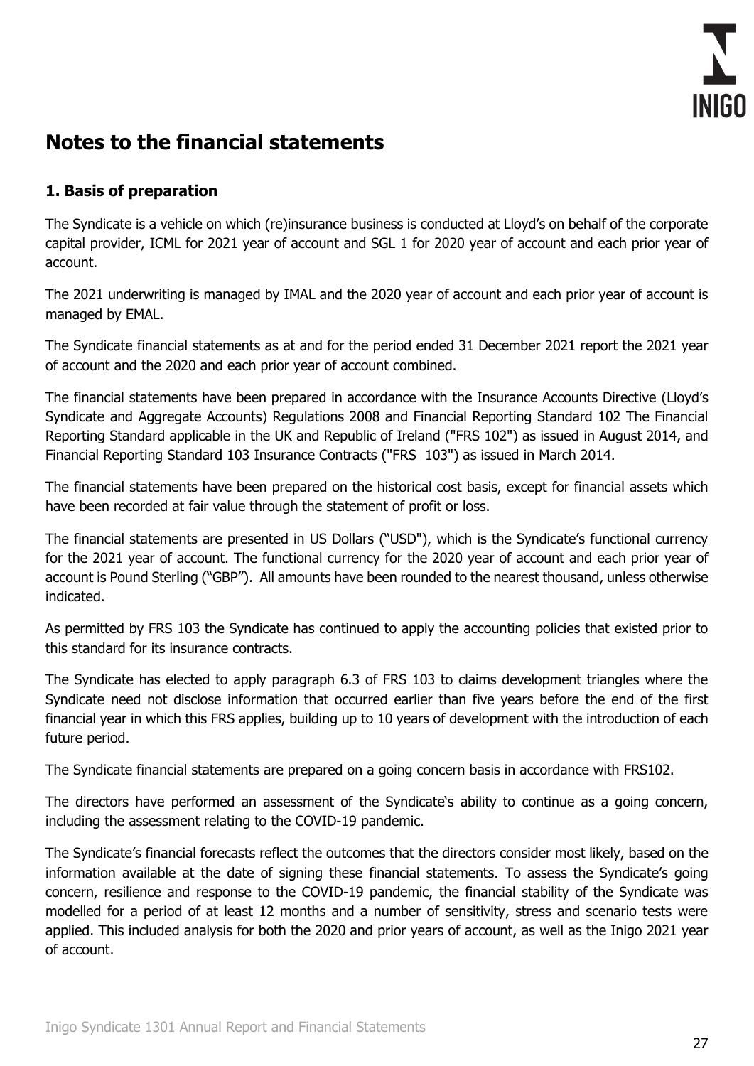# Notes to the financial statements

## 1. Basis of preparation

The Syndicate is a vehicle on which (re)insurance business is conducted at Lloyd's on behalf of the corporate capital provider, ICML for 2021 year of account and SGL 1 for 2020 year of account and each prior year of account.

The 2021 underwriting is managed by IMAL and the 2020 year of account and each prior year of account is managed by EMAL.

The Syndicate financial statements as at and for the period ended 31 December 2021 report the 2021 year of account and the 2020 and each prior year of account combined.

The financial statements have been prepared in accordance with the Insurance Accounts Directive (Lloyd's Syndicate and Aggregate Accounts) Regulations 2008 and Financial Reporting Standard 102 The Financial Reporting Standard applicable in the UK and Republic of Ireland ("FRS 102") as issued in August 2014, and Financial Reporting Standard 103 Insurance Contracts ("FRS 103") as issued in March 2014.

The financial statements have been prepared on the historical cost basis, except for financial assets which have been recorded at fair value through the statement of profit or loss.

The financial statements are presented in US Dollars ("USD"), which is the Syndicate's functional currency for the 2021 year of account. The functional currency for the 2020 year of account and each prior year of account is Pound Sterling ("GBP"). All amounts have been rounded to the nearest thousand, unless otherwise indicated.

As permitted by FRS 103 the Syndicate has continued to apply the accounting policies that existed prior to this standard for its insurance contracts.

The Syndicate has elected to apply paragraph 6.3 of FRS 103 to claims development triangles where the Syndicate need not disclose information that occurred earlier than five years before the end of the first financial year in which this FRS applies, building up to 10 years of development with the introduction of each future period.

The Syndicate financial statements are prepared on a going concern basis in accordance with FRS102.

The directors have performed an assessment of the Syndicate's ability to continue as a going concern, including the assessment relating to the COVID-19 pandemic.

The Syndicate's financial forecasts reflect the outcomes that the directors consider most likely, based on the information available at the date of signing these financial statements. To assess the Syndicate's going concern, resilience and response to the COVID-19 pandemic, the financial stability of the Syndicate was modelled for a period of at least 12 months and a number of sensitivity, stress and scenario tests were applied. This included analysis for both the 2020 and prior years of account, as well as the Inigo 2021 year of account.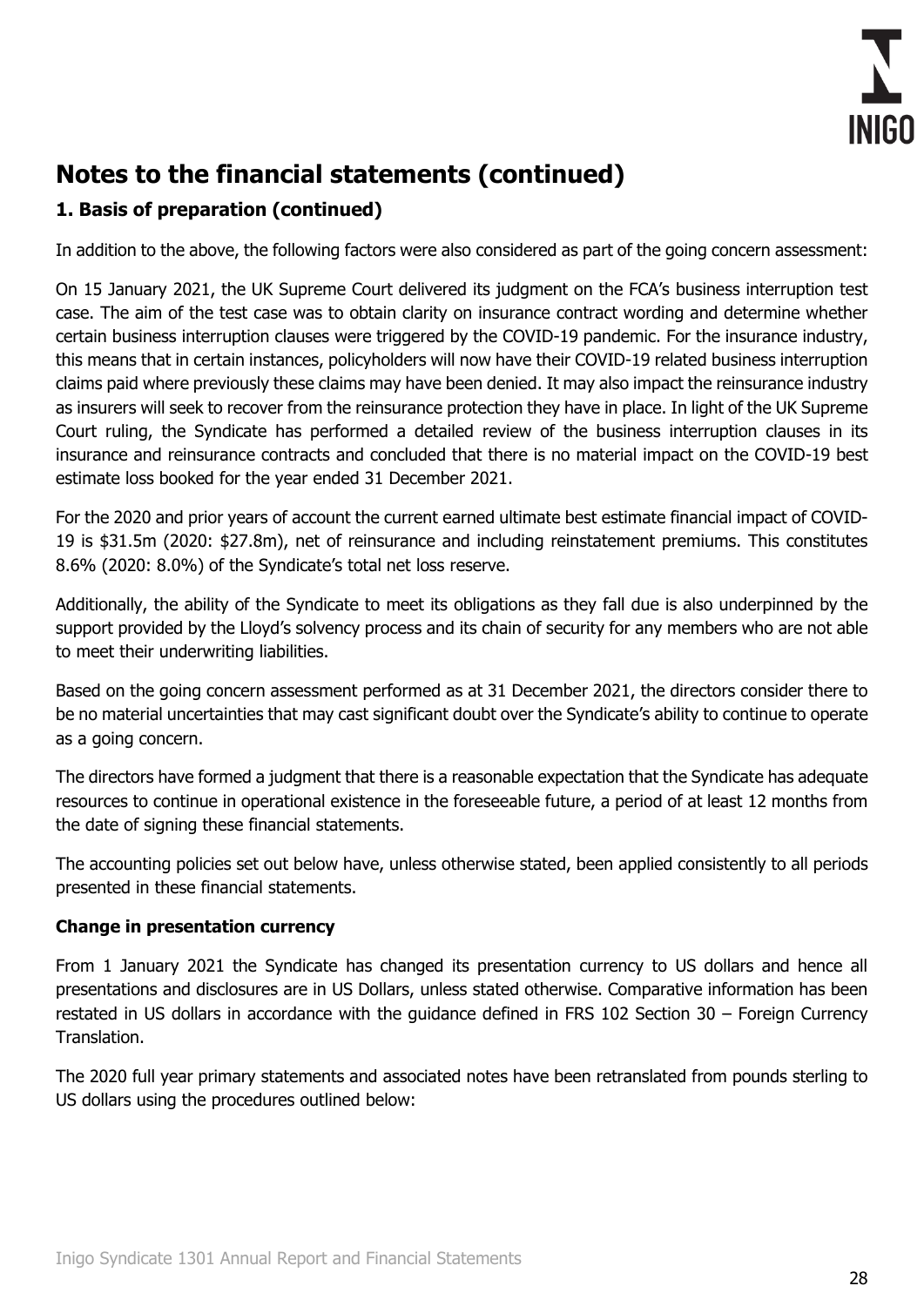# Notes to the financial statements (continued)

## 1. Basis of preparation (continued)

In addition to the above, the following factors were also considered as part of the going concern assessment:

On 15 January 2021, the UK Supreme Court delivered its judgment on the FCA's business interruption test case. The aim of the test case was to obtain clarity on insurance contract wording and determine whether certain business interruption clauses were triggered by the COVID-19 pandemic. For the insurance industry, this means that in certain instances, policyholders will now have their COVID-19 related business interruption claims paid where previously these claims may have been denied. It may also impact the reinsurance industry as insurers will seek to recover from the reinsurance protection they have in place. In light of the UK Supreme Court ruling, the Syndicate has performed a detailed review of the business interruption clauses in its insurance and reinsurance contracts and concluded that there is no material impact on the COVID-19 best estimate loss booked for the year ended 31 December 2021.

For the 2020 and prior years of account the current earned ultimate best estimate financial impact of COVID-19 is $31.5m (2020: $27.8m), net of reinsurance and including reinstatement premiums. This constitutes 8.6% (2020: 8.0%) of the Syndicate's total net loss reserve.

Additionally, the ability of the Syndicate to meet its obligations as they fall due is also underpinned by the support provided by the Lloyd's solvency process and its chain of security for any members who are not able to meet their underwriting liabilities.

Based on the going concern assessment performed as at 31 December 2021, the directors consider there to be no material uncertainties that may cast significant doubt over the Syndicate's ability to continue to operate as a going concern.

The directors have formed a judgment that there is a reasonable expectation that the Syndicate has adequate resources to continue in operational existence in the foreseeable future, a period of at least 12 months from the date of signing these financial statements.

The accounting policies set out below have, unless otherwise stated, been applied consistently to all periods presented in these financial statements.

**Change in presentation currency**

From 1 January 2021 the Syndicate has changed its presentation currency to US dollars and hence all presentations and disclosures are in US Dollars, unless stated otherwise. Comparative information has been restated in US dollars in accordance with the guidance defined in FRS 102 Section 30 – Foreign Currency Translation.

The 2020 full year primary statements and associated notes have been retranslated from pounds sterling to US dollars using the procedures outlined below: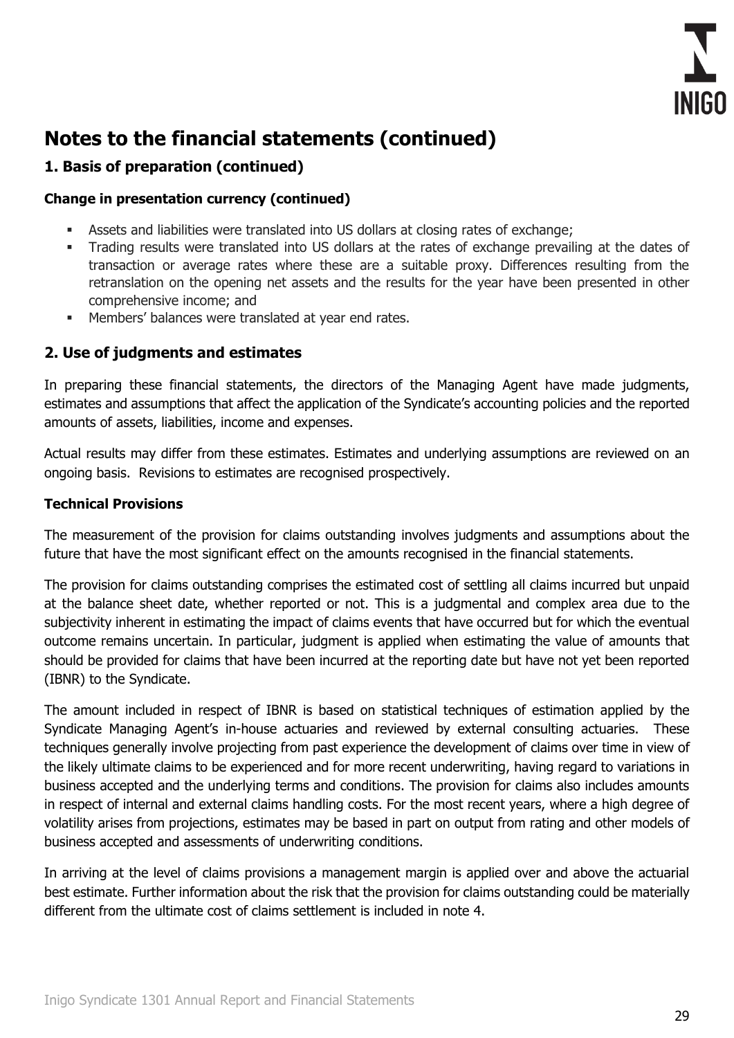# Notes to the financial statements (continued)

## 1. Basis of preparation (continued)

### Change in presentation currency (continued)

- Assets and liabilities were translated into US dollars at closing rates of exchange;
- Trading results were translated into US dollars at the rates of exchange prevailing at the dates of transaction or average rates where these are a suitable proxy. Differences resulting from the retranslation on the opening net assets and the results for the year have been presented in other comprehensive income; and
- Members' balances were translated at year end rates.

## 2. Use of judgments and estimates

In preparing these financial statements, the directors of the Managing Agent have made judgments, estimates and assumptions that affect the application of the Syndicate's accounting policies and the reported amounts of assets, liabilities, income and expenses.

Actual results may differ from these estimates. Estimates and underlying assumptions are reviewed on an ongoing basis. Revisions to estimates are recognised prospectively.

### Technical Provisions

The measurement of the provision for claims outstanding involves judgments and assumptions about the future that have the most significant effect on the amounts recognised in the financial statements.

The provision for claims outstanding comprises the estimated cost of settling all claims incurred but unpaid at the balance sheet date, whether reported or not. This is a judgmental and complex area due to the subjectivity inherent in estimating the impact of claims events that have occurred but for which the eventual outcome remains uncertain. In particular, judgment is applied when estimating the value of amounts that should be provided for claims that have been incurred at the reporting date but have not yet been reported (IBNR) to the Syndicate.

The amount included in respect of IBNR is based on statistical techniques of estimation applied by the Syndicate Managing Agent's in-house actuaries and reviewed by external consulting actuaries. These techniques generally involve projecting from past experience the development of claims over time in view of the likely ultimate claims to be experienced and for more recent underwriting, having regard to variations in business accepted and the underlying terms and conditions. The provision for claims also includes amounts in respect of internal and external claims handling costs. For the most recent years, where a high degree of volatility arises from projections, estimates may be based in part on output from rating and other models of business accepted and assessments of underwriting conditions.

In arriving at the level of claims provisions a management margin is applied over and above the actuarial best estimate. Further information about the risk that the provision for claims outstanding could be materially different from the ultimate cost of claims settlement is included in note 4.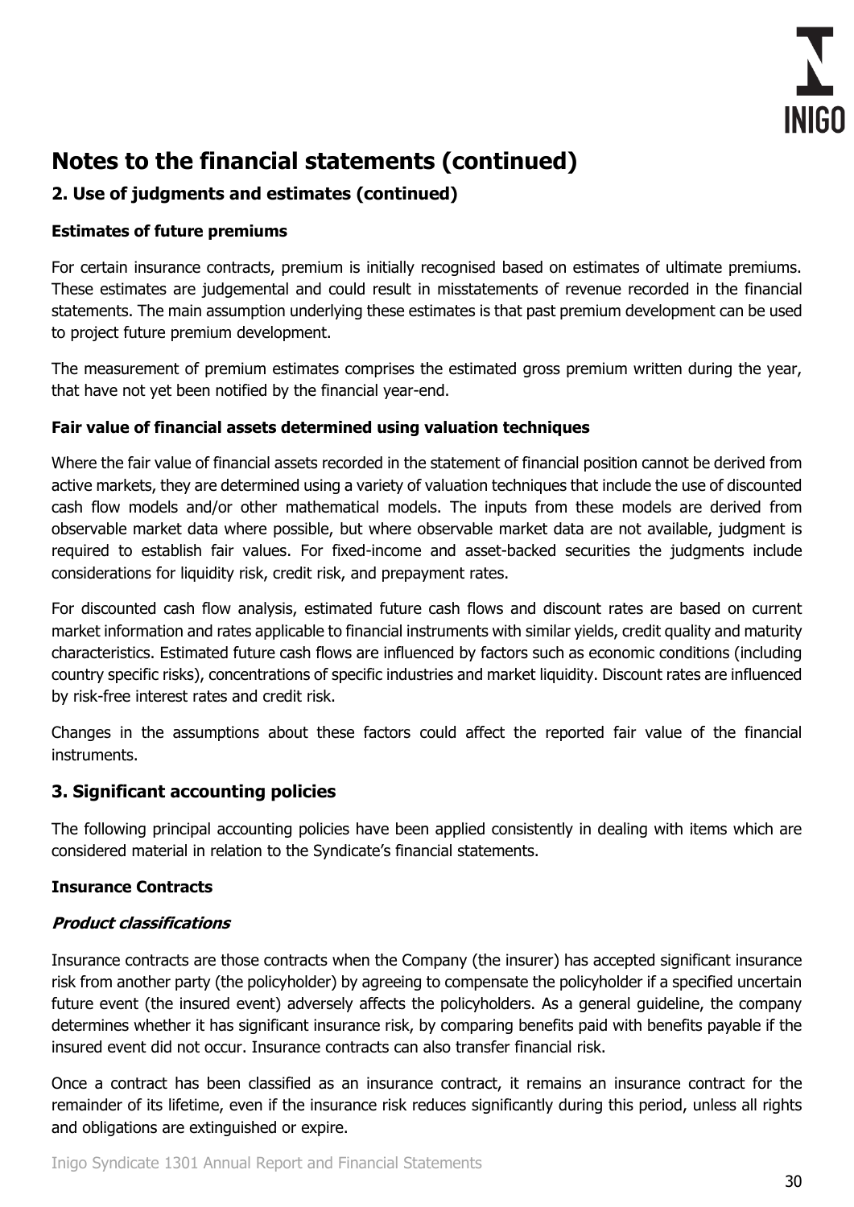# Notes to the financial statements (continued)

## 2. Use of judgments and estimates (continued)

### Estimates of future premiums

For certain insurance contracts, premium is initially recognised based on estimates of ultimate premiums. These estimates are judgemental and could result in misstatements of revenue recorded in the financial statements. The main assumption underlying these estimates is that past premium development can be used to project future premium development.

The measurement of premium estimates comprises the estimated gross premium written during the year, that have not yet been notified by the financial year-end.

### Fair value of financial assets determined using valuation techniques

Where the fair value of financial assets recorded in the statement of financial position cannot be derived from active markets, they are determined using a variety of valuation techniques that include the use of discounted cash flow models and/or other mathematical models. The inputs from these models are derived from observable market data where possible, but where observable market data are not available, judgment is required to establish fair values. For fixed-income and asset-backed securities the judgments include considerations for liquidity risk, credit risk, and prepayment rates.

For discounted cash flow analysis, estimated future cash flows and discount rates are based on current market information and rates applicable to financial instruments with similar yields, credit quality and maturity characteristics. Estimated future cash flows are influenced by factors such as economic conditions (including country specific risks), concentrations of specific industries and market liquidity. Discount rates are influenced by risk-free interest rates and credit risk.

Changes in the assumptions about these factors could affect the reported fair value of the financial instruments.

## 3. Significant accounting policies

The following principal accounting policies have been applied consistently in dealing with items which are considered material in relation to the Syndicate's financial statements.

### Insurance Contracts

#### *Product classifications*

Insurance contracts are those contracts when the Company (the insurer) has accepted significant insurance risk from another party (the policyholder) by agreeing to compensate the policyholder if a specified uncertain future event (the insured event) adversely affects the policyholders. As a general guideline, the company determines whether it has significant insurance risk, by comparing benefits paid with benefits payable if the insured event did not occur. Insurance contracts can also transfer financial risk.

Once a contract has been classified as an insurance contract, it remains an insurance contract for the remainder of its lifetime, even if the insurance risk reduces significantly during this period, unless all rights and obligations are extinguished or expire.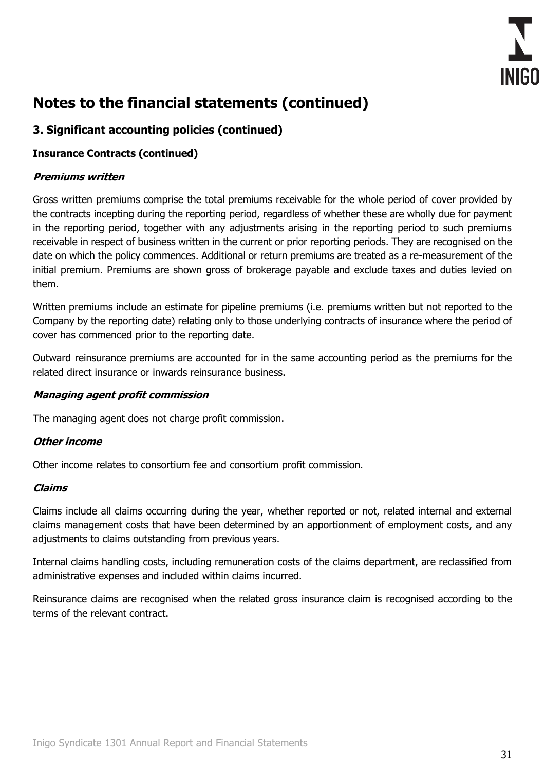# Notes to the financial statements (continued)

## 3. Significant accounting policies (continued)

### Insurance Contracts (continued)

***Premiums written***

Gross written premiums comprise the total premiums receivable for the whole period of cover provided by the contracts incepting during the reporting period, regardless of whether these are wholly due for payment in the reporting period, together with any adjustments arising in the reporting period to such premiums receivable in respect of business written in the current or prior reporting periods. They are recognised on the date on which the policy commences. Additional or return premiums are treated as a re-measurement of the initial premium. Premiums are shown gross of brokerage payable and exclude taxes and duties levied on them.

Written premiums include an estimate for pipeline premiums (i.e. premiums written but not reported to the Company by the reporting date) relating only to those underlying contracts of insurance where the period of cover has commenced prior to the reporting date.

Outward reinsurance premiums are accounted for in the same accounting period as the premiums for the related direct insurance or inwards reinsurance business.

***Managing agent profit commission***

The managing agent does not charge profit commission.

***Other income***

Other income relates to consortium fee and consortium profit commission.

***Claims***

Claims include all claims occurring during the year, whether reported or not, related internal and external claims management costs that have been determined by an apportionment of employment costs, and any adjustments to claims outstanding from previous years.

Internal claims handling costs, including remuneration costs of the claims department, are reclassified from administrative expenses and included within claims incurred.

Reinsurance claims are recognised when the related gross insurance claim is recognised according to the terms of the relevant contract.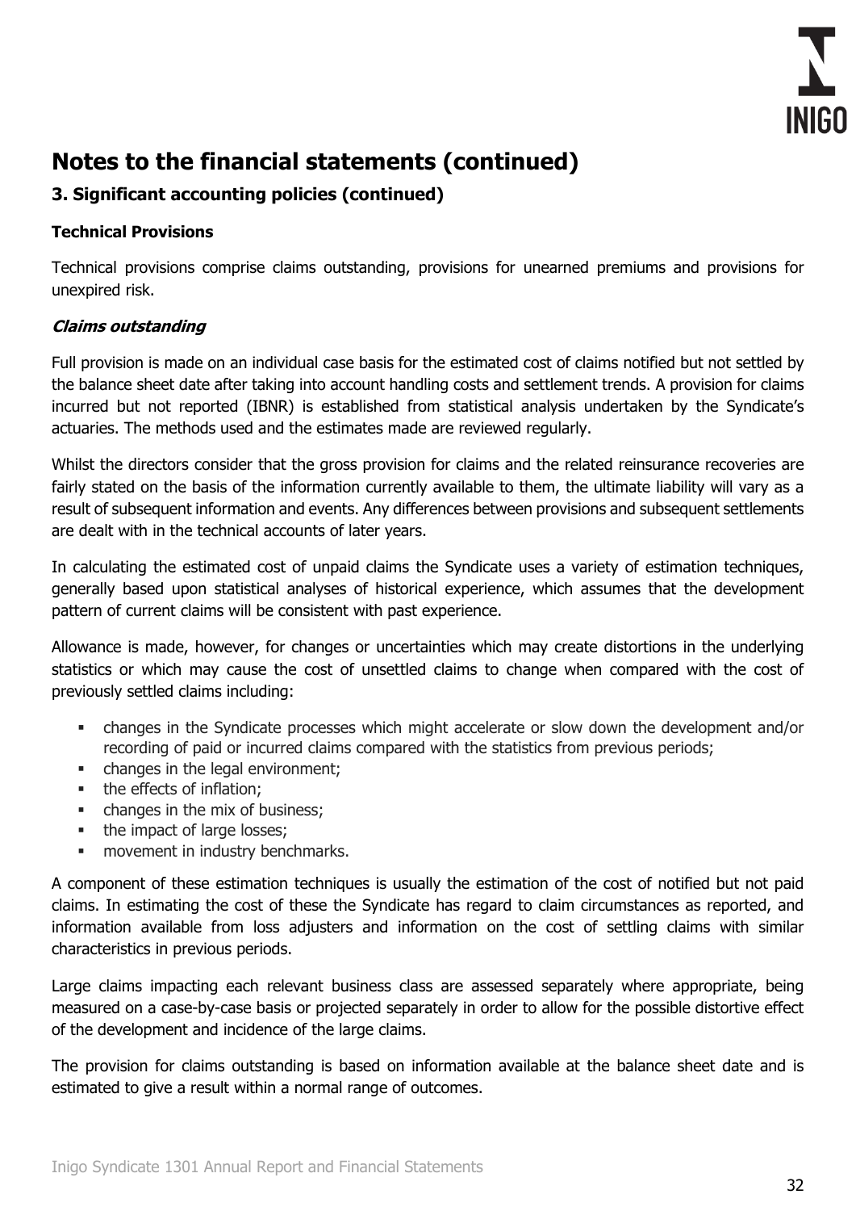# Notes to the financial statements (continued)

## 3. Significant accounting policies (continued)

### Technical Provisions

Technical provisions comprise claims outstanding, provisions for unearned premiums and provisions for unexpired risk.

***Claims outstanding***

Full provision is made on an individual case basis for the estimated cost of claims notified but not settled by the balance sheet date after taking into account handling costs and settlement trends. A provision for claims incurred but not reported (IBNR) is established from statistical analysis undertaken by the Syndicate's actuaries. The methods used and the estimates made are reviewed regularly.

Whilst the directors consider that the gross provision for claims and the related reinsurance recoveries are fairly stated on the basis of the information currently available to them, the ultimate liability will vary as a result of subsequent information and events. Any differences between provisions and subsequent settlements are dealt with in the technical accounts of later years.

In calculating the estimated cost of unpaid claims the Syndicate uses a variety of estimation techniques, generally based upon statistical analyses of historical experience, which assumes that the development pattern of current claims will be consistent with past experience.

Allowance is made, however, for changes or uncertainties which may create distortions in the underlying statistics or which may cause the cost of unsettled claims to change when compared with the cost of previously settled claims including:

- changes in the Syndicate processes which might accelerate or slow down the development and/or recording of paid or incurred claims compared with the statistics from previous periods;
- changes in the legal environment;
- the effects of inflation;
- changes in the mix of business;
- the impact of large losses;
- movement in industry benchmarks.

A component of these estimation techniques is usually the estimation of the cost of notified but not paid claims. In estimating the cost of these the Syndicate has regard to claim circumstances as reported, and information available from loss adjusters and information on the cost of settling claims with similar characteristics in previous periods.

Large claims impacting each relevant business class are assessed separately where appropriate, being measured on a case-by-case basis or projected separately in order to allow for the possible distortive effect of the development and incidence of the large claims.

The provision for claims outstanding is based on information available at the balance sheet date and is estimated to give a result within a normal range of outcomes.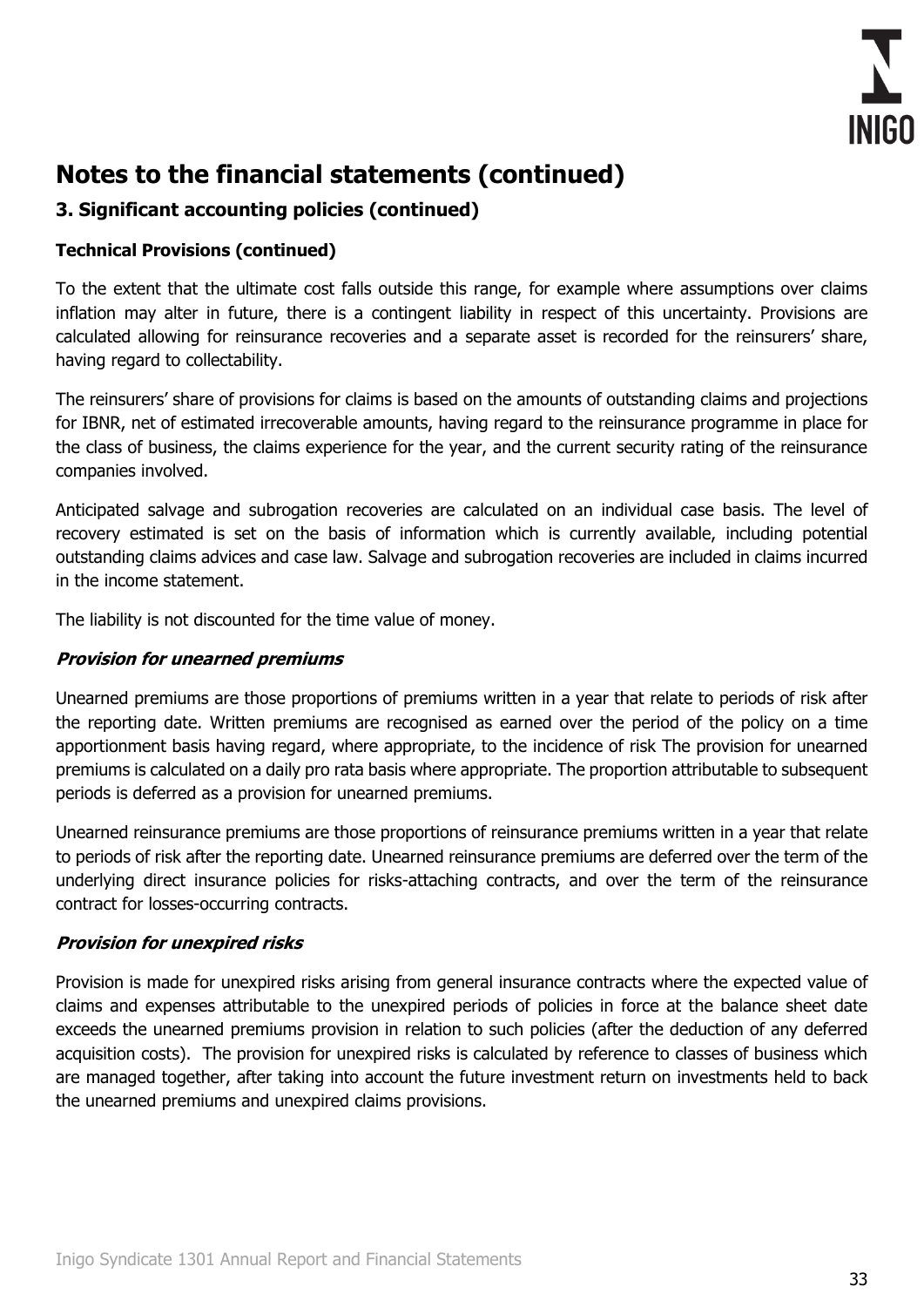# Notes to the financial statements (continued)

## 3. Significant accounting policies (continued)

### Technical Provisions (continued)

To the extent that the ultimate cost falls outside this range, for example where assumptions over claims inflation may alter in future, there is a contingent liability in respect of this uncertainty. Provisions are calculated allowing for reinsurance recoveries and a separate asset is recorded for the reinsurers' share, having regard to collectability.

The reinsurers' share of provisions for claims is based on the amounts of outstanding claims and projections for IBNR, net of estimated irrecoverable amounts, having regard to the reinsurance programme in place for the class of business, the claims experience for the year, and the current security rating of the reinsurance companies involved.

Anticipated salvage and subrogation recoveries are calculated on an individual case basis. The level of recovery estimated is set on the basis of information which is currently available, including potential outstanding claims advices and case law. Salvage and subrogation recoveries are included in claims incurred in the income statement.

The liability is not discounted for the time value of money.

#### *Provision for unearned premiums*

Unearned premiums are those proportions of premiums written in a year that relate to periods of risk after the reporting date. Written premiums are recognised as earned over the period of the policy on a time apportionment basis having regard, where appropriate, to the incidence of risk The provision for unearned premiums is calculated on a daily pro rata basis where appropriate. The proportion attributable to subsequent periods is deferred as a provision for unearned premiums.

Unearned reinsurance premiums are those proportions of reinsurance premiums written in a year that relate to periods of risk after the reporting date. Unearned reinsurance premiums are deferred over the term of the underlying direct insurance policies for risks-attaching contracts, and over the term of the reinsurance contract for losses-occurring contracts.

#### *Provision for unexpired risks*

Provision is made for unexpired risks arising from general insurance contracts where the expected value of claims and expenses attributable to the unexpired periods of policies in force at the balance sheet date exceeds the unearned premiums provision in relation to such policies (after the deduction of any deferred acquisition costs). The provision for unexpired risks is calculated by reference to classes of business which are managed together, after taking into account the future investment return on investments held to back the unearned premiums and unexpired claims provisions.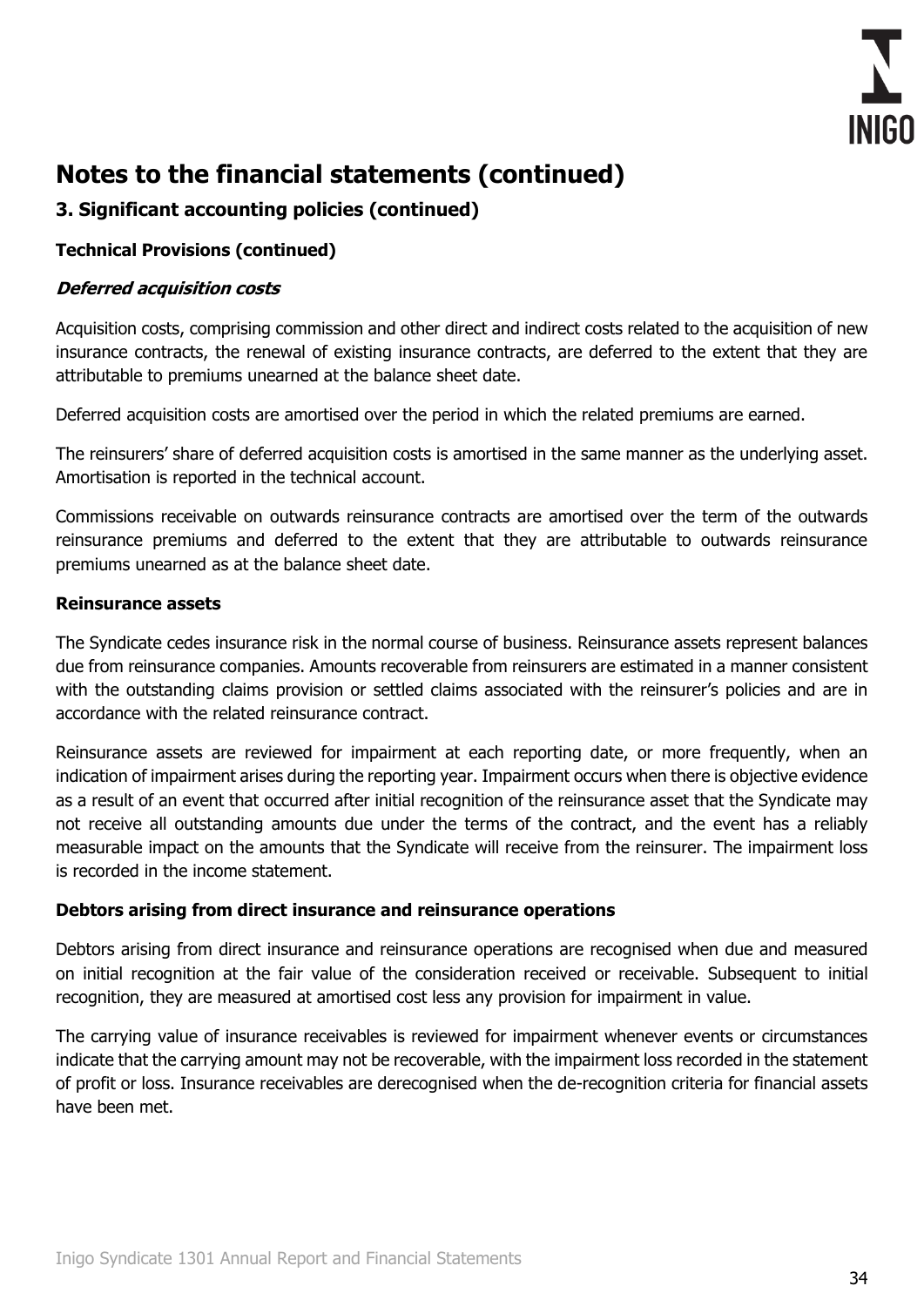# Notes to the financial statements (continued)

## 3. Significant accounting policies (continued)

### Technical Provisions (continued)

#### *Deferred acquisition costs*

Acquisition costs, comprising commission and other direct and indirect costs related to the acquisition of new insurance contracts, the renewal of existing insurance contracts, are deferred to the extent that they are attributable to premiums unearned at the balance sheet date.

Deferred acquisition costs are amortised over the period in which the related premiums are earned.

The reinsurers' share of deferred acquisition costs is amortised in the same manner as the underlying asset. Amortisation is reported in the technical account.

Commissions receivable on outwards reinsurance contracts are amortised over the term of the outwards reinsurance premiums and deferred to the extent that they are attributable to outwards reinsurance premiums unearned as at the balance sheet date.

### Reinsurance assets

The Syndicate cedes insurance risk in the normal course of business. Reinsurance assets represent balances due from reinsurance companies. Amounts recoverable from reinsurers are estimated in a manner consistent with the outstanding claims provision or settled claims associated with the reinsurer's policies and are in accordance with the related reinsurance contract.

Reinsurance assets are reviewed for impairment at each reporting date, or more frequently, when an indication of impairment arises during the reporting year. Impairment occurs when there is objective evidence as a result of an event that occurred after initial recognition of the reinsurance asset that the Syndicate may not receive all outstanding amounts due under the terms of the contract, and the event has a reliably measurable impact on the amounts that the Syndicate will receive from the reinsurer. The impairment loss is recorded in the income statement.

### Debtors arising from direct insurance and reinsurance operations

Debtors arising from direct insurance and reinsurance operations are recognised when due and measured on initial recognition at the fair value of the consideration received or receivable. Subsequent to initial recognition, they are measured at amortised cost less any provision for impairment in value.

The carrying value of insurance receivables is reviewed for impairment whenever events or circumstances indicate that the carrying amount may not be recoverable, with the impairment loss recorded in the statement of profit or loss. Insurance receivables are derecognised when the de-recognition criteria for financial assets have been met.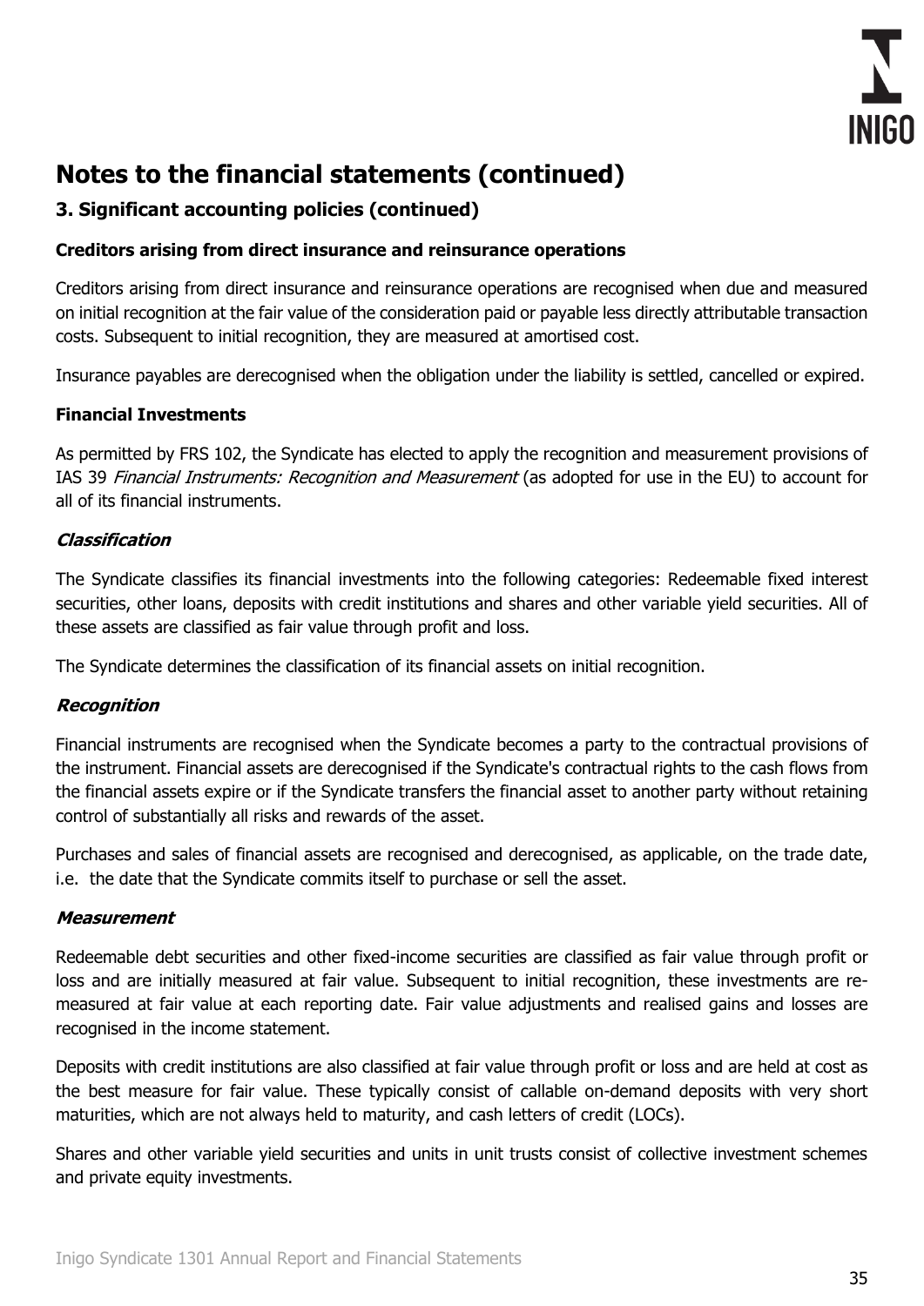# Notes to the financial statements (continued)

## 3. Significant accounting policies (continued)

### Creditors arising from direct insurance and reinsurance operations

Creditors arising from direct insurance and reinsurance operations are recognised when due and measured on initial recognition at the fair value of the consideration paid or payable less directly attributable transaction costs. Subsequent to initial recognition, they are measured at amortised cost.

Insurance payables are derecognised when the obligation under the liability is settled, cancelled or expired.

### Financial Investments

As permitted by FRS 102, the Syndicate has elected to apply the recognition and measurement provisions of IAS 39 *Financial Instruments: Recognition and Measurement* (as adopted for use in the EU) to account for all of its financial instruments.

***Classification***

The Syndicate classifies its financial investments into the following categories: Redeemable fixed interest securities, other loans, deposits with credit institutions and shares and other variable yield securities. All of these assets are classified as fair value through profit and loss.

The Syndicate determines the classification of its financial assets on initial recognition.

***Recognition***

Financial instruments are recognised when the Syndicate becomes a party to the contractual provisions of the instrument. Financial assets are derecognised if the Syndicate's contractual rights to the cash flows from the financial assets expire or if the Syndicate transfers the financial asset to another party without retaining control of substantially all risks and rewards of the asset.

Purchases and sales of financial assets are recognised and derecognised, as applicable, on the trade date, i.e. the date that the Syndicate commits itself to purchase or sell the asset.

***Measurement***

Redeemable debt securities and other fixed-income securities are classified as fair value through profit or loss and are initially measured at fair value. Subsequent to initial recognition, these investments are re-measured at fair value at each reporting date. Fair value adjustments and realised gains and losses are recognised in the income statement.

Deposits with credit institutions are also classified at fair value through profit or loss and are held at cost as the best measure for fair value. These typically consist of callable on-demand deposits with very short maturities, which are not always held to maturity, and cash letters of credit (LOCs).

Shares and other variable yield securities and units in unit trusts consist of collective investment schemes and private equity investments.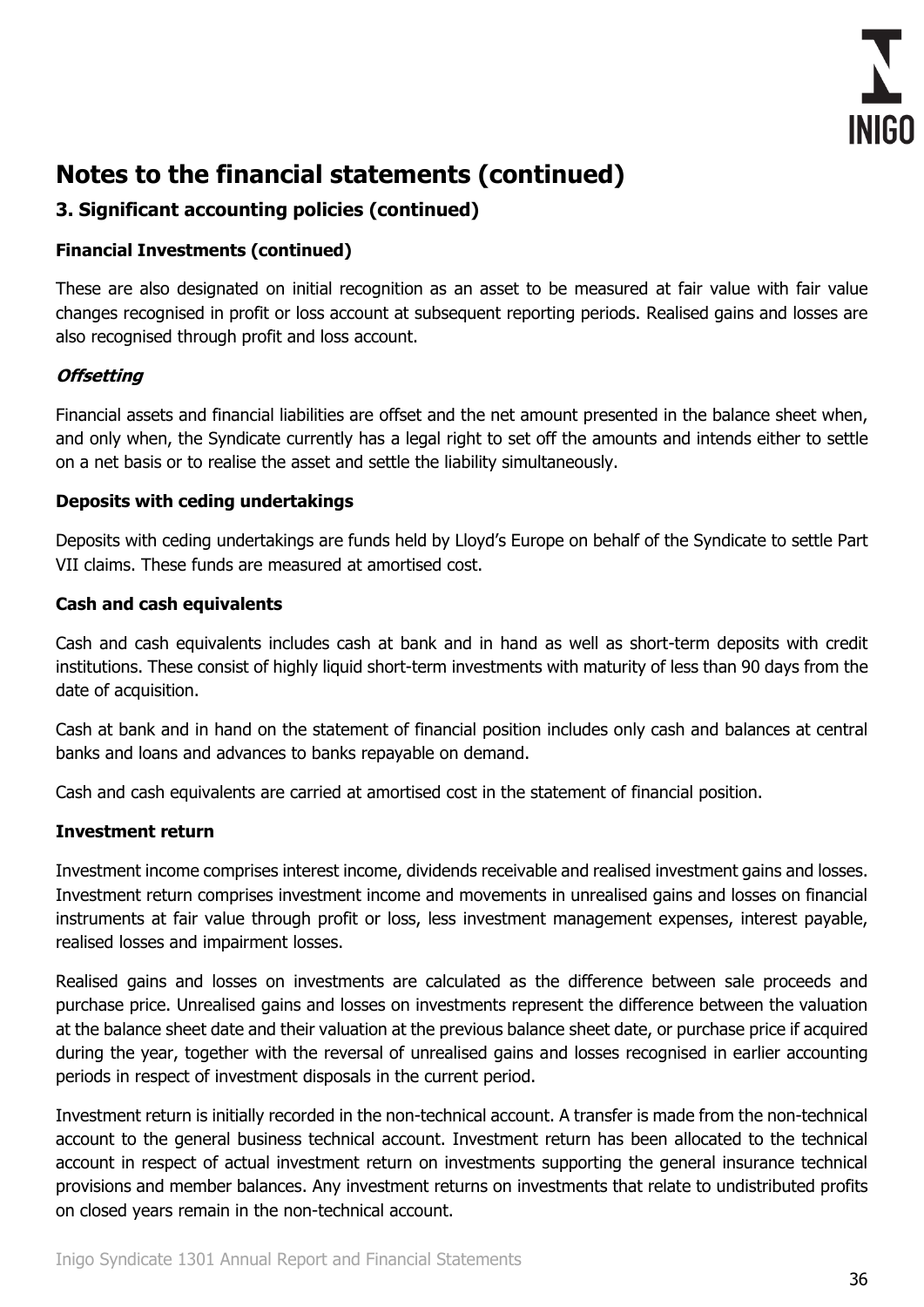# Notes to the financial statements (continued)

## 3. Significant accounting policies (continued)

### Financial Investments (continued)

These are also designated on initial recognition as an asset to be measured at fair value with fair value changes recognised in profit or loss account at subsequent reporting periods. Realised gains and losses are also recognised through profit and loss account.

***Offsetting***

Financial assets and financial liabilities are offset and the net amount presented in the balance sheet when, and only when, the Syndicate currently has a legal right to set off the amounts and intends either to settle on a net basis or to realise the asset and settle the liability simultaneously.

### Deposits with ceding undertakings

Deposits with ceding undertakings are funds held by Lloyd's Europe on behalf of the Syndicate to settle Part VII claims. These funds are measured at amortised cost.

### Cash and cash equivalents

Cash and cash equivalents includes cash at bank and in hand as well as short-term deposits with credit institutions. These consist of highly liquid short-term investments with maturity of less than 90 days from the date of acquisition.

Cash at bank and in hand on the statement of financial position includes only cash and balances at central banks and loans and advances to banks repayable on demand.

Cash and cash equivalents are carried at amortised cost in the statement of financial position.

### Investment return

Investment income comprises interest income, dividends receivable and realised investment gains and losses. Investment return comprises investment income and movements in unrealised gains and losses on financial instruments at fair value through profit or loss, less investment management expenses, interest payable, realised losses and impairment losses.

Realised gains and losses on investments are calculated as the difference between sale proceeds and purchase price. Unrealised gains and losses on investments represent the difference between the valuation at the balance sheet date and their valuation at the previous balance sheet date, or purchase price if acquired during the year, together with the reversal of unrealised gains and losses recognised in earlier accounting periods in respect of investment disposals in the current period.

Investment return is initially recorded in the non-technical account. A transfer is made from the non-technical account to the general business technical account. Investment return has been allocated to the technical account in respect of actual investment return on investments supporting the general insurance technical provisions and member balances. Any investment returns on investments that relate to undistributed profits on closed years remain in the non-technical account.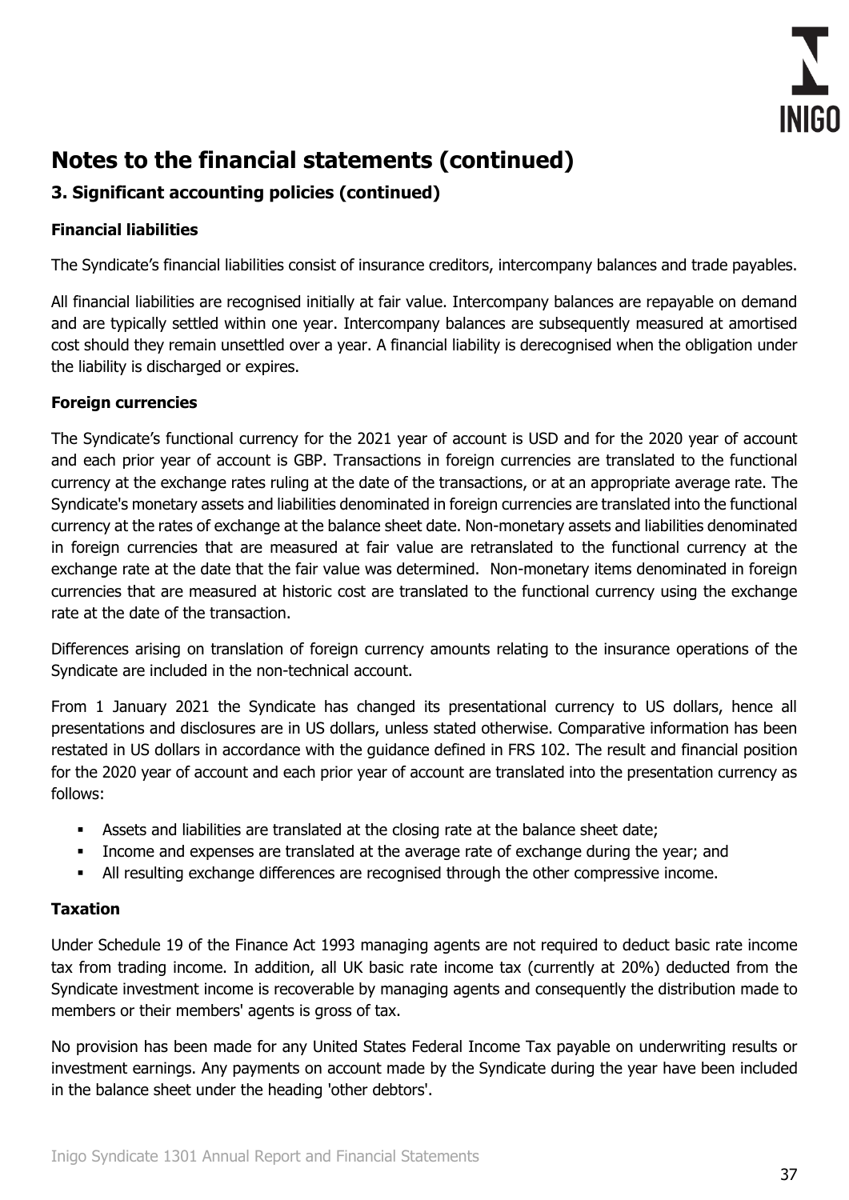# Notes to the financial statements (continued)

## 3. Significant accounting policies (continued)

### Financial liabilities

The Syndicate's financial liabilities consist of insurance creditors, intercompany balances and trade payables.

All financial liabilities are recognised initially at fair value. Intercompany balances are repayable on demand and are typically settled within one year. Intercompany balances are subsequently measured at amortised cost should they remain unsettled over a year. A financial liability is derecognised when the obligation under the liability is discharged or expires.

### Foreign currencies

The Syndicate's functional currency for the 2021 year of account is USD and for the 2020 year of account and each prior year of account is GBP. Transactions in foreign currencies are translated to the functional currency at the exchange rates ruling at the date of the transactions, or at an appropriate average rate. The Syndicate's monetary assets and liabilities denominated in foreign currencies are translated into the functional currency at the rates of exchange at the balance sheet date. Non-monetary assets and liabilities denominated in foreign currencies that are measured at fair value are retranslated to the functional currency at the exchange rate at the date that the fair value was determined. Non-monetary items denominated in foreign currencies that are measured at historic cost are translated to the functional currency using the exchange rate at the date of the transaction.

Differences arising on translation of foreign currency amounts relating to the insurance operations of the Syndicate are included in the non-technical account.

From 1 January 2021 the Syndicate has changed its presentational currency to US dollars, hence all presentations and disclosures are in US dollars, unless stated otherwise. Comparative information has been restated in US dollars in accordance with the guidance defined in FRS 102. The result and financial position for the 2020 year of account and each prior year of account are translated into the presentation currency as follows:

- Assets and liabilities are translated at the closing rate at the balance sheet date;
- Income and expenses are translated at the average rate of exchange during the year; and
- All resulting exchange differences are recognised through the other compressive income.

### Taxation

Under Schedule 19 of the Finance Act 1993 managing agents are not required to deduct basic rate income tax from trading income. In addition, all UK basic rate income tax (currently at 20%) deducted from the Syndicate investment income is recoverable by managing agents and consequently the distribution made to members or their members' agents is gross of tax.

No provision has been made for any United States Federal Income Tax payable on underwriting results or investment earnings. Any payments on account made by the Syndicate during the year have been included in the balance sheet under the heading 'other debtors'.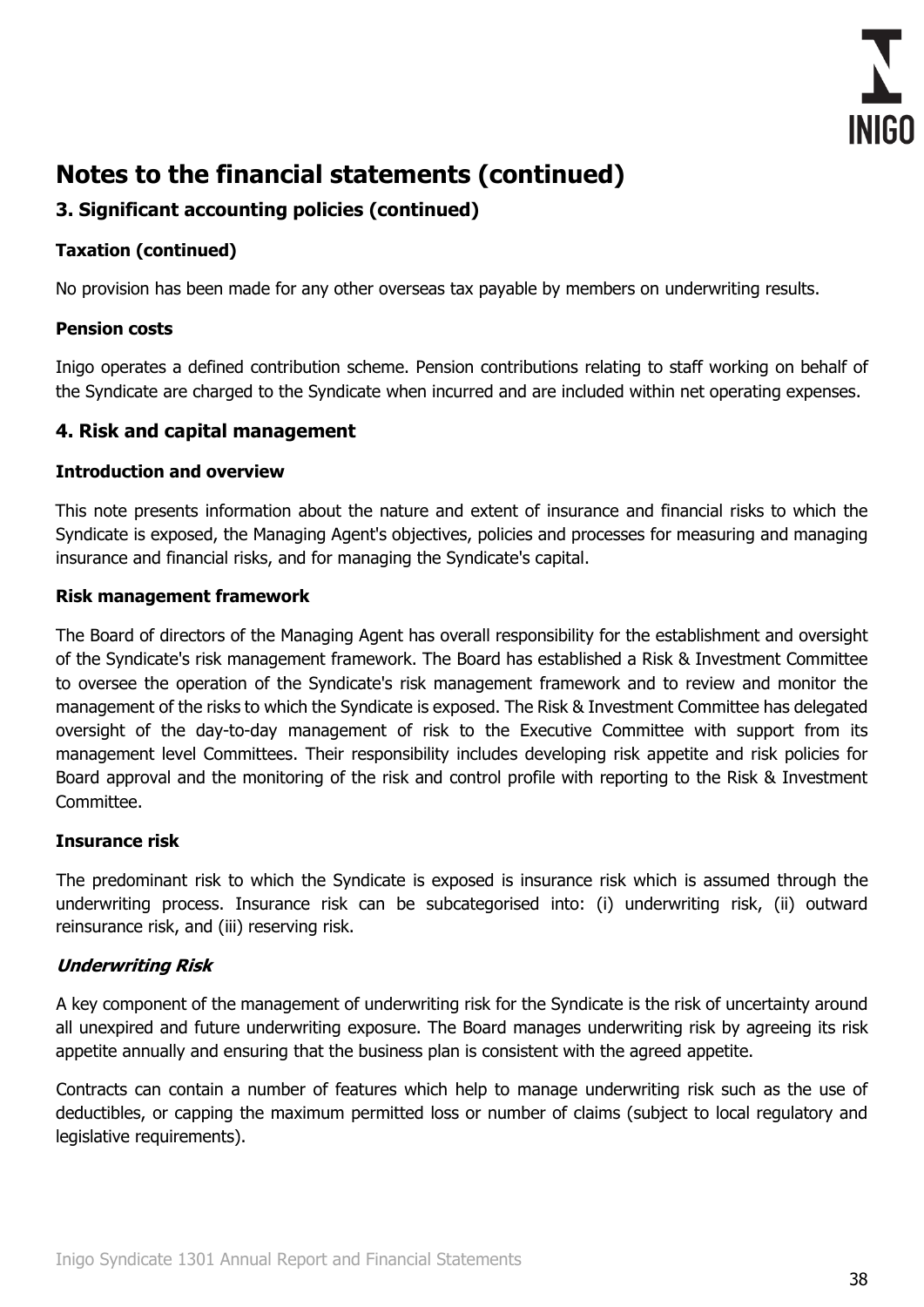# Notes to the financial statements (continued)

## 3. Significant accounting policies (continued)

### Taxation (continued)

No provision has been made for any other overseas tax payable by members on underwriting results.

### Pension costs

Inigo operates a defined contribution scheme. Pension contributions relating to staff working on behalf of the Syndicate are charged to the Syndicate when incurred and are included within net operating expenses.

## 4. Risk and capital management

### Introduction and overview

This note presents information about the nature and extent of insurance and financial risks to which the Syndicate is exposed, the Managing Agent's objectives, policies and processes for measuring and managing insurance and financial risks, and for managing the Syndicate's capital.

### Risk management framework

The Board of directors of the Managing Agent has overall responsibility for the establishment and oversight of the Syndicate's risk management framework. The Board has established a Risk & Investment Committee to oversee the operation of the Syndicate's risk management framework and to review and monitor the management of the risks to which the Syndicate is exposed. The Risk & Investment Committee has delegated oversight of the day-to-day management of risk to the Executive Committee with support from its management level Committees. Their responsibility includes developing risk appetite and risk policies for Board approval and the monitoring of the risk and control profile with reporting to the Risk & Investment Committee.

### Insurance risk

The predominant risk to which the Syndicate is exposed is insurance risk which is assumed through the underwriting process. Insurance risk can be subcategorised into: (i) underwriting risk, (ii) outward reinsurance risk, and (iii) reserving risk.

#### *Underwriting Risk*

A key component of the management of underwriting risk for the Syndicate is the risk of uncertainty around all unexpired and future underwriting exposure. The Board manages underwriting risk by agreeing its risk appetite annually and ensuring that the business plan is consistent with the agreed appetite.

Contracts can contain a number of features which help to manage underwriting risk such as the use of deductibles, or capping the maximum permitted loss or number of claims (subject to local regulatory and legislative requirements).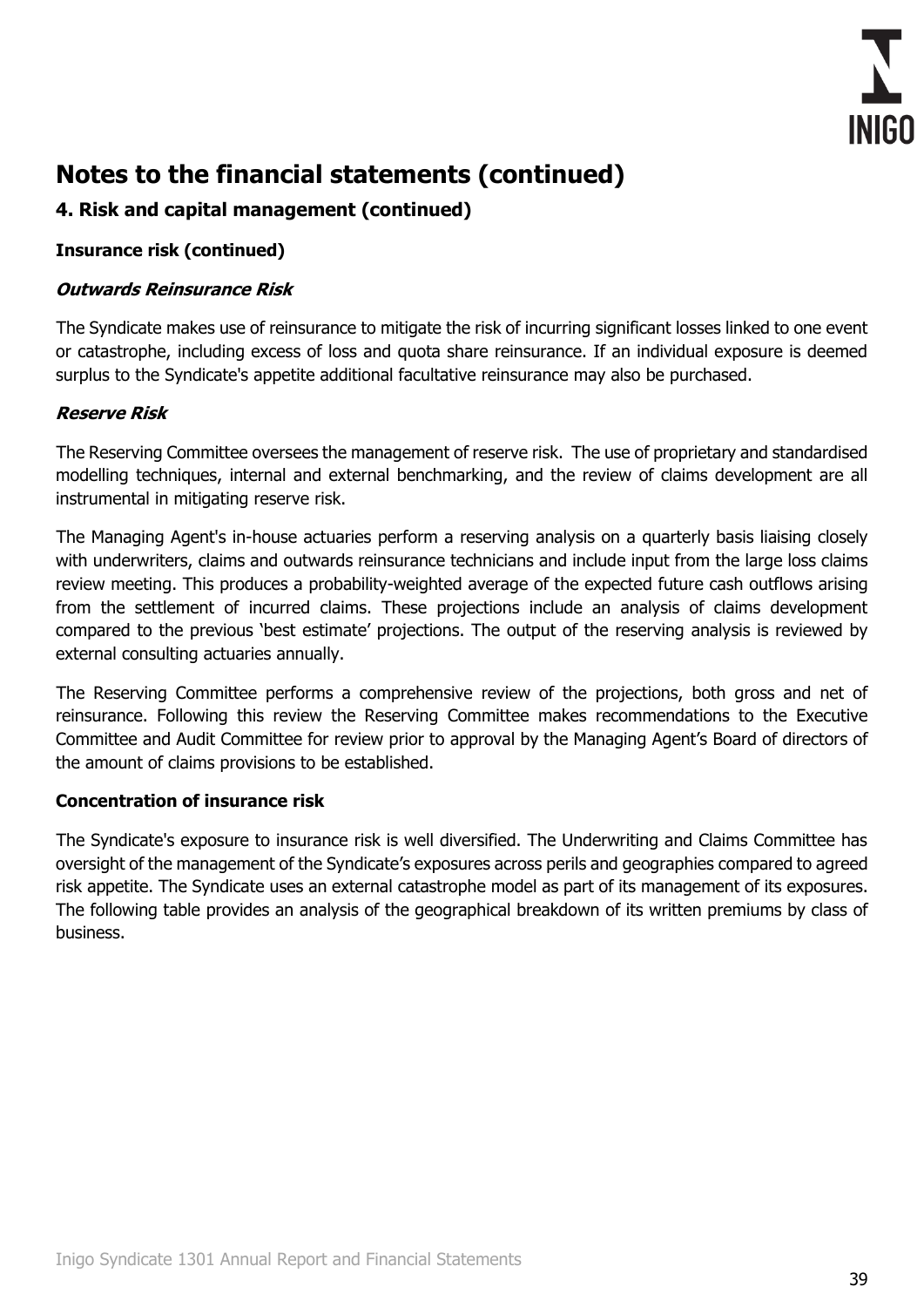# Notes to the financial statements (continued)

## 4. Risk and capital management (continued)

### Insurance risk (continued)

#### *Outwards Reinsurance Risk*

The Syndicate makes use of reinsurance to mitigate the risk of incurring significant losses linked to one event or catastrophe, including excess of loss and quota share reinsurance. If an individual exposure is deemed surplus to the Syndicate's appetite additional facultative reinsurance may also be purchased.

#### *Reserve Risk*

The Reserving Committee oversees the management of reserve risk. The use of proprietary and standardised modelling techniques, internal and external benchmarking, and the review of claims development are all instrumental in mitigating reserve risk.

The Managing Agent's in-house actuaries perform a reserving analysis on a quarterly basis liaising closely with underwriters, claims and outwards reinsurance technicians and include input from the large loss claims review meeting. This produces a probability-weighted average of the expected future cash outflows arising from the settlement of incurred claims. These projections include an analysis of claims development compared to the previous 'best estimate' projections. The output of the reserving analysis is reviewed by external consulting actuaries annually.

The Reserving Committee performs a comprehensive review of the projections, both gross and net of reinsurance. Following this review the Reserving Committee makes recommendations to the Executive Committee and Audit Committee for review prior to approval by the Managing Agent's Board of directors of the amount of claims provisions to be established.

### Concentration of insurance risk

The Syndicate's exposure to insurance risk is well diversified. The Underwriting and Claims Committee has oversight of the management of the Syndicate's exposures across perils and geographies compared to agreed risk appetite. The Syndicate uses an external catastrophe model as part of its management of its exposures. The following table provides an analysis of the geographical breakdown of its written premiums by class of business.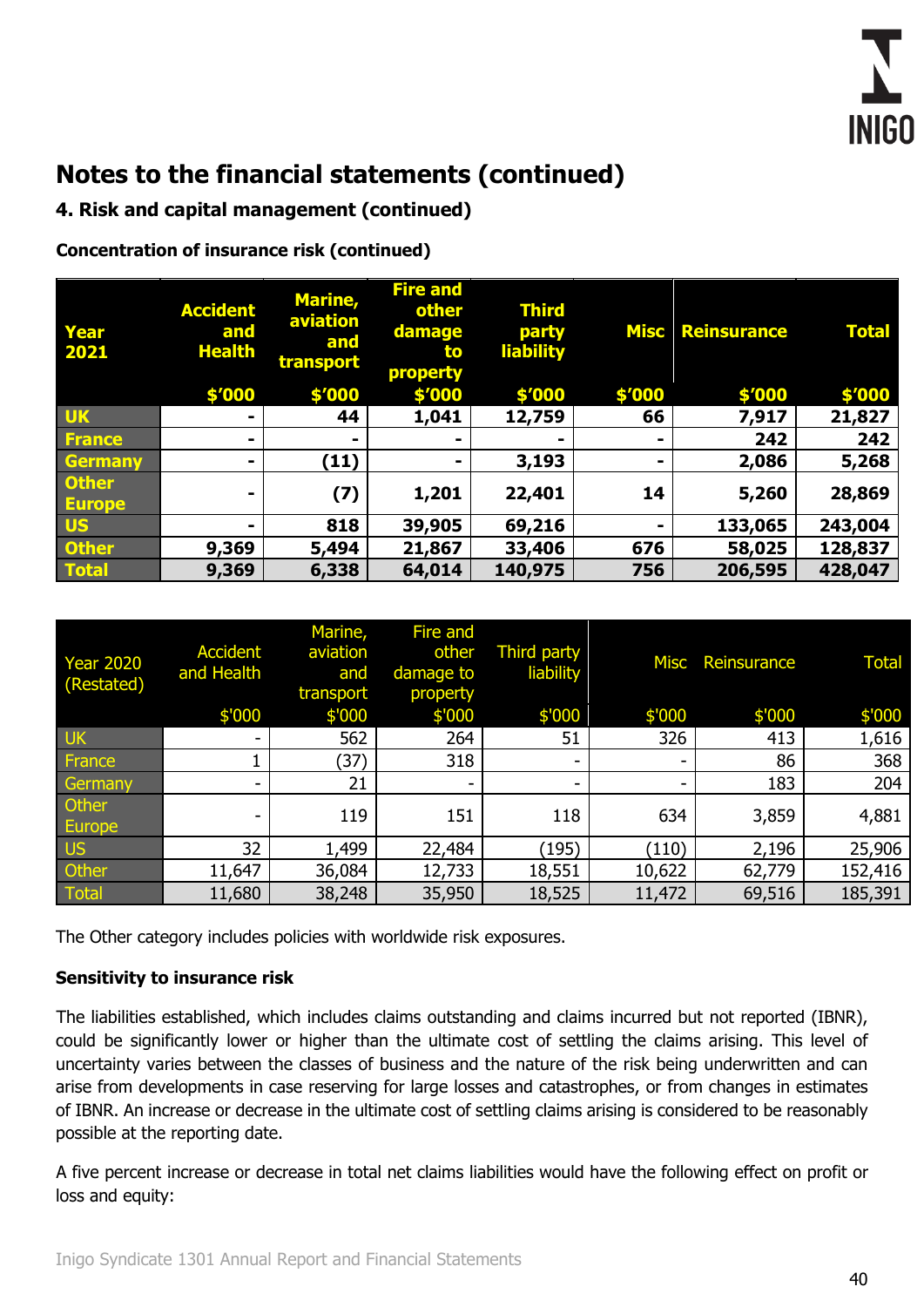# Notes to the financial statements (continued)

## 4. Risk and capital management (continued)

### Concentration of insurance risk (continued)

| Year 2021 | Accident and Health | Marine, aviation and transport | Fire and other damage to property | Third party liability | Misc | Reinsurance | Total |
|---|---|---|---|---|---|---|---|
| | $'000 | $'000 | $'000 | $'000 | $'000 | $'000 | $'000 |
| **UK** | - | 44 | 1,041 | 12,759 | 66 | 7,917 | 21,827 |
| **France** | - | - | - | - | - | 242 | 242 |
| **Germany** | - | (11) | - | 3,193 | - | 2,086 | 5,268 |
| **Other Europe** | - | (7) | 1,201 | 22,401 | 14 | 5,260 | 28,869 |
| **US** | - | 818 | 39,905 | 69,216 | - | 133,065 | 243,004 |
| **Other** | 9,369 | 5,494 | 21,867 | 33,406 | 676 | 58,025 | 128,837 |
| **Total** | **9,369** | **6,338** | **64,014** | **140,975** | **756** | **206,595** | **428,047** |

| Year 2020 (Restated) | Accident and Health | Marine, aviation and transport | Fire and other damage to property | Third party liability | Misc | Reinsurance | Total |
|---|---|---|---|---|---|---|---|
| | $'000 | $'000 | $'000 | $'000 | $'000 | $'000 | $'000 |
| UK | - | 562 | 264 | 51 | 326 | 413 | 1,616 |
| France | 1 | (37) | 318 | - | - | 86 | 368 |
| Germany | - | 21 | - | - | - | 183 | 204 |
| Other Europe | - | 119 | 151 | 118 | 634 | 3,859 | 4,881 |
| US | 32 | 1,499 | 22,484 | (195) | (110) | 2,196 | 25,906 |
| Other | 11,647 | 36,084 | 12,733 | 18,551 | 10,622 | 62,779 | 152,416 |
| Total | 11,680 | 38,248 | 35,950 | 18,525 | 11,472 | 69,516 | 185,391 |

The Other category includes policies with worldwide risk exposures.

### Sensitivity to insurance risk

The liabilities established, which includes claims outstanding and claims incurred but not reported (IBNR), could be significantly lower or higher than the ultimate cost of settling the claims arising. This level of uncertainty varies between the classes of business and the nature of the risk being underwritten and can arise from developments in case reserving for large losses and catastrophes, or from changes in estimates of IBNR. An increase or decrease in the ultimate cost of settling claims arising is considered to be reasonably possible at the reporting date.

A five percent increase or decrease in total net claims liabilities would have the following effect on profit or loss and equity: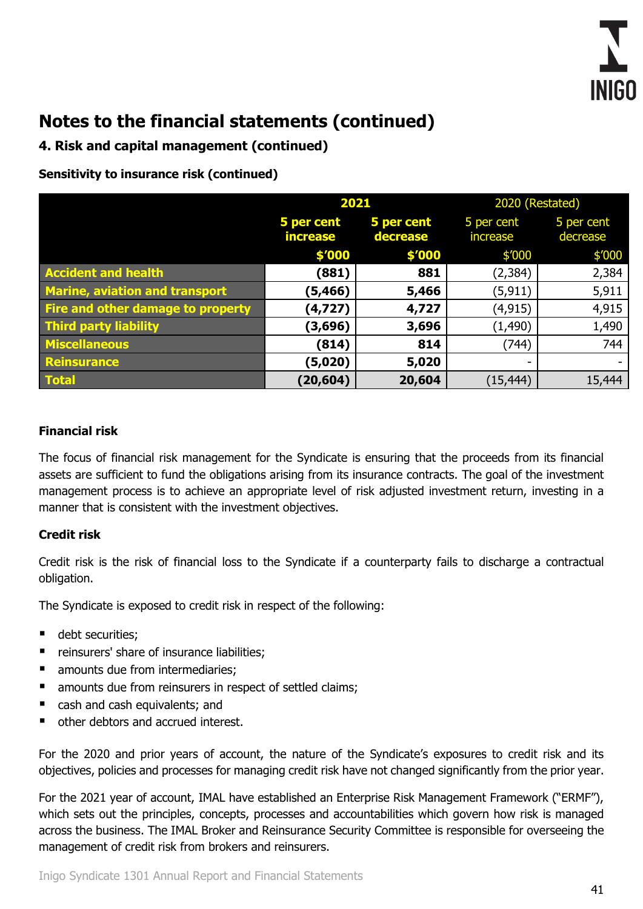# Notes to the financial statements (continued)

## 4. Risk and capital management (continued)

### Sensitivity to insurance risk (continued)

| | 2021 | | 2020 (Restated) | |
|---|---|---|---|---|
| | 5 per cent increase | 5 per cent decrease | 5 per cent increase | 5 per cent decrease |
| | $'000 | $'000 | $'000 | $'000 |
| Accident and health | (881) | 881 | (2,384) | 2,384 |
| Marine, aviation and transport | (5,466) | 5,466 | (5,911) | 5,911 |
| Fire and other damage to property | (4,727) | 4,727 | (4,915) | 4,915 |
| Third party liability | (3,696) | 3,696 | (1,490) | 1,490 |
| Miscellaneous | (814) | 814 | (744) | 744 |
| Reinsurance | (5,020) | 5,020 | - | - |
| Total | (20,604) | 20,604 | (15,444) | 15,444 |

### Financial risk

The focus of financial risk management for the Syndicate is ensuring that the proceeds from its financial assets are sufficient to fund the obligations arising from its insurance contracts. The goal of the investment management process is to achieve an appropriate level of risk adjusted investment return, investing in a manner that is consistent with the investment objectives.

### Credit risk

Credit risk is the risk of financial loss to the Syndicate if a counterparty fails to discharge a contractual obligation.

The Syndicate is exposed to credit risk in respect of the following:

- debt securities;
- reinsurers' share of insurance liabilities;
- amounts due from intermediaries;
- amounts due from reinsurers in respect of settled claims;
- cash and cash equivalents; and
- other debtors and accrued interest.

For the 2020 and prior years of account, the nature of the Syndicate's exposures to credit risk and its objectives, policies and processes for managing credit risk have not changed significantly from the prior year.

For the 2021 year of account, IMAL have established an Enterprise Risk Management Framework ("ERMF"), which sets out the principles, concepts, processes and accountabilities which govern how risk is managed across the business. The IMAL Broker and Reinsurance Security Committee is responsible for overseeing the management of credit risk from brokers and reinsurers.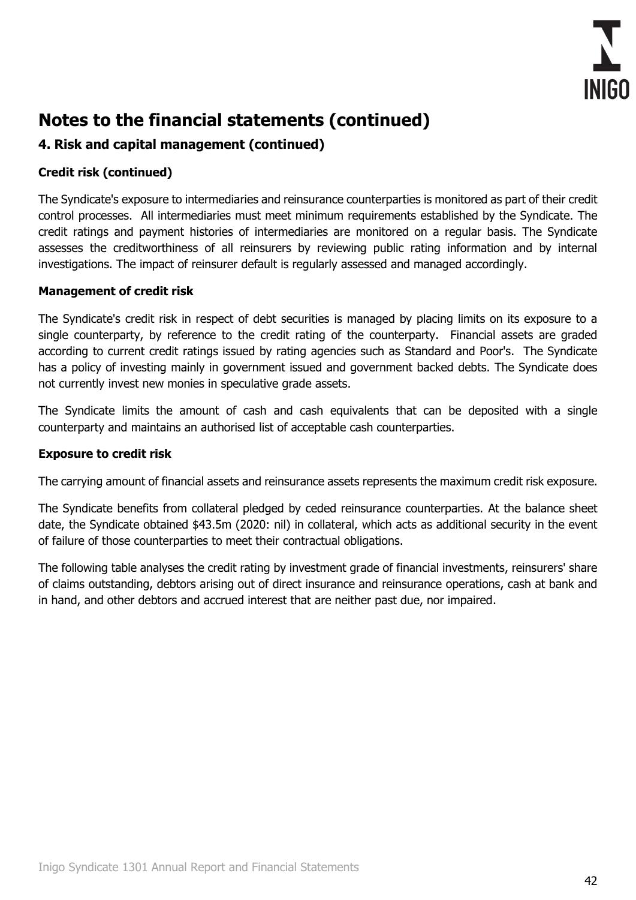# Notes to the financial statements (continued)

## 4. Risk and capital management (continued)

### Credit risk (continued)

The Syndicate's exposure to intermediaries and reinsurance counterparties is monitored as part of their credit control processes. All intermediaries must meet minimum requirements established by the Syndicate. The credit ratings and payment histories of intermediaries are monitored on a regular basis. The Syndicate assesses the creditworthiness of all reinsurers by reviewing public rating information and by internal investigations. The impact of reinsurer default is regularly assessed and managed accordingly.

### Management of credit risk

The Syndicate's credit risk in respect of debt securities is managed by placing limits on its exposure to a single counterparty, by reference to the credit rating of the counterparty. Financial assets are graded according to current credit ratings issued by rating agencies such as Standard and Poor's. The Syndicate has a policy of investing mainly in government issued and government backed debts. The Syndicate does not currently invest new monies in speculative grade assets.

The Syndicate limits the amount of cash and cash equivalents that can be deposited with a single counterparty and maintains an authorised list of acceptable cash counterparties.

### Exposure to credit risk

The carrying amount of financial assets and reinsurance assets represents the maximum credit risk exposure.

The Syndicate benefits from collateral pledged by ceded reinsurance counterparties. At the balance sheet date, the Syndicate obtained $43.5m (2020: nil) in collateral, which acts as additional security in the event of failure of those counterparties to meet their contractual obligations.

The following table analyses the credit rating by investment grade of financial investments, reinsurers' share of claims outstanding, debtors arising out of direct insurance and reinsurance operations, cash at bank and in hand, and other debtors and accrued interest that are neither past due, nor impaired.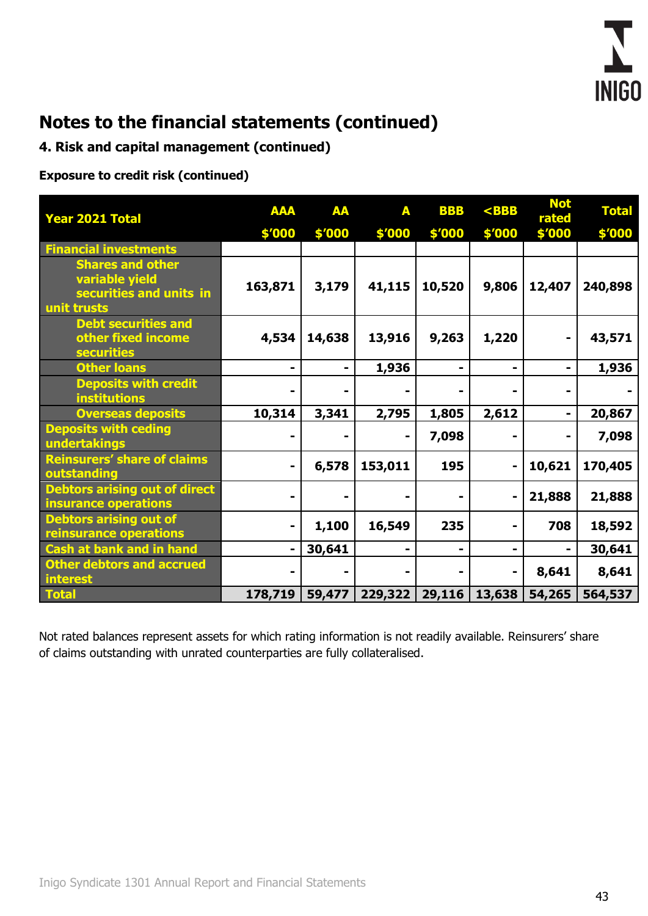# Notes to the financial statements (continued)

## 4. Risk and capital management (continued)

### Exposure to credit risk (continued)

| Year 2021 Total | AAA $'000 | AA $'000 | A $'000 | BBB $'000 | <BBB $'000 | Not rated $'000 | Total $'000 |
|---|---|---|---|---|---|---|---|
| Financial investments | | | | | | | |
| Shares and other variable yield securities and units in unit trusts | 163,871 | 3,179 | 41,115 | 10,520 | 9,806 | 12,407 | 240,898 |
| Debt securities and other fixed income securities | 4,534 | 14,638 | 13,916 | 9,263 | 1,220 | - | 43,571 |
| Other loans | - | - | 1,936 | - | - | - | 1,936 |
| Deposits with credit institutions | - | - | - | - | - | - | - |
| Overseas deposits | 10,314 | 3,341 | 2,795 | 1,805 | 2,612 | - | 20,867 |
| Deposits with ceding undertakings | - | - | - | 7,098 | - | - | 7,098 |
| Reinsurers' share of claims outstanding | - | 6,578 | 153,011 | 195 | - | 10,621 | 170,405 |
| Debtors arising out of direct insurance operations | - | - | - | - | - | 21,888 | 21,888 |
| Debtors arising out of reinsurance operations | - | 1,100 | 16,549 | 235 | - | 708 | 18,592 |
| Cash at bank and in hand | - | 30,641 | - | - | - | - | 30,641 |
| Other debtors and accrued interest | - | - | - | - | - | 8,641 | 8,641 |
| Total | 178,719 | 59,477 | 229,322 | 29,116 | 13,638 | 54,265 | 564,537 |

Not rated balances represent assets for which rating information is not readily available. Reinsurers' share of claims outstanding with unrated counterparties are fully collateralised.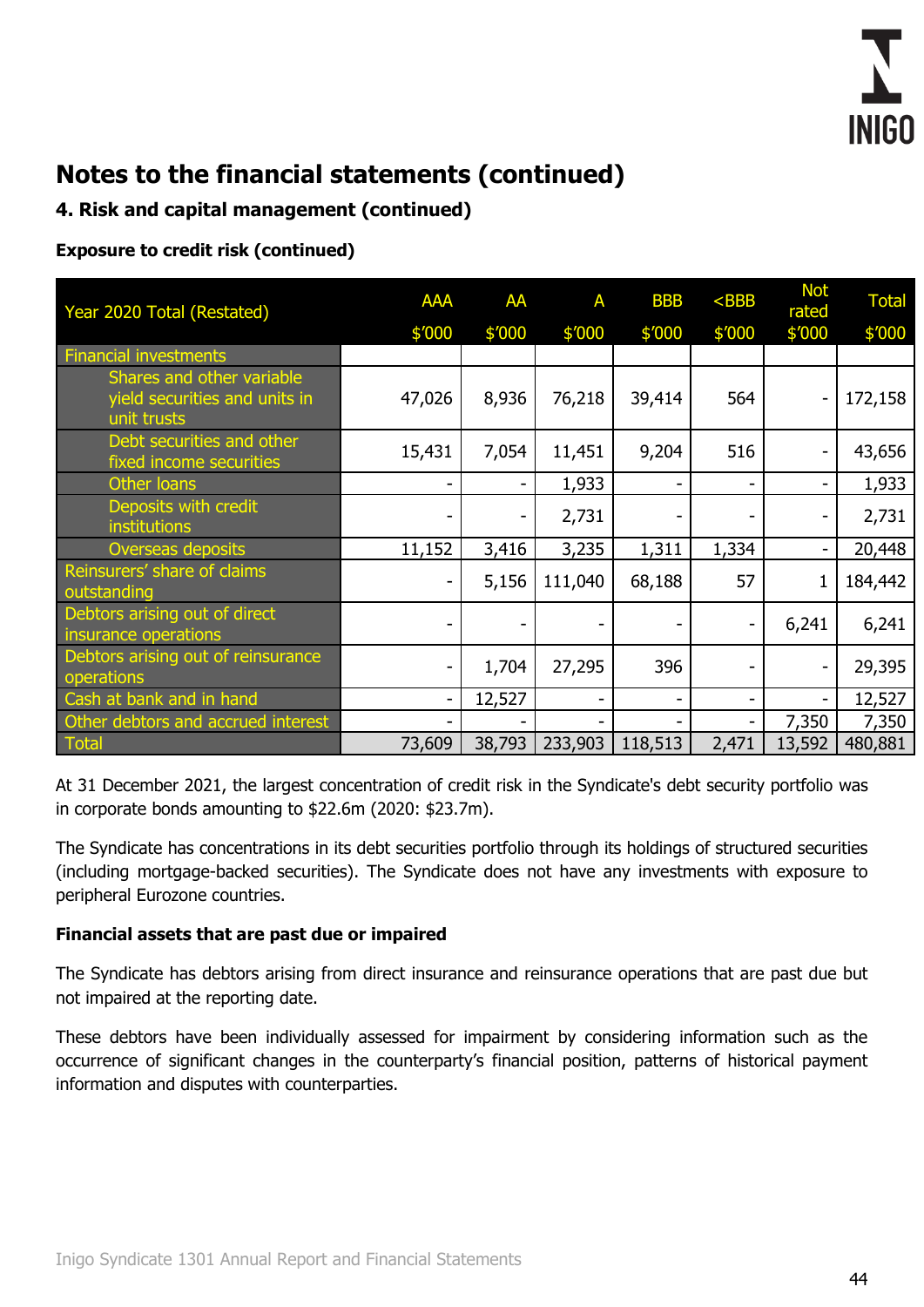## Notes to the financial statements (continued)

### 4. Risk and capital management (continued)

**Exposure to credit risk (continued)**

| Year 2020 Total (Restated) | AAA $'000 | AA $'000 | A $'000 | BBB $'000 | <BBB $'000 | Not rated $'000 | Total $'000 |
|---|---|---|---|---|---|---|---|
| Financial investments | | | | | | | |
| Shares and other variable yield securities and units in unit trusts | 47,026 | 8,936 | 76,218 | 39,414 | 564 | - | 172,158 |
| Debt securities and other fixed income securities | 15,431 | 7,054 | 11,451 | 9,204 | 516 | - | 43,656 |
| Other loans | - | - | 1,933 | - | - | - | 1,933 |
| Deposits with credit institutions | - | - | 2,731 | - | - | - | 2,731 |
| Overseas deposits | 11,152 | 3,416 | 3,235 | 1,311 | 1,334 | - | 20,448 |
| Reinsurers' share of claims outstanding | - | 5,156 | 111,040 | 68,188 | 57 | 1 | 184,442 |
| Debtors arising out of direct insurance operations | - | - | - | - | - | 6,241 | 6,241 |
| Debtors arising out of reinsurance operations | - | 1,704 | 27,295 | 396 | - | - | 29,395 |
| Cash at bank and in hand | - | 12,527 | - | - | - | - | 12,527 |
| Other debtors and accrued interest | - | - | - | - | - | 7,350 | 7,350 |
| Total | 73,609 | 38,793 | 233,903 | 118,513 | 2,471 | 13,592 | 480,881 |

At 31 December 2021, the largest concentration of credit risk in the Syndicate's debt security portfolio was in corporate bonds amounting to $22.6m (2020: $23.7m).

The Syndicate has concentrations in its debt securities portfolio through its holdings of structured securities (including mortgage-backed securities). The Syndicate does not have any investments with exposure to peripheral Eurozone countries.

**Financial assets that are past due or impaired**

The Syndicate has debtors arising from direct insurance and reinsurance operations that are past due but not impaired at the reporting date.

These debtors have been individually assessed for impairment by considering information such as the occurrence of significant changes in the counterparty's financial position, patterns of historical payment information and disputes with counterparties.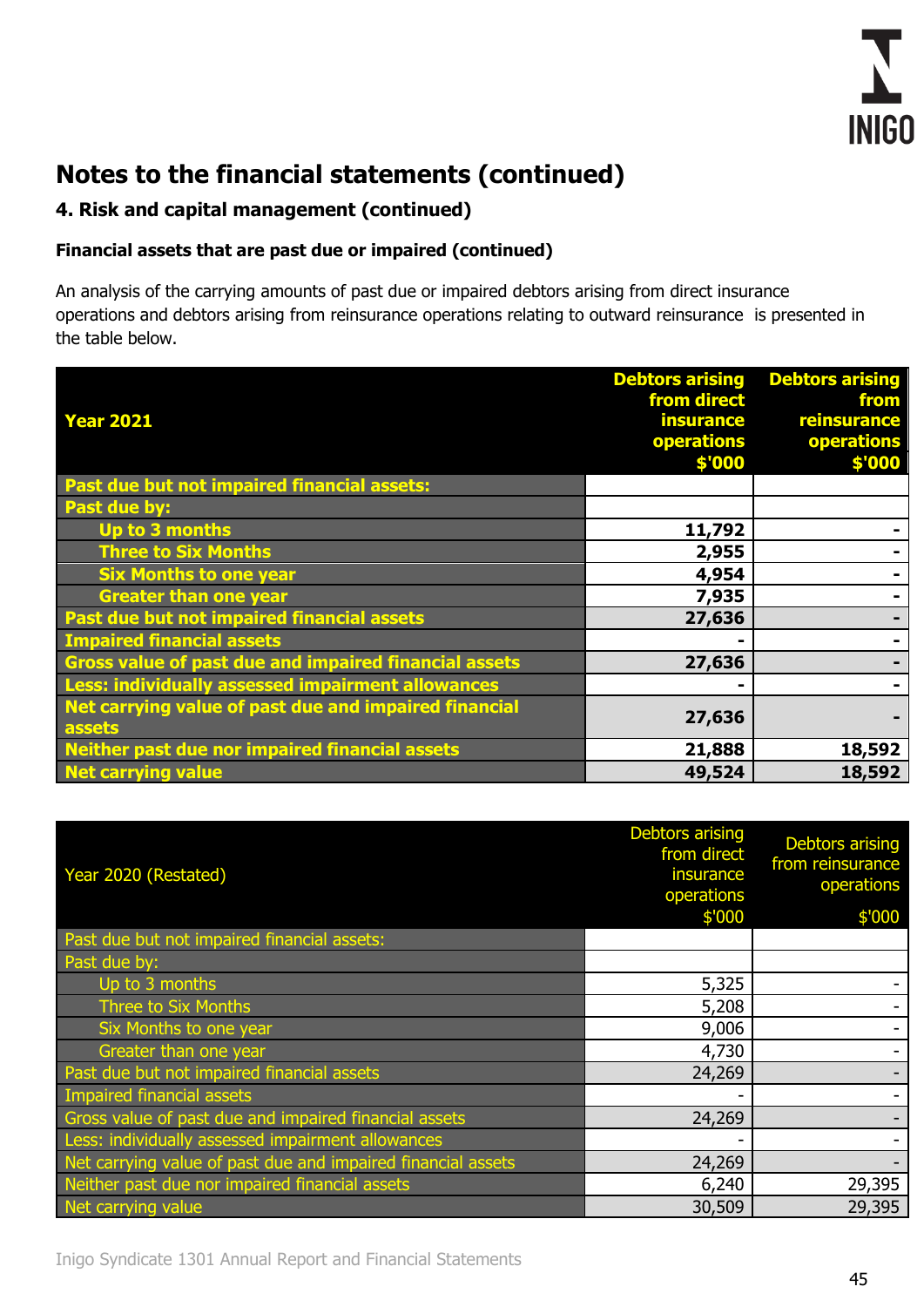# Notes to the financial statements (continued)

## 4. Risk and capital management (continued)

### Financial assets that are past due or impaired (continued)

An analysis of the carrying amounts of past due or impaired debtors arising from direct insurance operations and debtors arising from reinsurance operations relating to outward reinsurance is presented in the table below.

| **Year 2021** | **Debtors arising from direct insurance operations $'000** | **Debtors arising from reinsurance operations $'000** |
|---|---|---|
| **Past due but not impaired financial assets:** | | |
| **Past due by:** | | |
| **Up to 3 months** | **11,792** | **-** |
| **Three to Six Months** | **2,955** | **-** |
| **Six Months to one year** | **4,954** | **-** |
| **Greater than one year** | **7,935** | **-** |
| **Past due but not impaired financial assets** | **27,636** | **-** |
| **Impaired financial assets** | **-** | **-** |
| **Gross value of past due and impaired financial assets** | **27,636** | **-** |
| **Less: individually assessed impairment allowances** | **-** | **-** |
| **Net carrying value of past due and impaired financial assets** | **27,636** | **-** |
| **Neither past due nor impaired financial assets** | **21,888** | **18,592** |
| **Net carrying value** | **49,524** | **18,592** |

| Year 2020 (Restated) | Debtors arising from direct insurance operations $'000 | Debtors arising from reinsurance operations $'000 |
|---|---|---|
| Past due but not impaired financial assets: | | |
| Past due by: | | |
| Up to 3 months | 5,325 | - |
| Three to Six Months | 5,208 | - |
| Six Months to one year | 9,006 | - |
| Greater than one year | 4,730 | - |
| Past due but not impaired financial assets | 24,269 | - |
| Impaired financial assets | - | - |
| Gross value of past due and impaired financial assets | 24,269 | - |
| Less: individually assessed impairment allowances | - | - |
| Net carrying value of past due and impaired financial assets | 24,269 | - |
| Neither past due nor impaired financial assets | 6,240 | 29,395 |
| Net carrying value | 30,509 | 29,395 |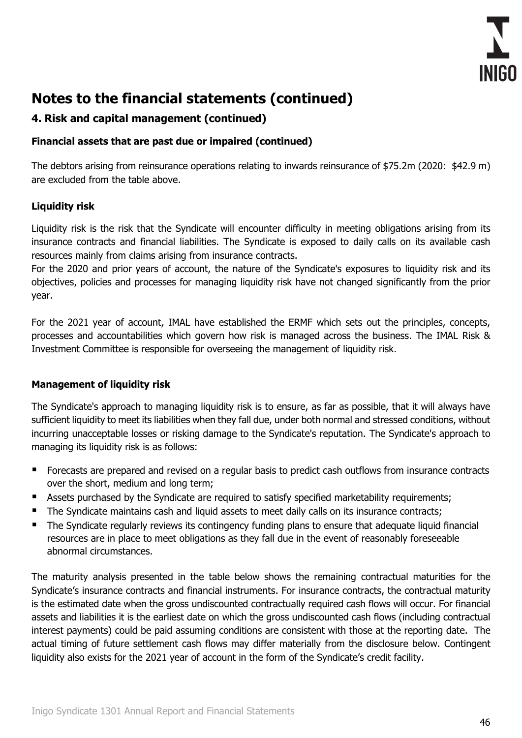# Notes to the financial statements (continued)

## 4. Risk and capital management (continued)

### Financial assets that are past due or impaired (continued)

The debtors arising from reinsurance operations relating to inwards reinsurance of $75.2m (2020: $42.9 m) are excluded from the table above.

### Liquidity risk

Liquidity risk is the risk that the Syndicate will encounter difficulty in meeting obligations arising from its insurance contracts and financial liabilities. The Syndicate is exposed to daily calls on its available cash resources mainly from claims arising from insurance contracts.

For the 2020 and prior years of account, the nature of the Syndicate's exposures to liquidity risk and its objectives, policies and processes for managing liquidity risk have not changed significantly from the prior year.

For the 2021 year of account, IMAL have established the ERMF which sets out the principles, concepts, processes and accountabilities which govern how risk is managed across the business. The IMAL Risk & Investment Committee is responsible for overseeing the management of liquidity risk.

### Management of liquidity risk

The Syndicate's approach to managing liquidity risk is to ensure, as far as possible, that it will always have sufficient liquidity to meet its liabilities when they fall due, under both normal and stressed conditions, without incurring unacceptable losses or risking damage to the Syndicate's reputation. The Syndicate's approach to managing its liquidity risk is as follows:

- Forecasts are prepared and revised on a regular basis to predict cash outflows from insurance contracts over the short, medium and long term;
- Assets purchased by the Syndicate are required to satisfy specified marketability requirements;
- The Syndicate maintains cash and liquid assets to meet daily calls on its insurance contracts;
- The Syndicate regularly reviews its contingency funding plans to ensure that adequate liquid financial resources are in place to meet obligations as they fall due in the event of reasonably foreseeable abnormal circumstances.

The maturity analysis presented in the table below shows the remaining contractual maturities for the Syndicate's insurance contracts and financial instruments. For insurance contracts, the contractual maturity is the estimated date when the gross undiscounted contractually required cash flows will occur. For financial assets and liabilities it is the earliest date on which the gross undiscounted cash flows (including contractual interest payments) could be paid assuming conditions are consistent with those at the reporting date. The actual timing of future settlement cash flows may differ materially from the disclosure below. Contingent liquidity also exists for the 2021 year of account in the form of the Syndicate's credit facility.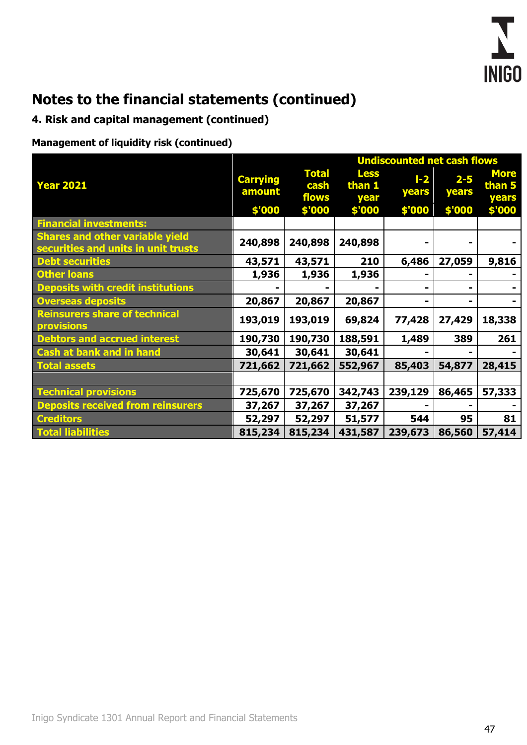# Notes to the financial statements (continued)

## 4. Risk and capital management (continued)

### Management of liquidity risk (continued)

| Year 2021 | Carrying amount | Total cash flows | Undiscounted net cash flows | | | |
|---|---|---|---|---|---|---|
| | | | Less than 1 year | l-2 years | 2-5 years | More than 5 years |
| | $'000 | $'000 | $'000 | $'000 | $'000 | $'000 |
| **Financial investments:** | | | | | | |
| Shares and other variable yield securities and units in unit trusts | 240,898 | 240,898 | 240,898 | - | - | - |
| Debt securities | 43,571 | 43,571 | 210 | 6,486 | 27,059 | 9,816 |
| Other loans | 1,936 | 1,936 | 1,936 | - | - | - |
| Deposits with credit institutions | - | - | - | - | - | - |
| Overseas deposits | 20,867 | 20,867 | 20,867 | - | - | - |
| Reinsurers share of technical provisions | 193,019 | 193,019 | 69,824 | 77,428 | 27,429 | 18,338 |
| Debtors and accrued interest | 190,730 | 190,730 | 188,591 | 1,489 | 389 | 261 |
| Cash at bank and in hand | 30,641 | 30,641 | 30,641 | - | - | - |
| **Total assets** | **721,662** | **721,662** | **552,967** | **85,403** | **54,877** | **28,415** |
| | | | | | | |
| Technical provisions | 725,670 | 725,670 | 342,743 | 239,129 | 86,465 | 57,333 |
| Deposits received from reinsurers | 37,267 | 37,267 | 37,267 | - | - | - |
| Creditors | 52,297 | 52,297 | 51,577 | 544 | 95 | 81 |
| **Total liabilities** | **815,234** | **815,234** | **431,587** | **239,673** | **86,560** | **57,414** |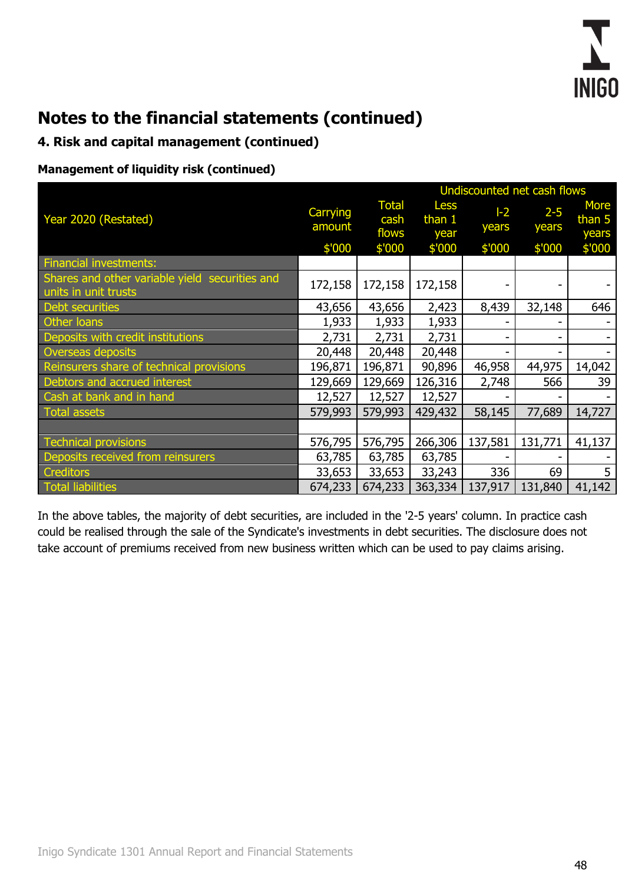# Notes to the financial statements (continued)

## 4. Risk and capital management (continued)

### Management of liquidity risk (continued)

| Year 2020 (Restated) | Carrying amount | Total cash flows | Undiscounted net cash flows | | | |
|---|---|---|---|---|---|---|
| | | | Less than 1 year | l-2 years | 2-5 years | More than 5 years |
| | $'000 | $'000 | $'000 | $'000 | $'000 | $'000 |
| Financial investments: | | | | | | |
| Shares and other variable yield securities and units in unit trusts | 172,158 | 172,158 | 172,158 | - | - | - |
| Debt securities | 43,656 | 43,656 | 2,423 | 8,439 | 32,148 | 646 |
| Other loans | 1,933 | 1,933 | 1,933 | - | - | - |
| Deposits with credit institutions | 2,731 | 2,731 | 2,731 | - | - | - |
| Overseas deposits | 20,448 | 20,448 | 20,448 | - | - | - |
| Reinsurers share of technical provisions | 196,871 | 196,871 | 90,896 | 46,958 | 44,975 | 14,042 |
| Debtors and accrued interest | 129,669 | 129,669 | 126,316 | 2,748 | 566 | 39 |
| Cash at bank and in hand | 12,527 | 12,527 | 12,527 | - | - | - |
| Total assets | 579,993 | 579,993 | 429,432 | 58,145 | 77,689 | 14,727 |
| | | | | | | |
| Technical provisions | 576,795 | 576,795 | 266,306 | 137,581 | 131,771 | 41,137 |
| Deposits received from reinsurers | 63,785 | 63,785 | 63,785 | - | - | - |
| Creditors | 33,653 | 33,653 | 33,243 | 336 | 69 | 5 |
| Total liabilities | 674,233 | 674,233 | 363,334 | 137,917 | 131,840 | 41,142 |

In the above tables, the majority of debt securities, are included in the '2-5 years' column. In practice cash could be realised through the sale of the Syndicate's investments in debt securities. The disclosure does not take account of premiums received from new business written which can be used to pay claims arising.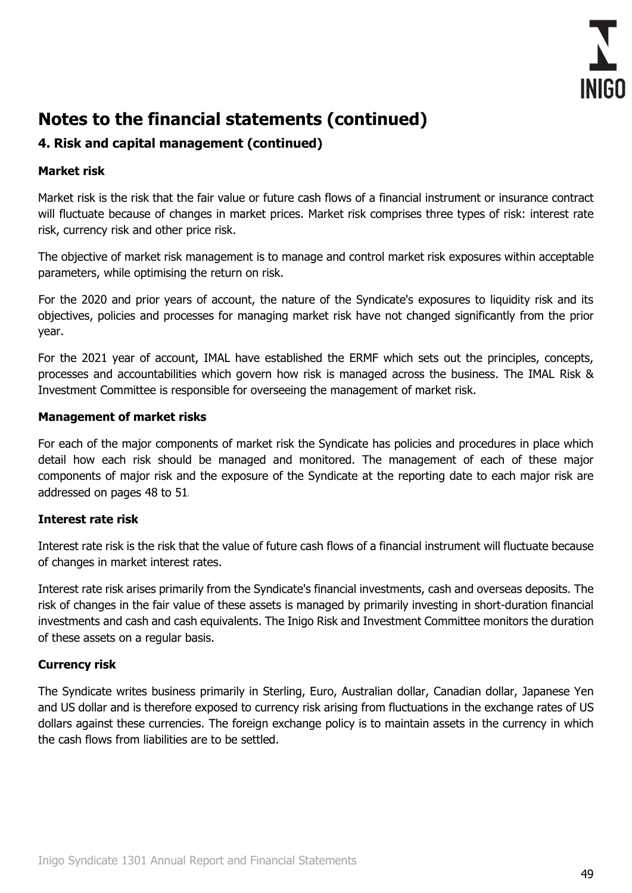# Notes to the financial statements (continued)

## 4. Risk and capital management (continued)

### Market risk

Market risk is the risk that the fair value or future cash flows of a financial instrument or insurance contract will fluctuate because of changes in market prices. Market risk comprises three types of risk: interest rate risk, currency risk and other price risk.

The objective of market risk management is to manage and control market risk exposures within acceptable parameters, while optimising the return on risk.

For the 2020 and prior years of account, the nature of the Syndicate's exposures to liquidity risk and its objectives, policies and processes for managing market risk have not changed significantly from the prior year.

For the 2021 year of account, IMAL have established the ERMF which sets out the principles, concepts, processes and accountabilities which govern how risk is managed across the business. The IMAL Risk & Investment Committee is responsible for overseeing the management of market risk.

### Management of market risks

For each of the major components of market risk the Syndicate has policies and procedures in place which detail how each risk should be managed and monitored. The management of each of these major components of major risk and the exposure of the Syndicate at the reporting date to each major risk are addressed on pages 48 to 51.

### Interest rate risk

Interest rate risk is the risk that the value of future cash flows of a financial instrument will fluctuate because of changes in market interest rates.

Interest rate risk arises primarily from the Syndicate's financial investments, cash and overseas deposits. The risk of changes in the fair value of these assets is managed by primarily investing in short-duration financial investments and cash and cash equivalents. The Inigo Risk and Investment Committee monitors the duration of these assets on a regular basis.

### Currency risk

The Syndicate writes business primarily in Sterling, Euro, Australian dollar, Canadian dollar, Japanese Yen and US dollar and is therefore exposed to currency risk arising from fluctuations in the exchange rates of US dollars against these currencies. The foreign exchange policy is to maintain assets in the currency in which the cash flows from liabilities are to be settled.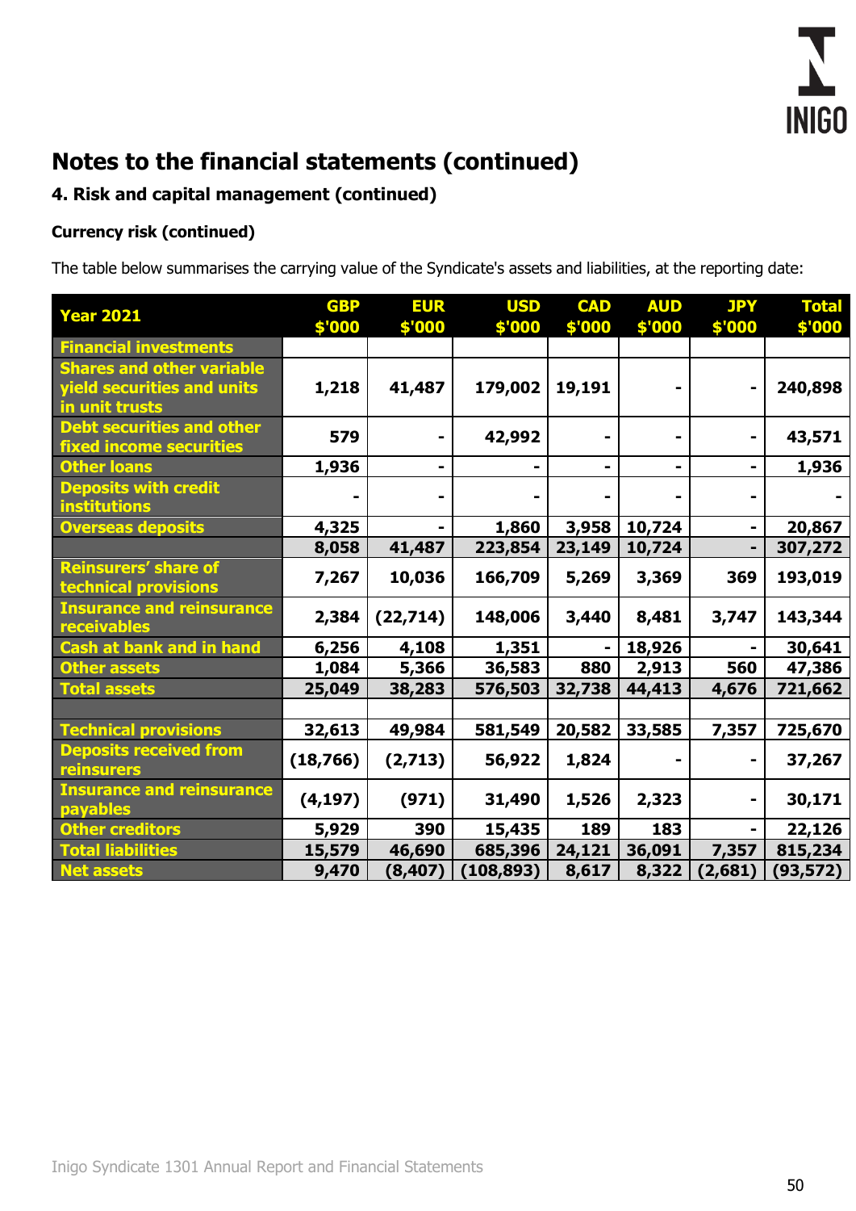# Notes to the financial statements (continued)

## 4. Risk and capital management (continued)

### Currency risk (continued)

The table below summarises the carrying value of the Syndicate's assets and liabilities, at the reporting date:

| Year 2021 | GBP $'000 | EUR $'000 | USD $'000 | CAD $'000 | AUD $'000 | JPY $'000 | Total $'000 |
|---|---|---|---|---|---|---|---|
| **Financial investments** | | | | | | | |
| Shares and other variable yield securities and units in unit trusts | 1,218 | 41,487 | 179,002 | 19,191 | - | - | 240,898 |
| Debt securities and other fixed income securities | 579 | - | 42,992 | - | - | - | 43,571 |
| Other loans | 1,936 | - | - | - | - | - | 1,936 |
| Deposits with credit institutions | - | - | - | - | - | - | - |
| Overseas deposits | 4,325 | - | 1,860 | 3,958 | 10,724 | - | 20,867 |
| | **8,058** | **41,487** | **223,854** | **23,149** | **10,724** | **-** | **307,272** |
| Reinsurers' share of technical provisions | 7,267 | 10,036 | 166,709 | 5,269 | 3,369 | 369 | 193,019 |
| Insurance and reinsurance receivables | 2,384 | (22,714) | 148,006 | 3,440 | 8,481 | 3,747 | 143,344 |
| Cash at bank and in hand | 6,256 | 4,108 | 1,351 | - | 18,926 | - | 30,641 |
| Other assets | 1,084 | 5,366 | 36,583 | 880 | 2,913 | 560 | 47,386 |
| **Total assets** | **25,049** | **38,283** | **576,503** | **32,738** | **44,413** | **4,676** | **721,662** |
| | | | | | | | |
| Technical provisions | 32,613 | 49,984 | 581,549 | 20,582 | 33,585 | 7,357 | 725,670 |
| Deposits received from reinsurers | (18,766) | (2,713) | 56,922 | 1,824 | - | - | 37,267 |
| Insurance and reinsurance payables | (4,197) | (971) | 31,490 | 1,526 | 2,323 | - | 30,171 |
| Other creditors | 5,929 | 390 | 15,435 | 189 | 183 | - | 22,126 |
| **Total liabilities** | **15,579** | **46,690** | **685,396** | **24,121** | **36,091** | **7,357** | **815,234** |
| **Net assets** | **9,470** | **(8,407)** | **(108,893)** | **8,617** | **8,322** | **(2,681)** | **(93,572)** |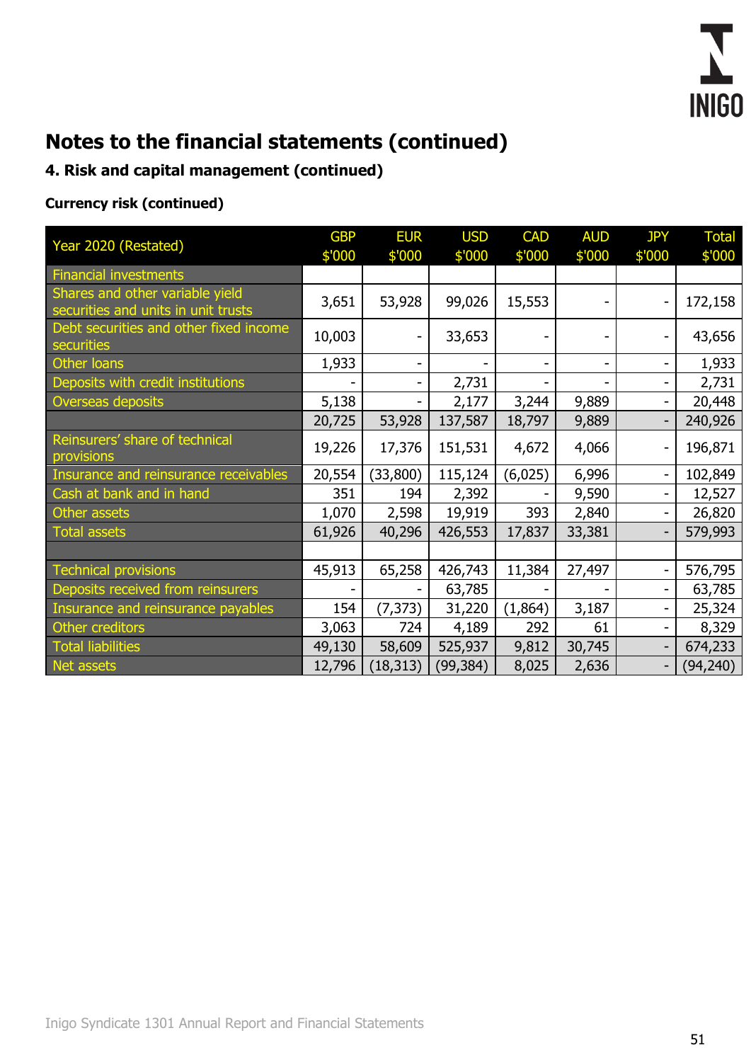# Notes to the financial statements (continued)

## 4. Risk and capital management (continued)

### Currency risk (continued)

| Year 2020 (Restated) | GBP $'000 | EUR $'000 | USD $'000 | CAD $'000 | AUD $'000 | JPY $'000 | Total $'000 |
|---|---|---|---|---|---|---|---|
| Financial investments | | | | | | | |
| Shares and other variable yield securities and units in unit trusts | 3,651 | 53,928 | 99,026 | 15,553 | - | - | 172,158 |
| Debt securities and other fixed income securities | 10,003 | - | 33,653 | - | - | - | 43,656 |
| Other loans | 1,933 | - | - | - | - | - | 1,933 |
| Deposits with credit institutions | - | - | 2,731 | - | - | - | 2,731 |
| Overseas deposits | 5,138 | - | 2,177 | 3,244 | 9,889 | - | 20,448 |
| | 20,725 | 53,928 | 137,587 | 18,797 | 9,889 | - | 240,926 |
| Reinsurers' share of technical provisions | 19,226 | 17,376 | 151,531 | 4,672 | 4,066 | - | 196,871 |
| Insurance and reinsurance receivables | 20,554 | (33,800) | 115,124 | (6,025) | 6,996 | - | 102,849 |
| Cash at bank and in hand | 351 | 194 | 2,392 | - | 9,590 | - | 12,527 |
| Other assets | 1,070 | 2,598 | 19,919 | 393 | 2,840 | - | 26,820 |
| Total assets | 61,926 | 40,296 | 426,553 | 17,837 | 33,381 | - | 579,993 |
| | | | | | | | |
| Technical provisions | 45,913 | 65,258 | 426,743 | 11,384 | 27,497 | - | 576,795 |
| Deposits received from reinsurers | - | - | 63,785 | - | - | - | 63,785 |
| Insurance and reinsurance payables | 154 | (7,373) | 31,220 | (1,864) | 3,187 | - | 25,324 |
| Other creditors | 3,063 | 724 | 4,189 | 292 | 61 | - | 8,329 |
| Total liabilities | 49,130 | 58,609 | 525,937 | 9,812 | 30,745 | - | 674,233 |
| Net assets | 12,796 | (18,313) | (99,384) | 8,025 | 2,636 | - | (94,240) |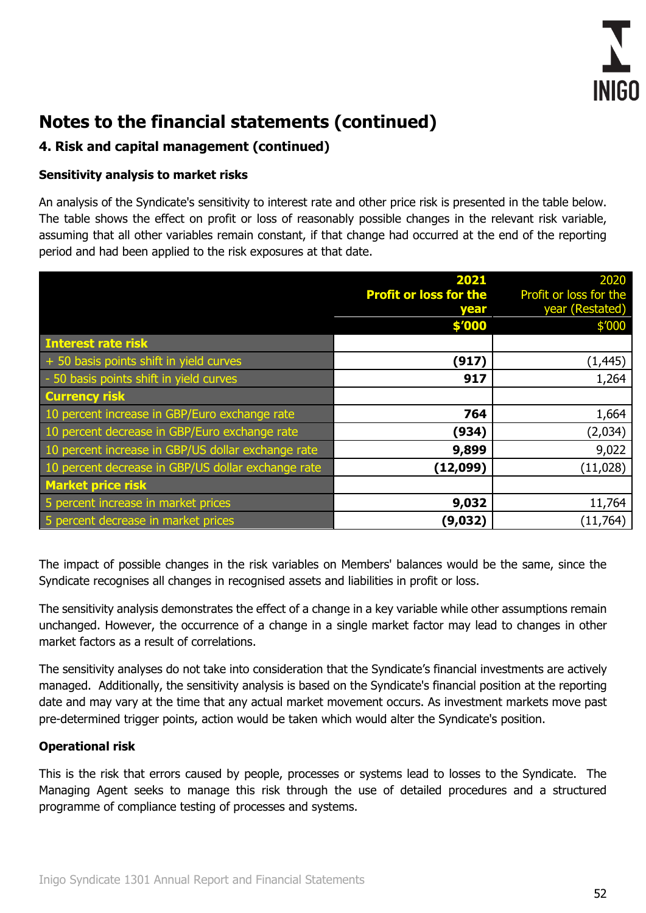## Notes to the financial statements (continued)

### 4. Risk and capital management (continued)

**Sensitivity analysis to market risks**

An analysis of the Syndicate's sensitivity to interest rate and other price risk is presented in the table below. The table shows the effect on profit or loss of reasonably possible changes in the relevant risk variable, assuming that all other variables remain constant, if that change had occurred at the end of the reporting period and had been applied to the risk exposures at that date.

| | **2021 Profit or loss for the year** | 2020 Profit or loss for the year (Restated) |
|---|---|---|
| | **$'000** | $'000 |
| **Interest rate risk** | | |
| + 50 basis points shift in yield curves | **(917)** | (1,445) |
| - 50 basis points shift in yield curves | **917** | 1,264 |
| **Currency risk** | | |
| 10 percent increase in GBP/Euro exchange rate | **764** | 1,664 |
| 10 percent decrease in GBP/Euro exchange rate | **(934)** | (2,034) |
| 10 percent increase in GBP/US dollar exchange rate | **9,899** | 9,022 |
| 10 percent decrease in GBP/US dollar exchange rate | **(12,099)** | (11,028) |
| **Market price risk** | | |
| 5 percent increase in market prices | **9,032** | 11,764 |
| 5 percent decrease in market prices | **(9,032)** | (11,764) |

The impact of possible changes in the risk variables on Members' balances would be the same, since the Syndicate recognises all changes in recognised assets and liabilities in profit or loss.

The sensitivity analysis demonstrates the effect of a change in a key variable while other assumptions remain unchanged. However, the occurrence of a change in a single market factor may lead to changes in other market factors as a result of correlations.

The sensitivity analyses do not take into consideration that the Syndicate's financial investments are actively managed. Additionally, the sensitivity analysis is based on the Syndicate's financial position at the reporting date and may vary at the time that any actual market movement occurs. As investment markets move past pre-determined trigger points, action would be taken which would alter the Syndicate's position.

**Operational risk**

This is the risk that errors caused by people, processes or systems lead to losses to the Syndicate. The Managing Agent seeks to manage this risk through the use of detailed procedures and a structured programme of compliance testing of processes and systems.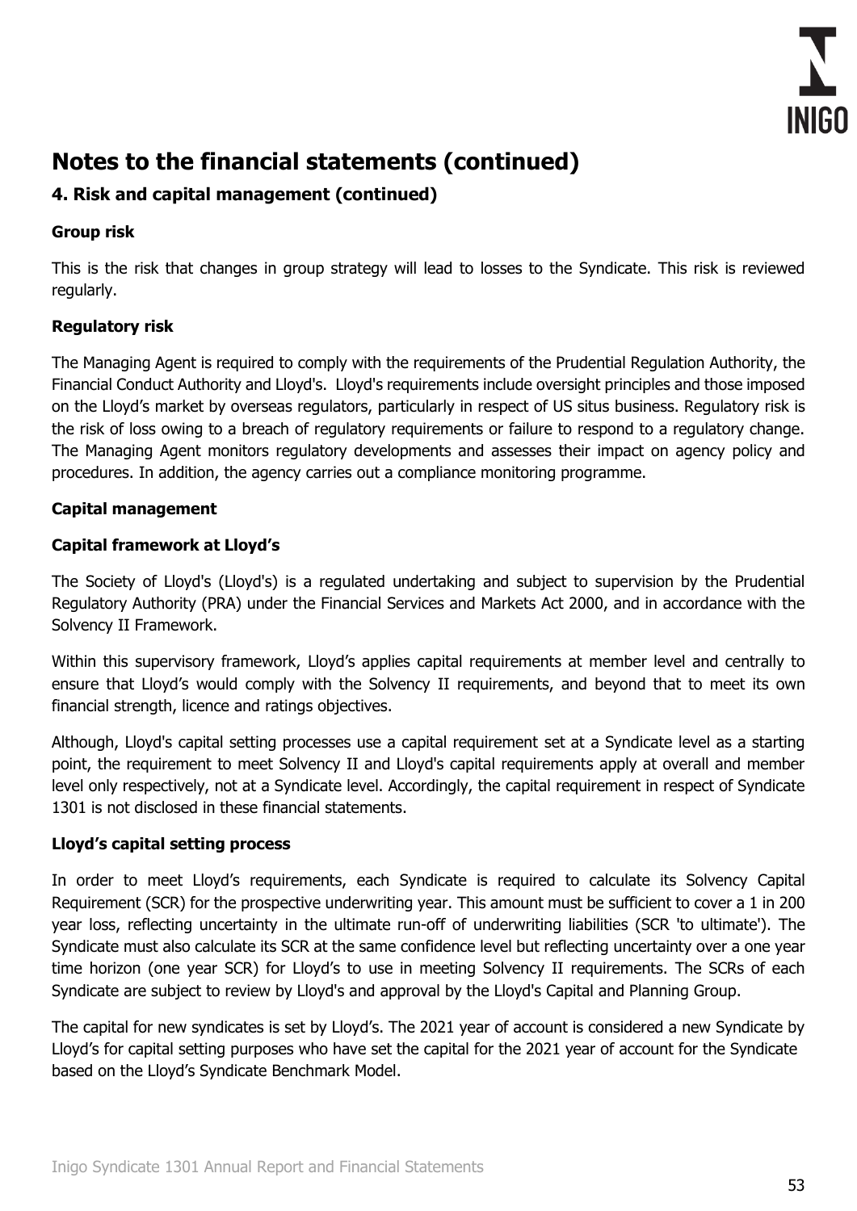# Notes to the financial statements (continued)

## 4. Risk and capital management (continued)

### Group risk

This is the risk that changes in group strategy will lead to losses to the Syndicate. This risk is reviewed regularly.

### Regulatory risk

The Managing Agent is required to comply with the requirements of the Prudential Regulation Authority, the Financial Conduct Authority and Lloyd's. Lloyd's requirements include oversight principles and those imposed on the Lloyd's market by overseas regulators, particularly in respect of US situs business. Regulatory risk is the risk of loss owing to a breach of regulatory requirements or failure to respond to a regulatory change. The Managing Agent monitors regulatory developments and assesses their impact on agency policy and procedures. In addition, the agency carries out a compliance monitoring programme.

### Capital management

### Capital framework at Lloyd's

The Society of Lloyd's (Lloyd's) is a regulated undertaking and subject to supervision by the Prudential Regulatory Authority (PRA) under the Financial Services and Markets Act 2000, and in accordance with the Solvency II Framework.

Within this supervisory framework, Lloyd's applies capital requirements at member level and centrally to ensure that Lloyd's would comply with the Solvency II requirements, and beyond that to meet its own financial strength, licence and ratings objectives.

Although, Lloyd's capital setting processes use a capital requirement set at a Syndicate level as a starting point, the requirement to meet Solvency II and Lloyd's capital requirements apply at overall and member level only respectively, not at a Syndicate level. Accordingly, the capital requirement in respect of Syndicate 1301 is not disclosed in these financial statements.

### Lloyd's capital setting process

In order to meet Lloyd's requirements, each Syndicate is required to calculate its Solvency Capital Requirement (SCR) for the prospective underwriting year. This amount must be sufficient to cover a 1 in 200 year loss, reflecting uncertainty in the ultimate run-off of underwriting liabilities (SCR 'to ultimate'). The Syndicate must also calculate its SCR at the same confidence level but reflecting uncertainty over a one year time horizon (one year SCR) for Lloyd's to use in meeting Solvency II requirements. The SCRs of each Syndicate are subject to review by Lloyd's and approval by the Lloyd's Capital and Planning Group.

The capital for new syndicates is set by Lloyd's. The 2021 year of account is considered a new Syndicate by Lloyd's for capital setting purposes who have set the capital for the 2021 year of account for the Syndicate based on the Lloyd's Syndicate Benchmark Model.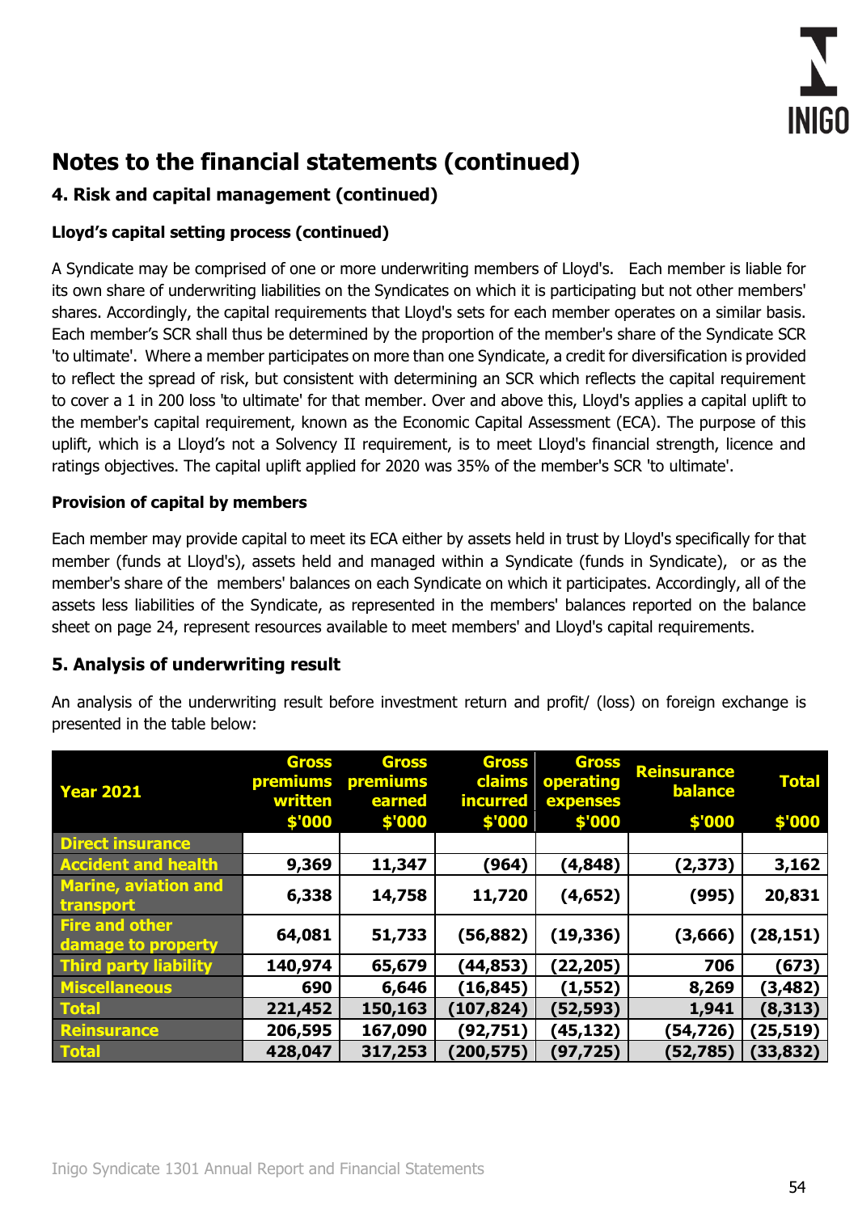# Notes to the financial statements (continued)

## 4. Risk and capital management (continued)

### Lloyd's capital setting process (continued)

A Syndicate may be comprised of one or more underwriting members of Lloyd's. Each member is liable for its own share of underwriting liabilities on the Syndicates on which it is participating but not other members' shares. Accordingly, the capital requirements that Lloyd's sets for each member operates on a similar basis. Each member's SCR shall thus be determined by the proportion of the member's share of the Syndicate SCR 'to ultimate'. Where a member participates on more than one Syndicate, a credit for diversification is provided to reflect the spread of risk, but consistent with determining an SCR which reflects the capital requirement to cover a 1 in 200 loss 'to ultimate' for that member. Over and above this, Lloyd's applies a capital uplift to the member's capital requirement, known as the Economic Capital Assessment (ECA). The purpose of this uplift, which is a Lloyd's not a Solvency II requirement, is to meet Lloyd's financial strength, licence and ratings objectives. The capital uplift applied for 2020 was 35% of the member's SCR 'to ultimate'.

### Provision of capital by members

Each member may provide capital to meet its ECA either by assets held in trust by Lloyd's specifically for that member (funds at Lloyd's), assets held and managed within a Syndicate (funds in Syndicate), or as the member's share of the members' balances on each Syndicate on which it participates. Accordingly, all of the assets less liabilities of the Syndicate, as represented in the members' balances reported on the balance sheet on page 24, represent resources available to meet members' and Lloyd's capital requirements.

## 5. Analysis of underwriting result

An analysis of the underwriting result before investment return and profit/ (loss) on foreign exchange is presented in the table below:

| Year 2021 | Gross premiums written $'000 | Gross premiums earned $'000 | Gross claims incurred $'000 | Gross operating expenses $'000 | Reinsurance balance $'000 | Total $'000 |
|---|---|---|---|---|---|---|
| **Direct insurance** | | | | | | |
| **Accident and health** | **9,369** | **11,347** | **(964)** | **(4,848)** | **(2,373)** | **3,162** |
| **Marine, aviation and transport** | **6,338** | **14,758** | **11,720** | **(4,652)** | **(995)** | **20,831** |
| **Fire and other damage to property** | **64,081** | **51,733** | **(56,882)** | **(19,336)** | **(3,666)** | **(28,151)** |
| **Third party liability** | **140,974** | **65,679** | **(44,853)** | **(22,205)** | **706** | **(673)** |
| **Miscellaneous** | **690** | **6,646** | **(16,845)** | **(1,552)** | **8,269** | **(3,482)** |
| **Total** | **221,452** | **150,163** | **(107,824)** | **(52,593)** | **1,941** | **(8,313)** |
| **Reinsurance** | **206,595** | **167,090** | **(92,751)** | **(45,132)** | **(54,726)** | **(25,519)** |
| **Total** | **428,047** | **317,253** | **(200,575)** | **(97,725)** | **(52,785)** | **(33,832)** |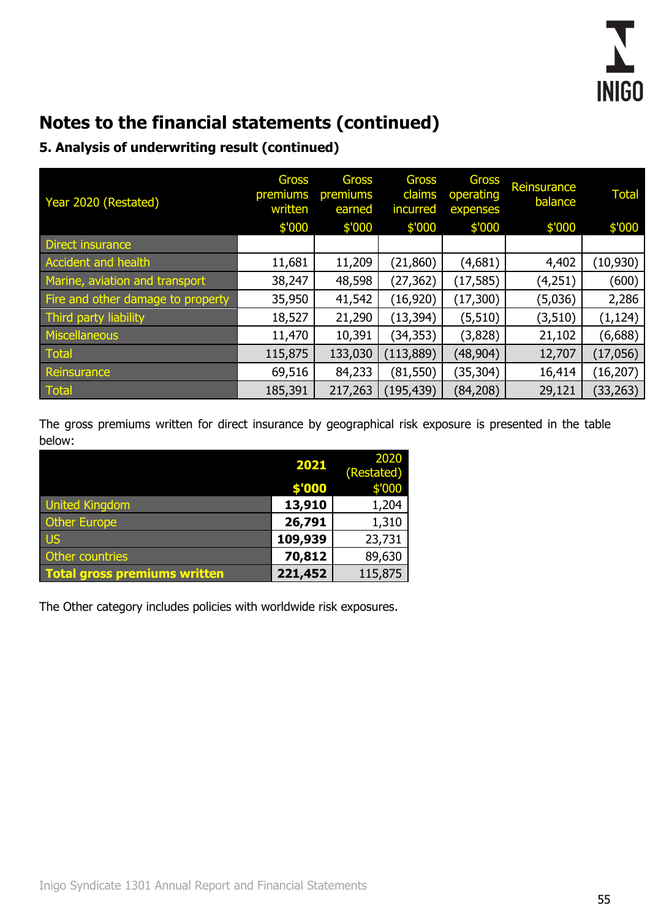## Notes to the financial statements (continued)

### 5. Analysis of underwriting result (continued)

| Year 2020 (Restated) | Gross premiums written $'000 | Gross premiums earned $'000 | Gross claims incurred $'000 | Gross operating expenses $'000 | Reinsurance balance $'000 | Total $'000 |
|---|---|---|---|---|---|---|
| Direct insurance | | | | | | |
| Accident and health | 11,681 | 11,209 | (21,860) | (4,681) | 4,402 | (10,930) |
| Marine, aviation and transport | 38,247 | 48,598 | (27,362) | (17,585) | (4,251) | (600) |
| Fire and other damage to property | 35,950 | 41,542 | (16,920) | (17,300) | (5,036) | 2,286 |
| Third party liability | 18,527 | 21,290 | (13,394) | (5,510) | (3,510) | (1,124) |
| Miscellaneous | 11,470 | 10,391 | (34,353) | (3,828) | 21,102 | (6,688) |
| Total | 115,875 | 133,030 | (113,889) | (48,904) | 12,707 | (17,056) |
| Reinsurance | 69,516 | 84,233 | (81,550) | (35,304) | 16,414 | (16,207) |
| Total | 185,391 | 217,263 | (195,439) | (84,208) | 29,121 | (33,263) |

The gross premiums written for direct insurance by geographical risk exposure is presented in the table below:

| | **2021 $'000** | 2020 (Restated) $'000 |
|---|---|---|
| United Kingdom | **13,910** | 1,204 |
| Other Europe | **26,791** | 1,310 |
| US | **109,939** | 23,731 |
| Other countries | **70,812** | 89,630 |
| **Total gross premiums written** | **221,452** | 115,875 |

The Other category includes policies with worldwide risk exposures.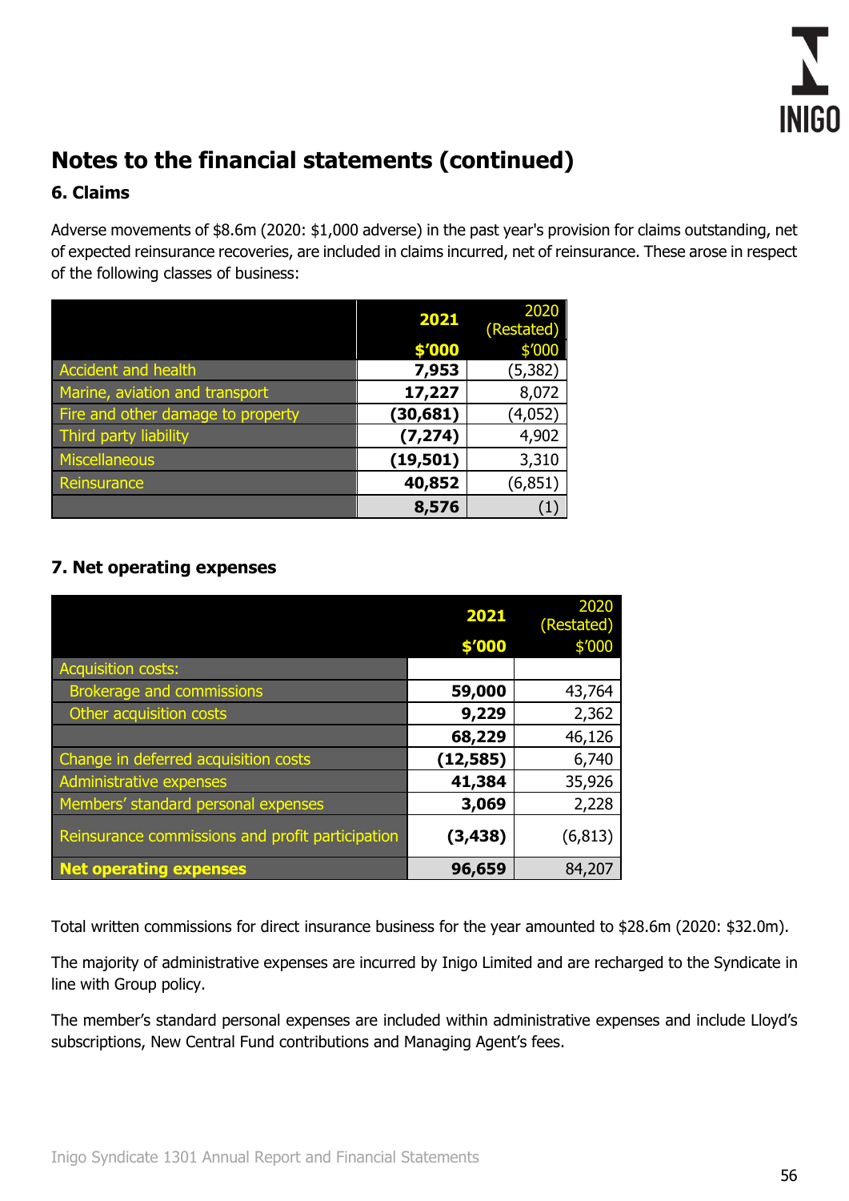## Notes to the financial statements (continued)

### 6. Claims

Adverse movements of $8.6m (2020: $1,000 adverse) in the past year's provision for claims outstanding, net of expected reinsurance recoveries, are included in claims incurred, net of reinsurance. These arose in respect of the following classes of business:

| | **2021** **$'000** | 2020 (Restated) $'000 |
|---|---|---|
| Accident and health | **7,953** | (5,382) |
| Marine, aviation and transport | **17,227** | 8,072 |
| Fire and other damage to property | **(30,681)** | (4,052) |
| Third party liability | **(7,274)** | 4,902 |
| Miscellaneous | **(19,501)** | 3,310 |
| Reinsurance | **40,852** | (6,851) |
| | **8,576** | (1) |

### 7. Net operating expenses

| | **2021** **$'000** | 2020 (Restated) $'000 |
|---|---|---|
| Acquisition costs: | | |
| Brokerage and commissions | **59,000** | 43,764 |
| Other acquisition costs | **9,229** | 2,362 |
| | **68,229** | 46,126 |
| Change in deferred acquisition costs | **(12,585)** | 6,740 |
| Administrative expenses | **41,384** | 35,926 |
| Members' standard personal expenses | **3,069** | 2,228 |
| Reinsurance commissions and profit participation | **(3,438)** | (6,813) |
| **Net operating expenses** | **96,659** | 84,207 |

Total written commissions for direct insurance business for the year amounted to $28.6m (2020: $32.0m).

The majority of administrative expenses are incurred by Inigo Limited and are recharged to the Syndicate in line with Group policy.

The member's standard personal expenses are included within administrative expenses and include Lloyd's subscriptions, New Central Fund contributions and Managing Agent's fees.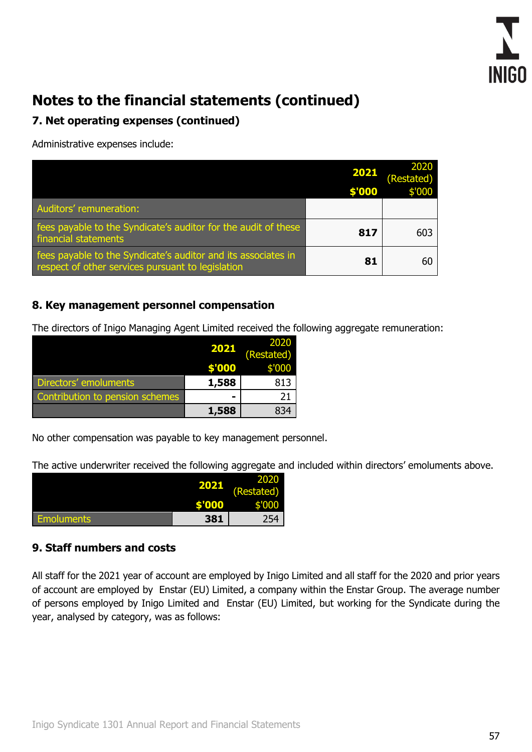# Notes to the financial statements (continued)

## 7. Net operating expenses (continued)

Administrative expenses include:

| | 2021 $'000 | 2020 (Restated) $'000 |
|---|---|---|
| Auditors' remuneration: | | |
| fees payable to the Syndicate's auditor for the audit of these financial statements | **817** | 603 |
| fees payable to the Syndicate's auditor and its associates in respect of other services pursuant to legislation | **81** | 60 |

## 8. Key management personnel compensation

The directors of Inigo Managing Agent Limited received the following aggregate remuneration:

| | 2021 $'000 | 2020 (Restated) $'000 |
|---|---|---|
| Directors' emoluments | **1,588** | 813 |
| Contribution to pension schemes | **-** | 21 |
| | **1,588** | 834 |

No other compensation was payable to key management personnel.

The active underwriter received the following aggregate and included within directors' emoluments above.

| | 2021 $'000 | 2020 (Restated) $'000 |
|---|---|---|
| Emoluments | **381** | 254 |

## 9. Staff numbers and costs

All staff for the 2021 year of account are employed by Inigo Limited and all staff for the 2020 and prior years of account are employed by Enstar (EU) Limited, a company within the Enstar Group. The average number of persons employed by Inigo Limited and Enstar (EU) Limited, but working for the Syndicate during the year, analysed by category, was as follows: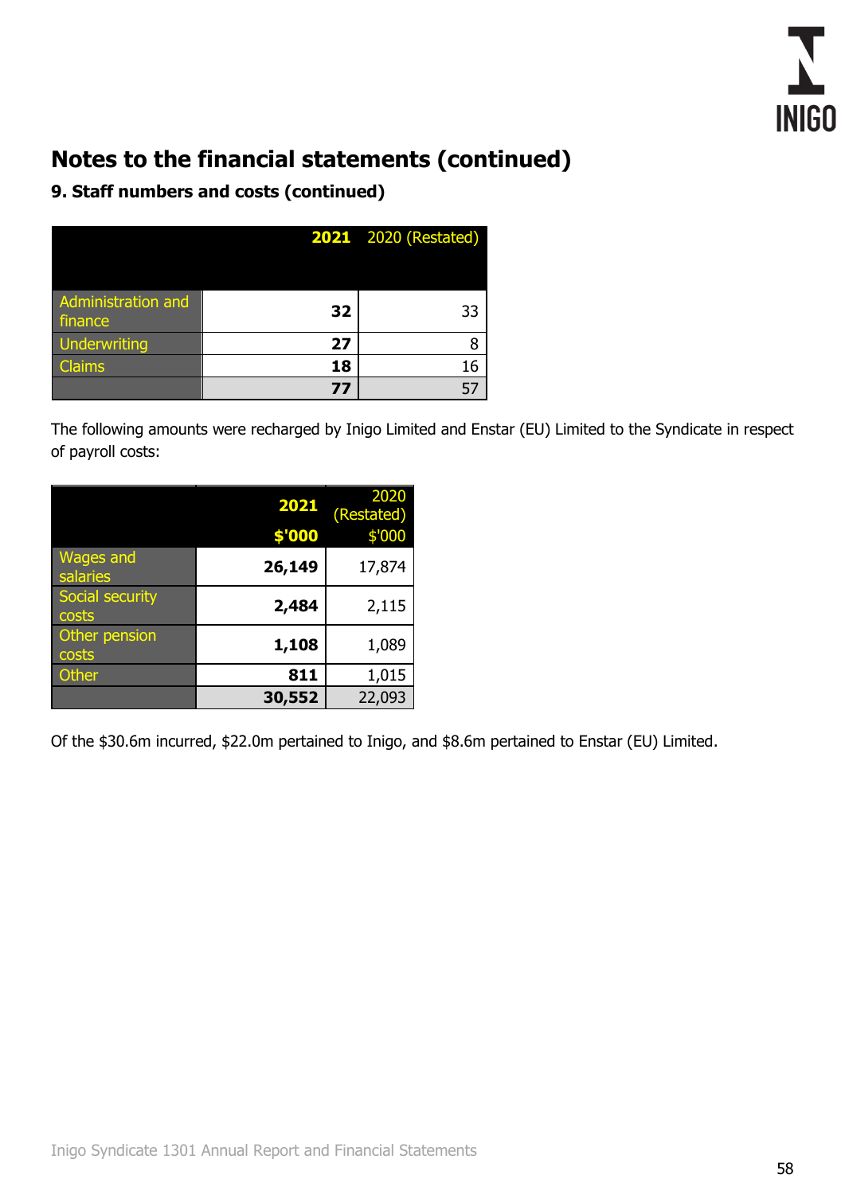# Notes to the financial statements (continued)

## 9. Staff numbers and costs (continued)

| | **2021** | 2020 (Restated) |
|---|---|---|
| Administration and finance | **32** | 33 |
| Underwriting | **27** | 8 |
| Claims | **18** | 16 |
| | **77** | 57 |

The following amounts were recharged by Inigo Limited and Enstar (EU) Limited to the Syndicate in respect of payroll costs:

| | **2021** **$'000** | 2020 (Restated) $'000 |
|---|---|---|
| Wages and salaries | **26,149** | 17,874 |
| Social security costs | **2,484** | 2,115 |
| Other pension costs | **1,108** | 1,089 |
| Other | **811** | 1,015 |
| | **30,552** | 22,093 |

Of the $30.6m incurred, $22.0m pertained to Inigo, and $8.6m pertained to Enstar (EU) Limited.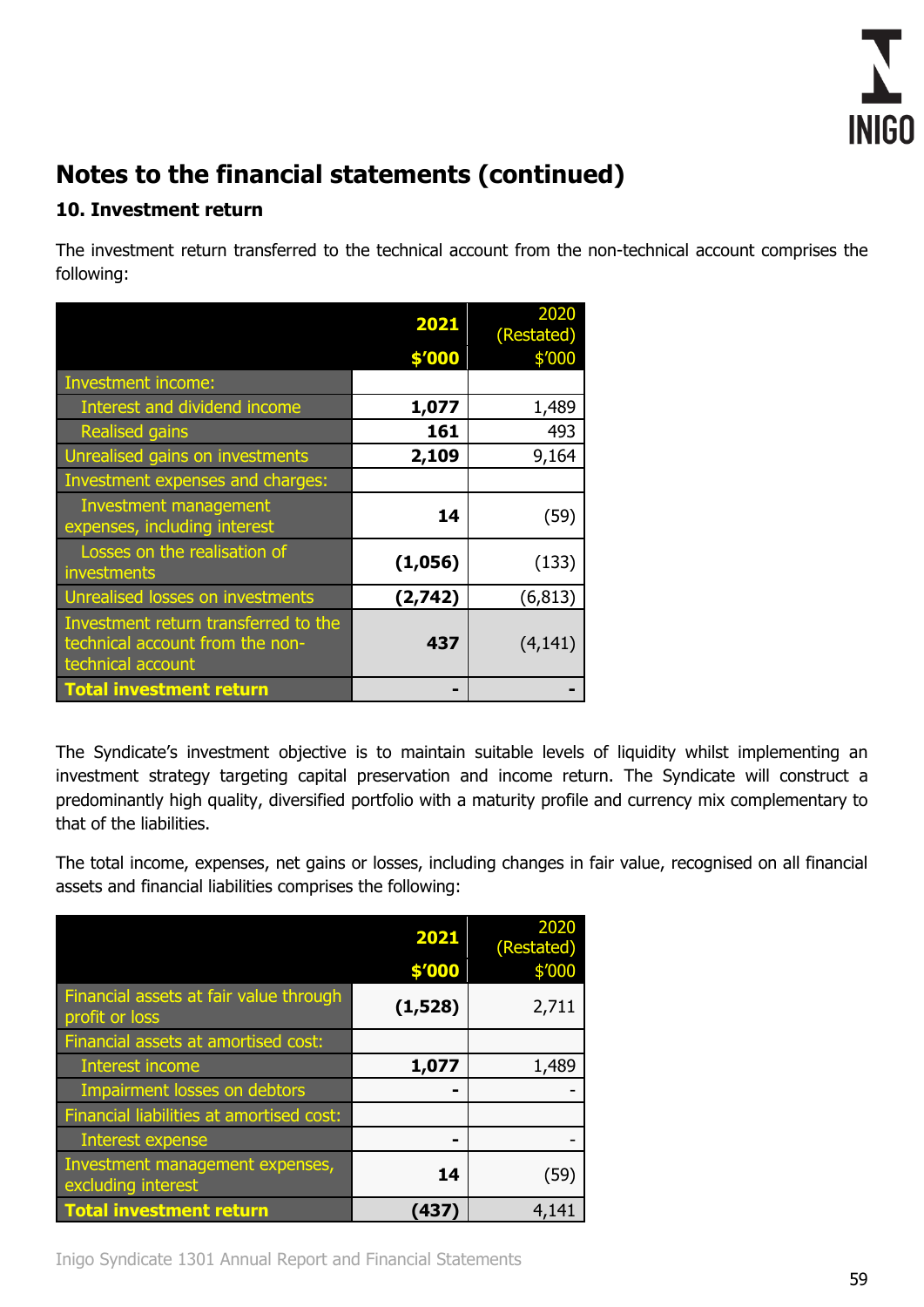## Notes to the financial statements (continued)

### 10. Investment return

The investment return transferred to the technical account from the non-technical account comprises the following:

| | 2021<br>$'000 | 2020 (Restated)<br>$'000 |
|---|---|---|
| Investment income: | | |
| Interest and dividend income | **1,077** | 1,489 |
| Realised gains | **161** | 493 |
| Unrealised gains on investments | **2,109** | 9,164 |
| Investment expenses and charges: | | |
| Investment management expenses, including interest | **14** | (59) |
| Losses on the realisation of investments | **(1,056)** | (133) |
| Unrealised losses on investments | **(2,742)** | (6,813) |
| Investment return transferred to the technical account from the non-technical account | **437** | (4,141) |
| **Total investment return** | **-** | **-** |

The Syndicate's investment objective is to maintain suitable levels of liquidity whilst implementing an investment strategy targeting capital preservation and income return. The Syndicate will construct a predominantly high quality, diversified portfolio with a maturity profile and currency mix complementary to that of the liabilities.

The total income, expenses, net gains or losses, including changes in fair value, recognised on all financial assets and financial liabilities comprises the following:

| | 2021<br>$'000 | 2020 (Restated)<br>$'000 |
|---|---|---|
| Financial assets at fair value through profit or loss | **(1,528)** | 2,711 |
| Financial assets at amortised cost: | | |
| Interest income | **1,077** | 1,489 |
| Impairment losses on debtors | **-** | - |
| Financial liabilities at amortised cost: | | |
| Interest expense | **-** | - |
| Investment management expenses, excluding interest | **14** | (59) |
| **Total investment return** | **(437)** | 4,141 |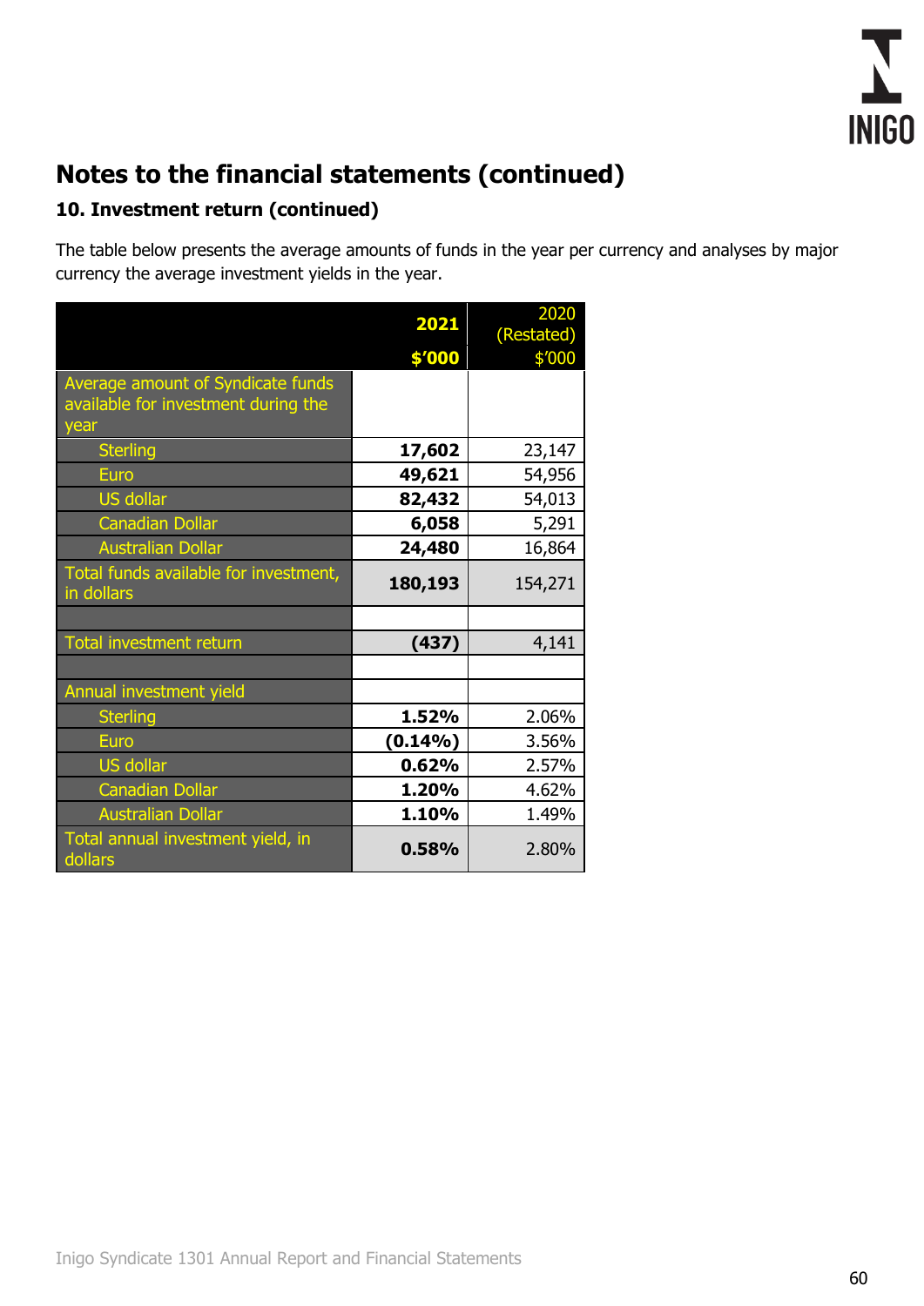## Notes to the financial statements (continued)

### 10. Investment return (continued)

The table below presents the average amounts of funds in the year per currency and analyses by major currency the average investment yields in the year.

| | **2021** **$'000** | 2020 (Restated) $'000 |
|---|---|---|
| Average amount of Syndicate funds available for investment during the year | | |
| Sterling | **17,602** | 23,147 |
| Euro | **49,621** | 54,956 |
| US dollar | **82,432** | 54,013 |
| Canadian Dollar | **6,058** | 5,291 |
| Australian Dollar | **24,480** | 16,864 |
| Total funds available for investment, in dollars | **180,193** | 154,271 |
| | | |
| Total investment return | **(437)** | 4,141 |
| | | |
| Annual investment yield | | |
| Sterling | **1.52%** | 2.06% |
| Euro | **(0.14%)** | 3.56% |
| US dollar | **0.62%** | 2.57% |
| Canadian Dollar | **1.20%** | 4.62% |
| Australian Dollar | **1.10%** | 1.49% |
| Total annual investment yield, in dollars | **0.58%** | 2.80% |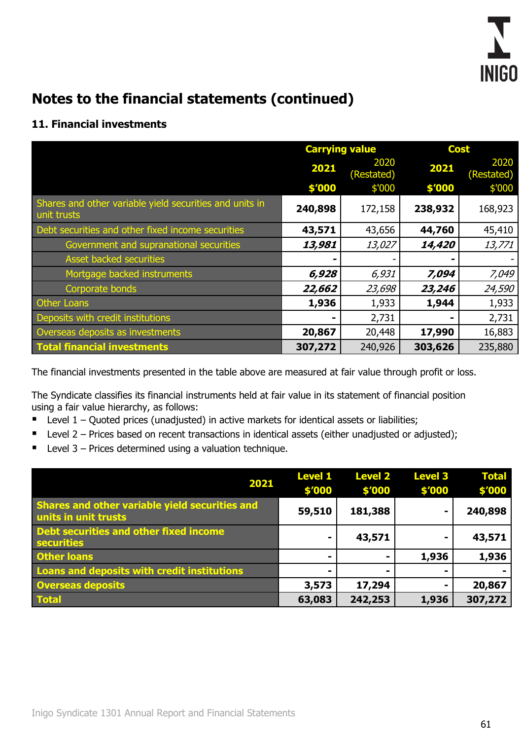# Notes to the financial statements (continued)

## 11. Financial investments

| | Carrying value | | Cost | |
|---|---|---|---|---|
| | **2021** | 2020 (Restated) | **2021** | 2020 (Restated) |
| | **$'000** | $'000 | **$'000** | $'000 |
| Shares and other variable yield securities and units in unit trusts | **240,898** | 172,158 | **238,932** | 168,923 |
| Debt securities and other fixed income securities | **43,571** | 43,656 | **44,760** | 45,410 |
| Government and supranational securities | ***13,981*** | *13,027* | ***14,420*** | *13,771* |
| Asset backed securities | **-** | - | **-** | - |
| Mortgage backed instruments | ***6,928*** | *6,931* | ***7,094*** | *7,049* |
| Corporate bonds | ***22,662*** | *23,698* | ***23,246*** | *24,590* |
| Other Loans | **1,936** | 1,933 | **1,944** | 1,933 |
| Deposits with credit institutions | **-** | 2,731 | **-** | 2,731 |
| Overseas deposits as investments | **20,867** | 20,448 | **17,990** | 16,883 |
| **Total financial investments** | **307,272** | 240,926 | **303,626** | 235,880 |

The financial investments presented in the table above are measured at fair value through profit or loss.

The Syndicate classifies its financial instruments held at fair value in its statement of financial position using a fair value hierarchy, as follows:

- Level 1 – Quoted prices (unadjusted) in active markets for identical assets or liabilities;
- Level 2 – Prices based on recent transactions in identical assets (either unadjusted or adjusted);
- Level 3 – Prices determined using a valuation technique.

| **2021** | **Level 1 $'000** | **Level 2 $'000** | **Level 3 $'000** | **Total $'000** |
|---|---|---|---|---|
| **Shares and other variable yield securities and units in unit trusts** | **59,510** | **181,388** | **-** | **240,898** |
| **Debt securities and other fixed income securities** | **-** | **43,571** | **-** | **43,571** |
| **Other loans** | **-** | **-** | **1,936** | **1,936** |
| **Loans and deposits with credit institutions** | **-** | **-** | **-** | **-** |
| **Overseas deposits** | **3,573** | **17,294** | **-** | **20,867** |
| **Total** | **63,083** | **242,253** | **1,936** | **307,272** |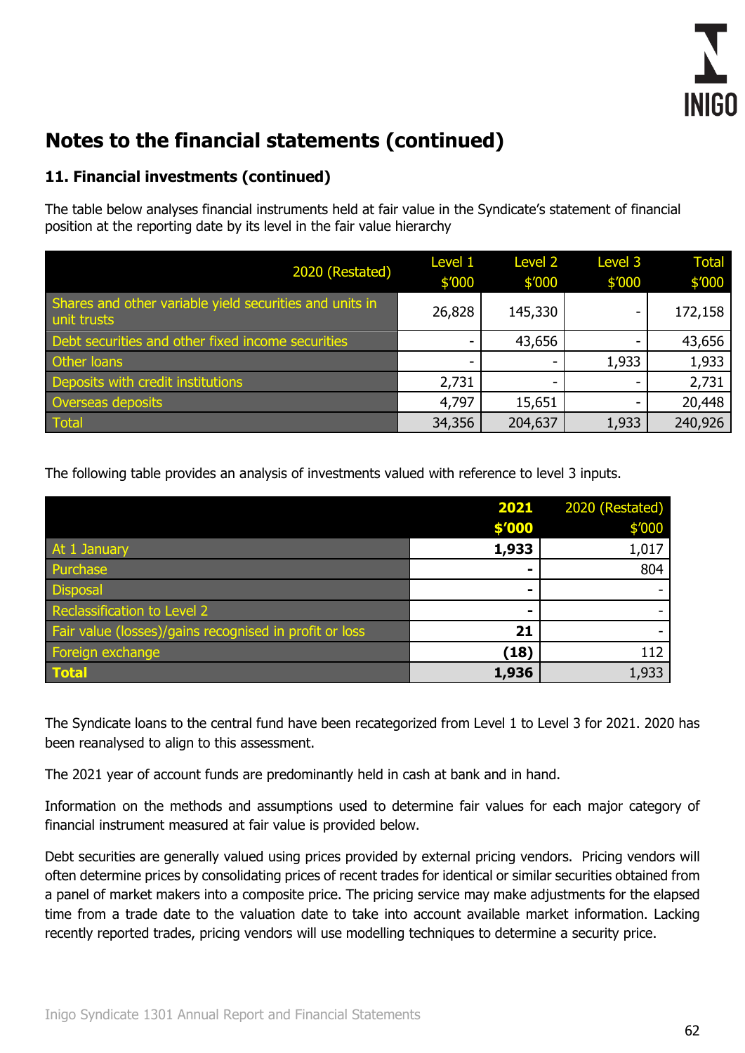# Notes to the financial statements (continued)

## 11. Financial investments (continued)

The table below analyses financial instruments held at fair value in the Syndicate's statement of financial position at the reporting date by its level in the fair value hierarchy

| 2020 (Restated) | Level 1 $'000 | Level 2 $'000 | Level 3 $'000 | Total $'000 |
|---|---|---|---|---|
| Shares and other variable yield securities and units in unit trusts | 26,828 | 145,330 | - | 172,158 |
| Debt securities and other fixed income securities | - | 43,656 | - | 43,656 |
| Other loans | - | - | 1,933 | 1,933 |
| Deposits with credit institutions | 2,731 | - | - | 2,731 |
| Overseas deposits | 4,797 | 15,651 | - | 20,448 |
| Total | 34,356 | 204,637 | 1,933 | 240,926 |

The following table provides an analysis of investments valued with reference to level 3 inputs.

| | **2021 $'000** | 2020 (Restated) $'000 |
|---|---|---|
| At 1 January | **1,933** | 1,017 |
| Purchase | **-** | 804 |
| Disposal | **-** | - |
| Reclassification to Level 2 | **-** | - |
| Fair value (losses)/gains recognised in profit or loss | **21** | - |
| Foreign exchange | **(18)** | 112 |
| **Total** | **1,936** | 1,933 |

The Syndicate loans to the central fund have been recategorized from Level 1 to Level 3 for 2021. 2020 has been reanalysed to align to this assessment.

The 2021 year of account funds are predominantly held in cash at bank and in hand.

Information on the methods and assumptions used to determine fair values for each major category of financial instrument measured at fair value is provided below.

Debt securities are generally valued using prices provided by external pricing vendors. Pricing vendors will often determine prices by consolidating prices of recent trades for identical or similar securities obtained from a panel of market makers into a composite price. The pricing service may make adjustments for the elapsed time from a trade date to the valuation date to take into account available market information. Lacking recently reported trades, pricing vendors will use modelling techniques to determine a security price.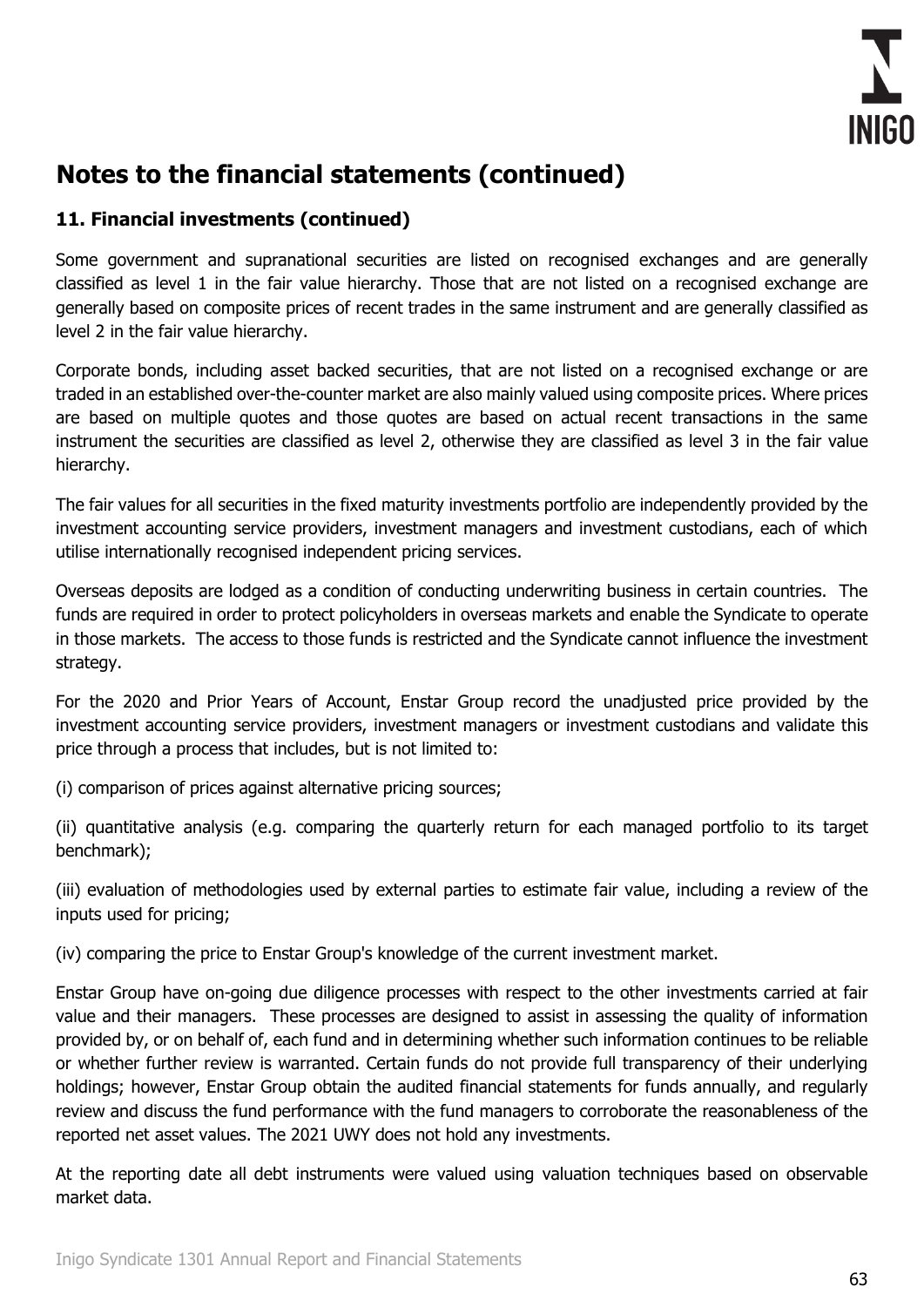# Notes to the financial statements (continued)

### 11. Financial investments (continued)

Some government and supranational securities are listed on recognised exchanges and are generally classified as level 1 in the fair value hierarchy. Those that are not listed on a recognised exchange are generally based on composite prices of recent trades in the same instrument and are generally classified as level 2 in the fair value hierarchy.

Corporate bonds, including asset backed securities, that are not listed on a recognised exchange or are traded in an established over-the-counter market are also mainly valued using composite prices. Where prices are based on multiple quotes and those quotes are based on actual recent transactions in the same instrument the securities are classified as level 2, otherwise they are classified as level 3 in the fair value hierarchy.

The fair values for all securities in the fixed maturity investments portfolio are independently provided by the investment accounting service providers, investment managers and investment custodians, each of which utilise internationally recognised independent pricing services.

Overseas deposits are lodged as a condition of conducting underwriting business in certain countries. The funds are required in order to protect policyholders in overseas markets and enable the Syndicate to operate in those markets. The access to those funds is restricted and the Syndicate cannot influence the investment strategy.

For the 2020 and Prior Years of Account, Enstar Group record the unadjusted price provided by the investment accounting service providers, investment managers or investment custodians and validate this price through a process that includes, but is not limited to:

(i) comparison of prices against alternative pricing sources;

(ii) quantitative analysis (e.g. comparing the quarterly return for each managed portfolio to its target benchmark);

(iii) evaluation of methodologies used by external parties to estimate fair value, including a review of the inputs used for pricing;

(iv) comparing the price to Enstar Group's knowledge of the current investment market.

Enstar Group have on-going due diligence processes with respect to the other investments carried at fair value and their managers. These processes are designed to assist in assessing the quality of information provided by, or on behalf of, each fund and in determining whether such information continues to be reliable or whether further review is warranted. Certain funds do not provide full transparency of their underlying holdings; however, Enstar Group obtain the audited financial statements for funds annually, and regularly review and discuss the fund performance with the fund managers to corroborate the reasonableness of the reported net asset values. The 2021 UWY does not hold any investments.

At the reporting date all debt instruments were valued using valuation techniques based on observable market data.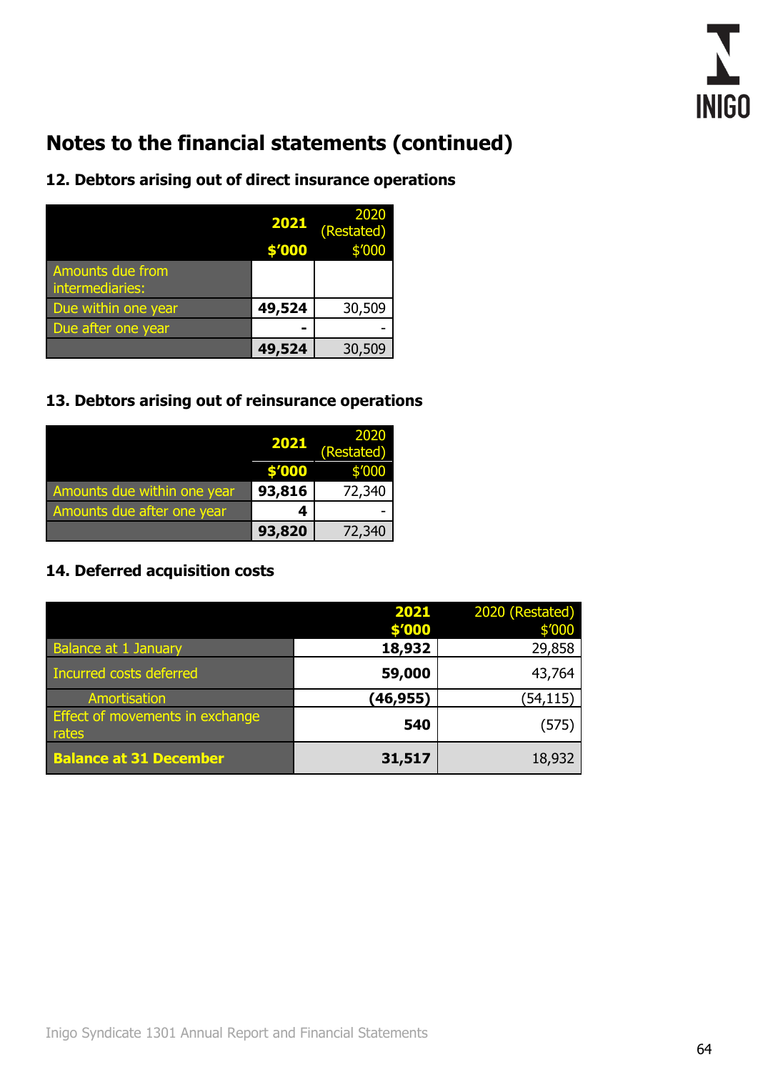# Notes to the financial statements (continued)

## 12. Debtors arising out of direct insurance operations

| | 2021 | 2020 (Restated) |
|---|---|---|
| | $'000 | $'000 |
| Amounts due from intermediaries: | | |
| Due within one year | 49,524 | 30,509 |
| Due after one year | - | - |
| | 49,524 | 30,509 |

## 13. Debtors arising out of reinsurance operations

| | 2021 | 2020 (Restated) |
|---|---|---|
| | $'000 | $'000 |
| Amounts due within one year | 93,816 | 72,340 |
| Amounts due after one year | 4 | - |
| | 93,820 | 72,340 |

## 14. Deferred acquisition costs

| | 2021 $'000 | 2020 (Restated) $'000 |
|---|---|---|
| Balance at 1 January | 18,932 | 29,858 |
| Incurred costs deferred | 59,000 | 43,764 |
| Amortisation | (46,955) | (54,115) |
| Effect of movements in exchange rates | 540 | (575) |
| **Balance at 31 December** | 31,517 | 18,932 |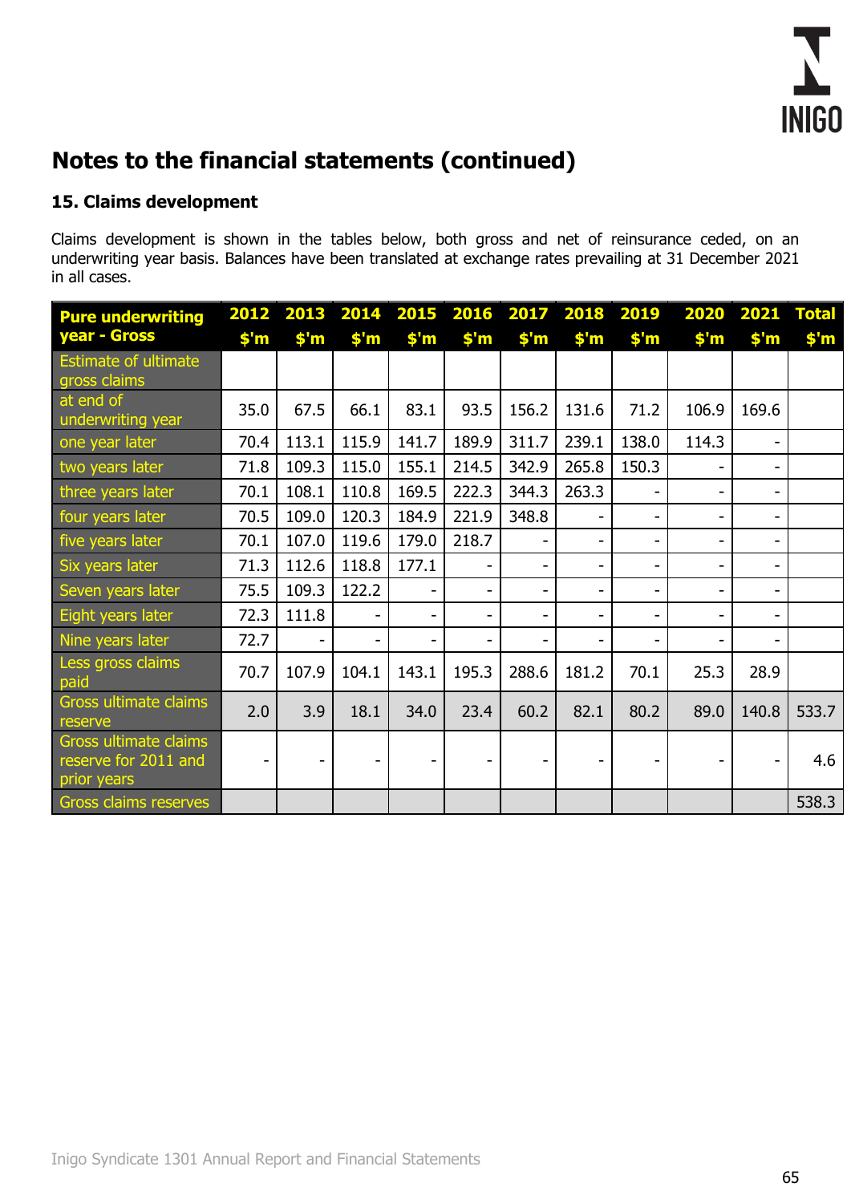# Notes to the financial statements (continued)

## 15. Claims development

Claims development is shown in the tables below, both gross and net of reinsurance ceded, on an underwriting year basis. Balances have been translated at exchange rates prevailing at 31 December 2021 in all cases.

| Pure underwriting year - Gross | 2012 $'m | 2013 $'m | 2014 $'m | 2015 $'m | 2016 $'m | 2017 $'m | 2018 $'m | 2019 $'m | 2020 $'m | 2021 $'m | Total $'m |
|---|---|---|---|---|---|---|---|---|---|---|---|
| Estimate of ultimate gross claims | | | | | | | | | | | |
| at end of underwriting year | 35.0 | 67.5 | 66.1 | 83.1 | 93.5 | 156.2 | 131.6 | 71.2 | 106.9 | 169.6 | |
| one year later | 70.4 | 113.1 | 115.9 | 141.7 | 189.9 | 311.7 | 239.1 | 138.0 | 114.3 | - | |
| two years later | 71.8 | 109.3 | 115.0 | 155.1 | 214.5 | 342.9 | 265.8 | 150.3 | - | - | |
| three years later | 70.1 | 108.1 | 110.8 | 169.5 | 222.3 | 344.3 | 263.3 | - | - | - | |
| four years later | 70.5 | 109.0 | 120.3 | 184.9 | 221.9 | 348.8 | - | - | - | - | |
| five years later | 70.1 | 107.0 | 119.6 | 179.0 | 218.7 | - | - | - | - | - | |
| Six years later | 71.3 | 112.6 | 118.8 | 177.1 | - | - | - | - | - | - | |
| Seven years later | 75.5 | 109.3 | 122.2 | - | - | - | - | - | - | - | |
| Eight years later | 72.3 | 111.8 | - | - | - | - | - | - | - | - | |
| Nine years later | 72.7 | - | - | - | - | - | - | - | - | - | |
| Less gross claims paid | 70.7 | 107.9 | 104.1 | 143.1 | 195.3 | 288.6 | 181.2 | 70.1 | 25.3 | 28.9 | |
| Gross ultimate claims reserve | 2.0 | 3.9 | 18.1 | 34.0 | 23.4 | 60.2 | 82.1 | 80.2 | 89.0 | 140.8 | 533.7 |
| Gross ultimate claims reserve for 2011 and prior years | - | - | - | - | - | - | - | - | - | - | 4.6 |
| Gross claims reserves | | | | | | | | | | | 538.3 |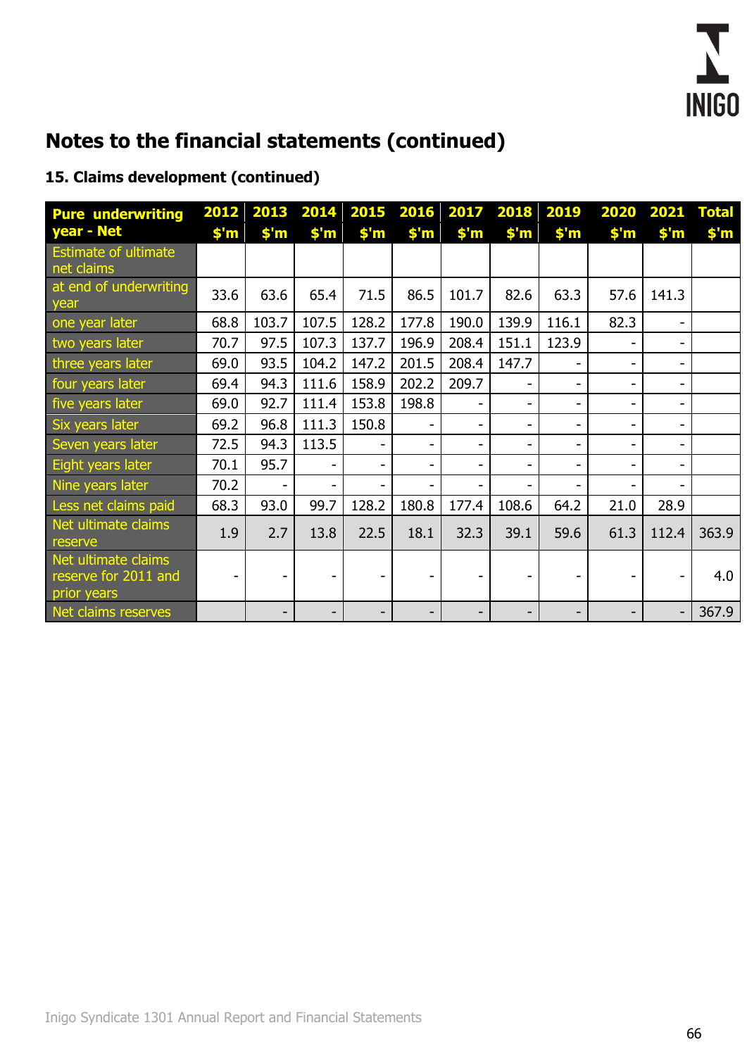## Notes to the financial statements (continued)

### 15. Claims development (continued)

| Pure underwriting year - Net | 2012 $'m | 2013 $'m | 2014 $'m | 2015 $'m | 2016 $'m | 2017 $'m | 2018 $'m | 2019 $'m | 2020 $'m | 2021 $'m | Total $'m |
|---|---|---|---|---|---|---|---|---|---|---|---|
| Estimate of ultimate net claims | | | | | | | | | | | |
| at end of underwriting year | 33.6 | 63.6 | 65.4 | 71.5 | 86.5 | 101.7 | 82.6 | 63.3 | 57.6 | 141.3 | |
| one year later | 68.8 | 103.7 | 107.5 | 128.2 | 177.8 | 190.0 | 139.9 | 116.1 | 82.3 | - | |
| two years later | 70.7 | 97.5 | 107.3 | 137.7 | 196.9 | 208.4 | 151.1 | 123.9 | - | - | |
| three years later | 69.0 | 93.5 | 104.2 | 147.2 | 201.5 | 208.4 | 147.7 | - | - | - | |
| four years later | 69.4 | 94.3 | 111.6 | 158.9 | 202.2 | 209.7 | - | - | - | - | |
| five years later | 69.0 | 92.7 | 111.4 | 153.8 | 198.8 | - | - | - | - | - | |
| Six years later | 69.2 | 96.8 | 111.3 | 150.8 | - | - | - | - | - | - | |
| Seven years later | 72.5 | 94.3 | 113.5 | - | - | - | - | - | - | - | |
| Eight years later | 70.1 | 95.7 | - | - | - | - | - | - | - | - | |
| Nine years later | 70.2 | - | - | - | - | - | - | - | - | - | |
| Less net claims paid | 68.3 | 93.0 | 99.7 | 128.2 | 180.8 | 177.4 | 108.6 | 64.2 | 21.0 | 28.9 | |
| Net ultimate claims reserve | 1.9 | 2.7 | 13.8 | 22.5 | 18.1 | 32.3 | 39.1 | 59.6 | 61.3 | 112.4 | 363.9 |
| Net ultimate claims reserve for 2011 and prior years | - | - | - | - | - | - | - | - | - | - | 4.0 |
| Net claims reserves | | - | - | - | - | - | - | - | - | - | 367.9 |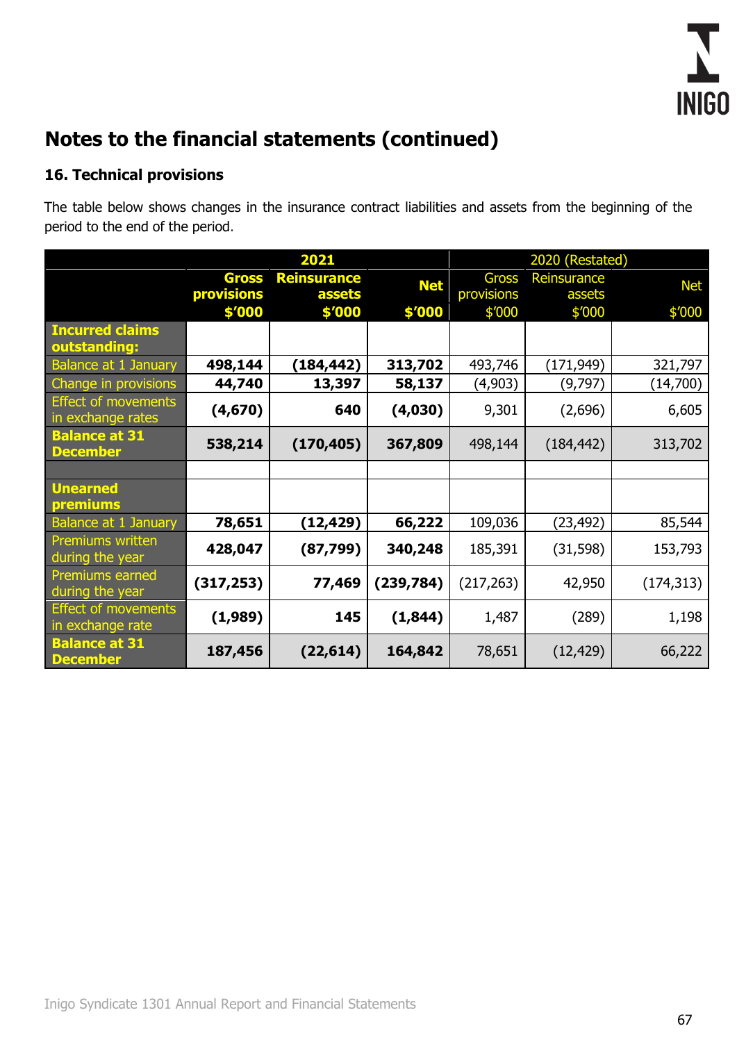# Notes to the financial statements (continued)

## 16. Technical provisions

The table below shows changes in the insurance contract liabilities and assets from the beginning of the period to the end of the period.

| | 2021 | | | 2020 (Restated) | | |
|---|---|---|---|---|---|---|
| | **Gross provisions $'000** | **Reinsurance assets $'000** | **Net $'000** | Gross provisions $'000 | Reinsurance assets $'000 | Net $'000 |
| **Incurred claims outstanding:** | | | | | | |
| Balance at 1 January | **498,144** | **(184,442)** | **313,702** | 493,746 | (171,949) | 321,797 |
| Change in provisions | **44,740** | **13,397** | **58,137** | (4,903) | (9,797) | (14,700) |
| Effect of movements in exchange rates | **(4,670)** | **640** | **(4,030)** | 9,301 | (2,696) | 6,605 |
| **Balance at 31 December** | **538,214** | **(170,405)** | **367,809** | 498,144 | (184,442) | 313,702 |
| | | | | | | |
| **Unearned premiums** | | | | | | |
| Balance at 1 January | **78,651** | **(12,429)** | **66,222** | 109,036 | (23,492) | 85,544 |
| Premiums written during the year | **428,047** | **(87,799)** | **340,248** | 185,391 | (31,598) | 153,793 |
| Premiums earned during the year | **(317,253)** | **77,469** | **(239,784)** | (217,263) | 42,950 | (174,313) |
| Effect of movements in exchange rate | **(1,989)** | **145** | **(1,844)** | 1,487 | (289) | 1,198 |
| **Balance at 31 December** | **187,456** | **(22,614)** | **164,842** | 78,651 | (12,429) | 66,222 |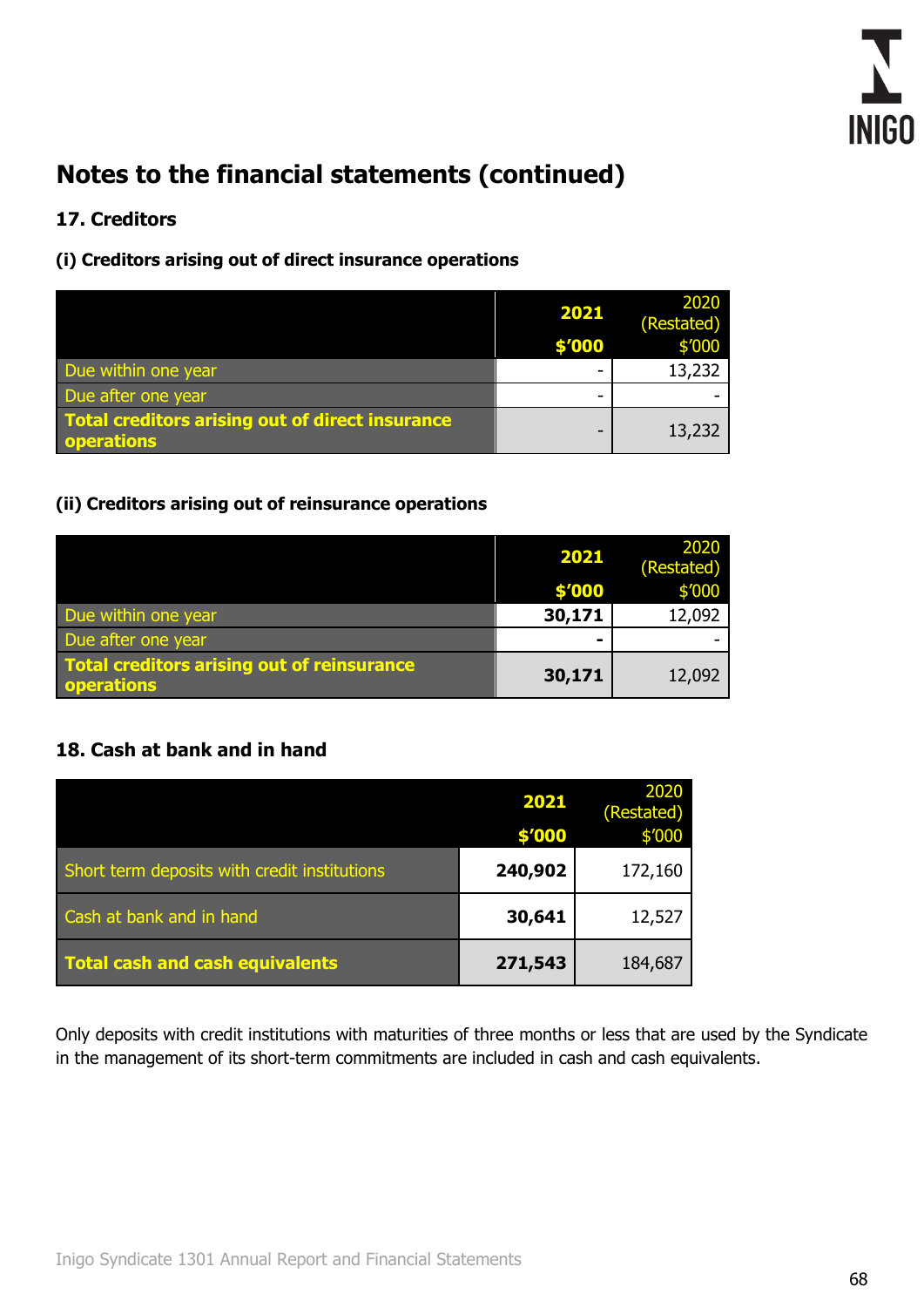# Notes to the financial statements (continued)

## 17. Creditors

### (i) Creditors arising out of direct insurance operations

| | **2021** **$'000** | 2020 (Restated) $'000 |
|---|---|---|
| Due within one year | - | 13,232 |
| Due after one year | - | - |
| **Total creditors arising out of direct insurance operations** | - | 13,232 |

### (ii) Creditors arising out of reinsurance operations

| | **2021** **$'000** | 2020 (Restated) $'000 |
|---|---|---|
| Due within one year | **30,171** | 12,092 |
| Due after one year | **-** | - |
| **Total creditors arising out of reinsurance operations** | **30,171** | 12,092 |

## 18. Cash at bank and in hand

| | **2021** **$'000** | 2020 (Restated) $'000 |
|---|---|---|
| Short term deposits with credit institutions | **240,902** | 172,160 |
| Cash at bank and in hand | **30,641** | 12,527 |
| **Total cash and cash equivalents** | **271,543** | 184,687 |

Only deposits with credit institutions with maturities of three months or less that are used by the Syndicate in the management of its short-term commitments are included in cash and cash equivalents.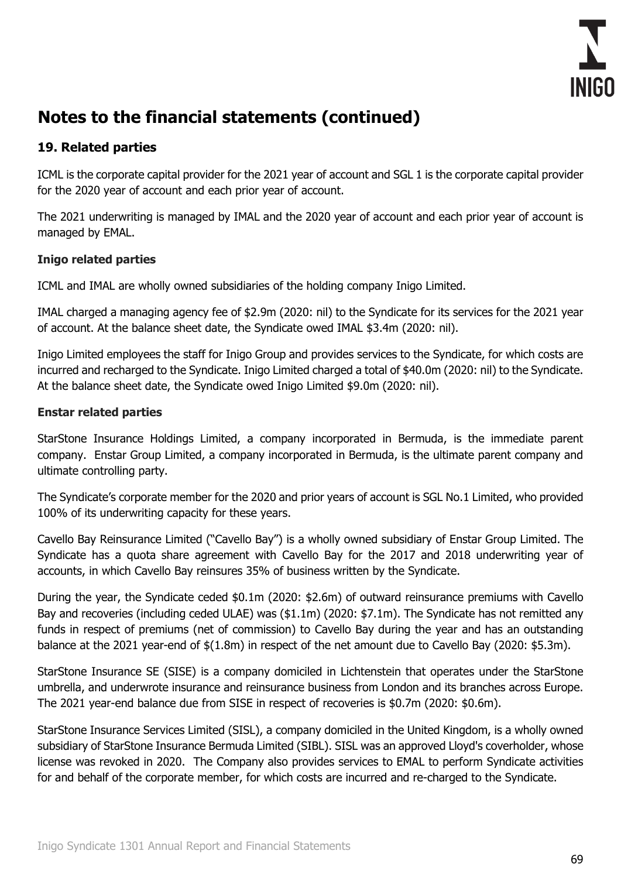# Notes to the financial statements (continued)

## 19. Related parties

ICML is the corporate capital provider for the 2021 year of account and SGL 1 is the corporate capital provider for the 2020 year of account and each prior year of account.

The 2021 underwriting is managed by IMAL and the 2020 year of account and each prior year of account is managed by EMAL.

### Inigo related parties

ICML and IMAL are wholly owned subsidiaries of the holding company Inigo Limited.

IMAL charged a managing agency fee of $2.9m (2020: nil) to the Syndicate for its services for the 2021 year of account. At the balance sheet date, the Syndicate owed IMAL $3.4m (2020: nil).

Inigo Limited employees the staff for Inigo Group and provides services to the Syndicate, for which costs are incurred and recharged to the Syndicate. Inigo Limited charged a total of $40.0m (2020: nil) to the Syndicate. At the balance sheet date, the Syndicate owed Inigo Limited $9.0m (2020: nil).

### Enstar related parties

StarStone Insurance Holdings Limited, a company incorporated in Bermuda, is the immediate parent company. Enstar Group Limited, a company incorporated in Bermuda, is the ultimate parent company and ultimate controlling party.

The Syndicate's corporate member for the 2020 and prior years of account is SGL No.1 Limited, who provided 100% of its underwriting capacity for these years.

Cavello Bay Reinsurance Limited ("Cavello Bay") is a wholly owned subsidiary of Enstar Group Limited. The Syndicate has a quota share agreement with Cavello Bay for the 2017 and 2018 underwriting year of accounts, in which Cavello Bay reinsures 35% of business written by the Syndicate.

During the year, the Syndicate ceded $0.1m (2020: $2.6m) of outward reinsurance premiums with Cavello Bay and recoveries (including ceded ULAE) was ($1.1m) (2020: $7.1m). The Syndicate has not remitted any funds in respect of premiums (net of commission) to Cavello Bay during the year and has an outstanding balance at the 2021 year-end of $(1.8m) in respect of the net amount due to Cavello Bay (2020: $5.3m).

StarStone Insurance SE (SISE) is a company domiciled in Lichtenstein that operates under the StarStone umbrella, and underwrote insurance and reinsurance business from London and its branches across Europe. The 2021 year-end balance due from SISE in respect of recoveries is $0.7m (2020: $0.6m).

StarStone Insurance Services Limited (SISL), a company domiciled in the United Kingdom, is a wholly owned subsidiary of StarStone Insurance Bermuda Limited (SIBL). SISL was an approved Lloyd's coverholder, whose license was revoked in 2020. The Company also provides services to EMAL to perform Syndicate activities for and behalf of the corporate member, for which costs are incurred and re-charged to the Syndicate.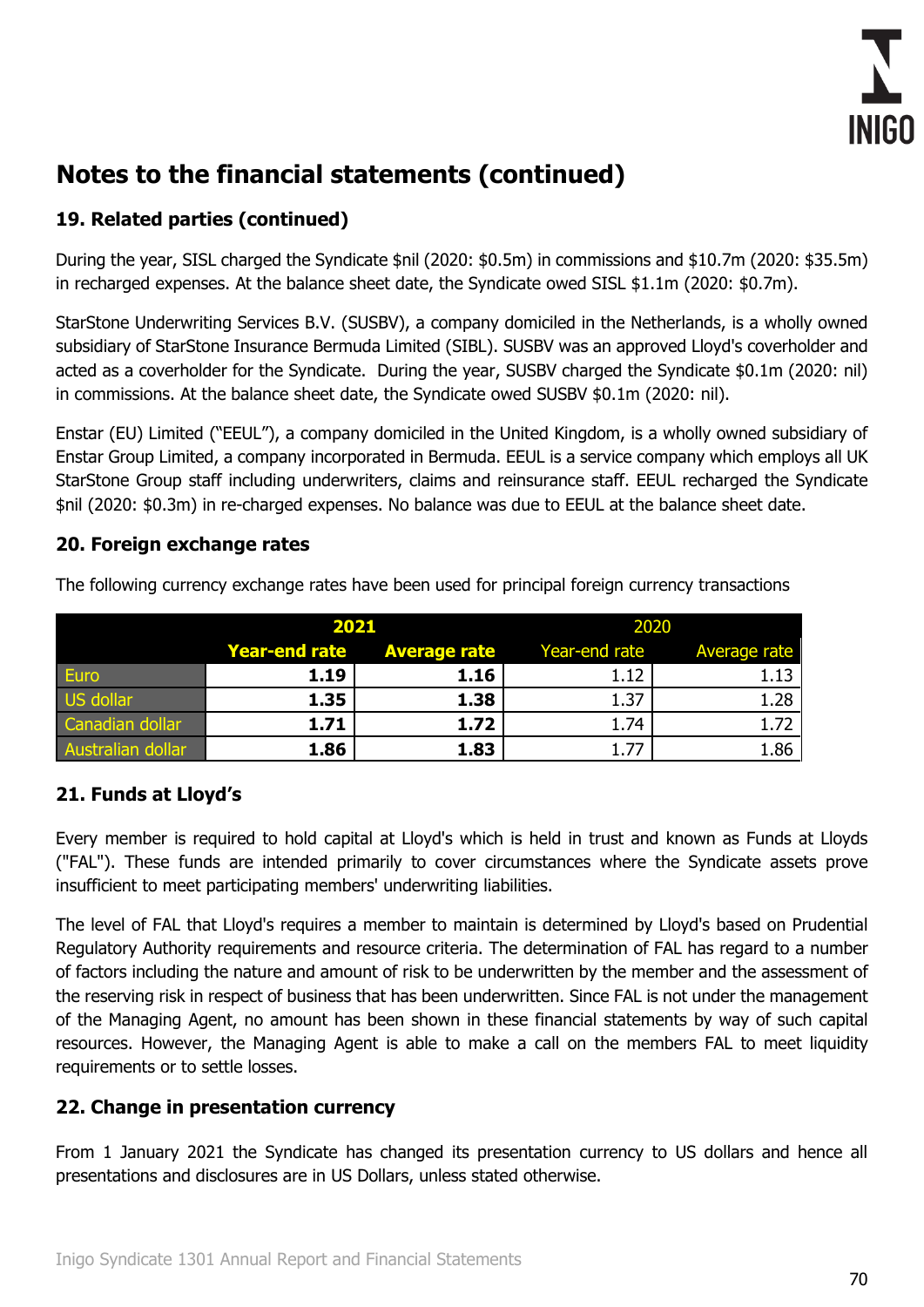## Notes to the financial statements (continued)

### 19. Related parties (continued)

During the year, SISL charged the Syndicate $nil (2020: $0.5m) in commissions and $10.7m (2020: $35.5m) in recharged expenses. At the balance sheet date, the Syndicate owed SISL $1.1m (2020: $0.7m).

StarStone Underwriting Services B.V. (SUSBV), a company domiciled in the Netherlands, is a wholly owned subsidiary of StarStone Insurance Bermuda Limited (SIBL). SUSBV was an approved Lloyd's coverholder and acted as a coverholder for the Syndicate. During the year, SUSBV charged the Syndicate $0.1m (2020: nil) in commissions. At the balance sheet date, the Syndicate owed SUSBV $0.1m (2020: nil).

Enstar (EU) Limited ("EEUL"), a company domiciled in the United Kingdom, is a wholly owned subsidiary of Enstar Group Limited, a company incorporated in Bermuda. EEUL is a service company which employs all UK StarStone Group staff including underwriters, claims and reinsurance staff. EEUL recharged the Syndicate $nil (2020: $0.3m) in re-charged expenses. No balance was due to EEUL at the balance sheet date.

### 20. Foreign exchange rates

The following currency exchange rates have been used for principal foreign currency transactions

| | **2021** | | 2020 | |
|---|---|---|---|---|
| | **Year-end rate** | **Average rate** | Year-end rate | Average rate |
| Euro | **1.19** | **1.16** | 1.12 | 1.13 |
| US dollar | **1.35** | **1.38** | 1.37 | 1.28 |
| Canadian dollar | **1.71** | **1.72** | 1.74 | 1.72 |
| Australian dollar | **1.86** | **1.83** | 1.77 | 1.86 |

### 21. Funds at Lloyd's

Every member is required to hold capital at Lloyd's which is held in trust and known as Funds at Lloyds ("FAL"). These funds are intended primarily to cover circumstances where the Syndicate assets prove insufficient to meet participating members' underwriting liabilities.

The level of FAL that Lloyd's requires a member to maintain is determined by Lloyd's based on Prudential Regulatory Authority requirements and resource criteria. The determination of FAL has regard to a number of factors including the nature and amount of risk to be underwritten by the member and the assessment of the reserving risk in respect of business that has been underwritten. Since FAL is not under the management of the Managing Agent, no amount has been shown in these financial statements by way of such capital resources. However, the Managing Agent is able to make a call on the members FAL to meet liquidity requirements or to settle losses.

### 22. Change in presentation currency

From 1 January 2021 the Syndicate has changed its presentation currency to US dollars and hence all presentations and disclosures are in US Dollars, unless stated otherwise.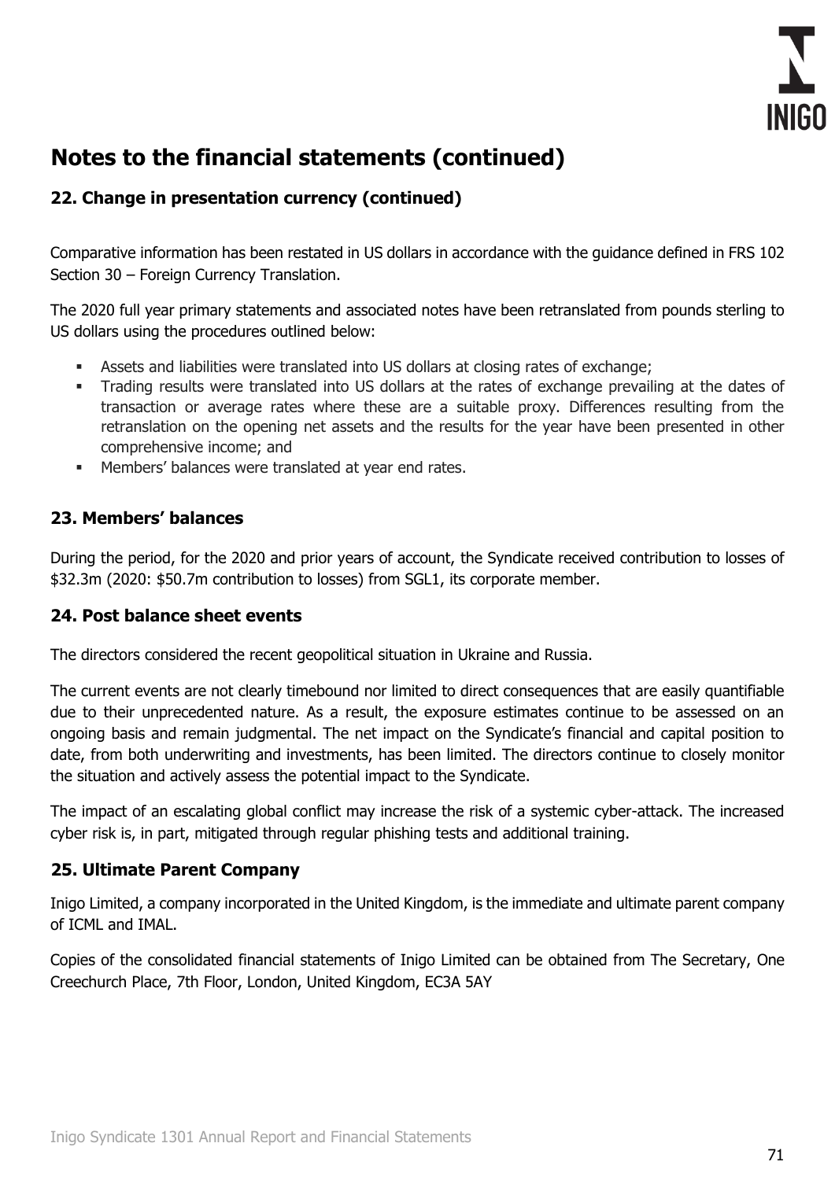# Notes to the financial statements (continued)

## 22. Change in presentation currency (continued)

Comparative information has been restated in US dollars in accordance with the guidance defined in FRS 102 Section 30 – Foreign Currency Translation.

The 2020 full year primary statements and associated notes have been retranslated from pounds sterling to US dollars using the procedures outlined below:

- Assets and liabilities were translated into US dollars at closing rates of exchange;
- Trading results were translated into US dollars at the rates of exchange prevailing at the dates of transaction or average rates where these are a suitable proxy. Differences resulting from the retranslation on the opening net assets and the results for the year have been presented in other comprehensive income; and
- Members' balances were translated at year end rates.

## 23. Members' balances

During the period, for the 2020 and prior years of account, the Syndicate received contribution to losses of $32.3m (2020: $50.7m contribution to losses) from SGL1, its corporate member.

## 24. Post balance sheet events

The directors considered the recent geopolitical situation in Ukraine and Russia.

The current events are not clearly timebound nor limited to direct consequences that are easily quantifiable due to their unprecedented nature. As a result, the exposure estimates continue to be assessed on an ongoing basis and remain judgmental. The net impact on the Syndicate's financial and capital position to date, from both underwriting and investments, has been limited. The directors continue to closely monitor the situation and actively assess the potential impact to the Syndicate.

The impact of an escalating global conflict may increase the risk of a systemic cyber-attack. The increased cyber risk is, in part, mitigated through regular phishing tests and additional training.

## 25. Ultimate Parent Company

Inigo Limited, a company incorporated in the United Kingdom, is the immediate and ultimate parent company of ICML and IMAL.

Copies of the consolidated financial statements of Inigo Limited can be obtained from The Secretary, One Creechurch Place, 7th Floor, London, United Kingdom, EC3A 5AY